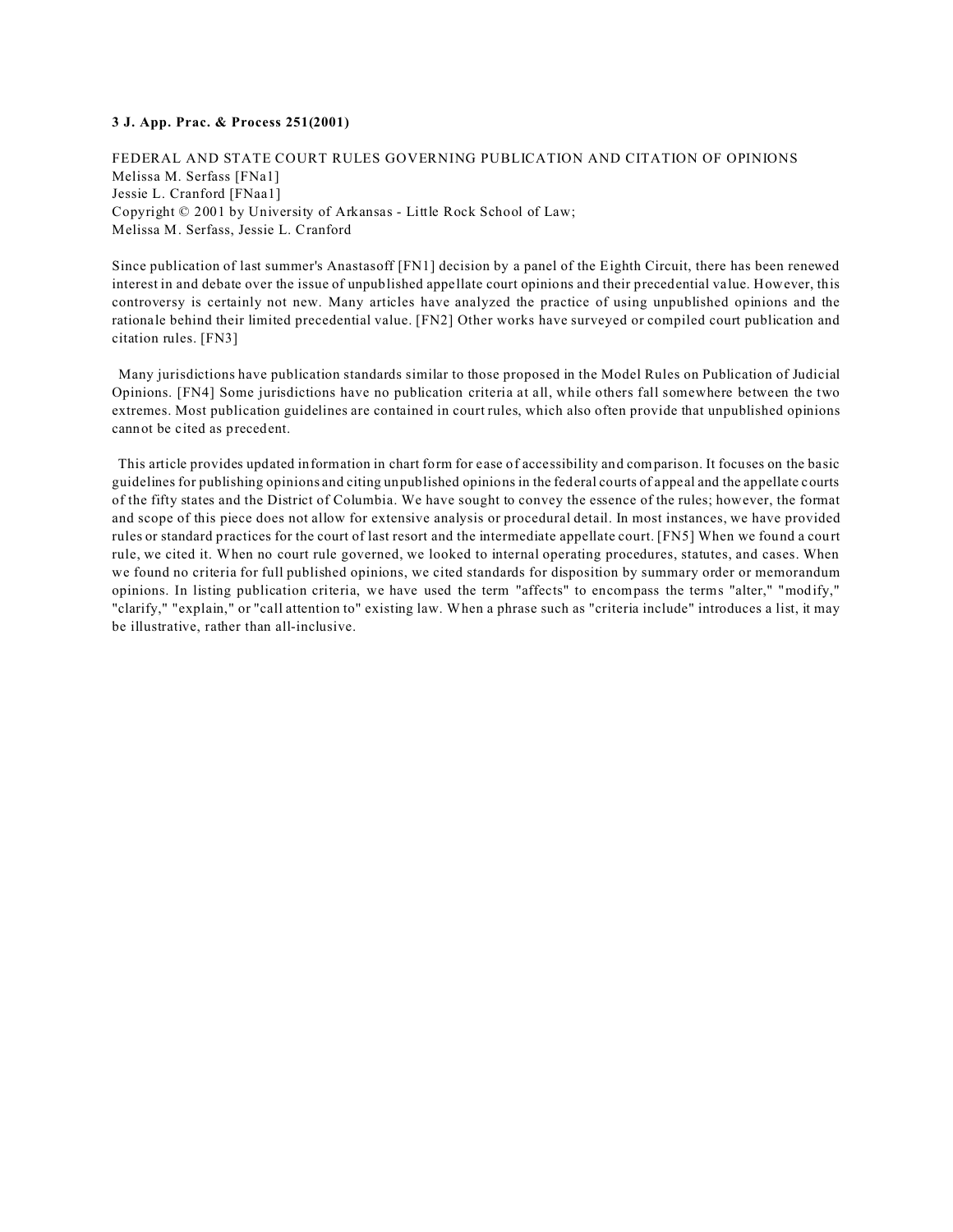**3 J. App. Prac. & Process 251(2001)**

FEDERAL AND STATE COURT RULES GOVERNING PUBLICATION AND CITATION OF OPINIONS
Melissa M. Serfass [FNa1]
Jessie L. Cranford [FNaa1]
Copyright © 2001 by University of Arkansas - Little Rock School of Law;
Melissa M. Serfass, Jessie L. Cranford

Since publication of last summer's Anastasoff [FN1] decision by a panel of the Eighth Circuit, there has been renewed interest in and debate over the issue of unpublished appellate court opinions and their precedential value. However, this controversy is certainly not new. Many articles have analyzed the practice of using unpublished opinions and the rationale behind their limited precedential value. [FN2] Other works have surveyed or compiled court publication and citation rules. [FN3]

Many jurisdictions have publication standards similar to those proposed in the Model Rules on Publication of Judicial Opinions. [FN4] Some jurisdictions have no publication criteria at all, while others fall somewhere between the two extremes. Most publication guidelines are contained in court rules, which also often provide that unpublished opinions cannot be cited as precedent.

This article provides updated information in chart form for ease of accessibility and comparison. It focuses on the basic guidelines for publishing opinions and citing unpublished opinions in the federal courts of appeal and the appellate courts of the fifty states and the District of Columbia. We have sought to convey the essence of the rules; however, the format and scope of this piece does not allow for extensive analysis or procedural detail. In most instances, we have provided rules or standard practices for the court of last resort and the intermediate appellate court. [FN5] When we found a court rule, we cited it. When no court rule governed, we looked to internal operating procedures, statutes, and cases. When we found no criteria for full published opinions, we cited standards for disposition by summary order or memorandum opinions. In listing publication criteria, we have used the term "affects" to encompass the terms "alter," "modify," "clarify," "explain," or "call attention to" existing law. When a phrase such as "criteria include" introduces a list, it may be illustrative, rather than all-inclusive.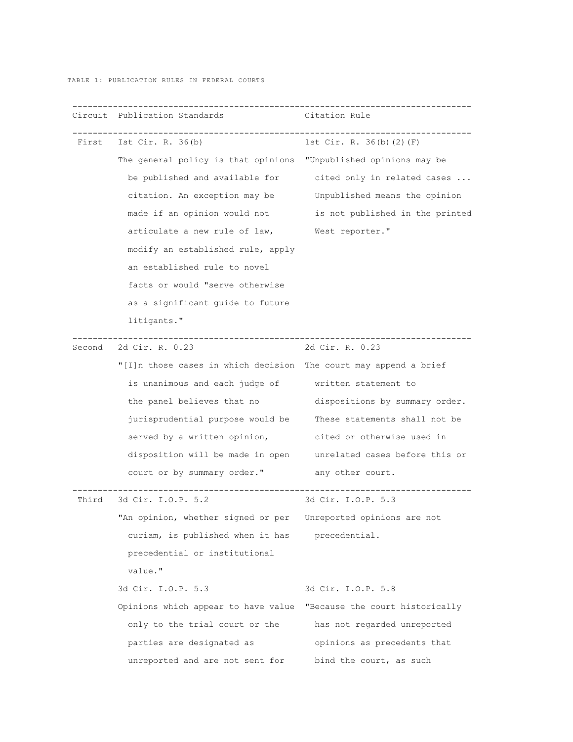TABLE 1: PUBLICATION RULES IN FEDERAL COURTS

| Circuit | Publication Standards | Citation Rule |
| --- | --- | --- |
| First | 1st Cir. R. 36(b) The general policy is that opinions be published and available for citation. An exception may be made if an opinion would not articulate a new rule of law, modify an established rule, apply an established rule to novel facts or would "serve otherwise as a significant guide to future litigants." | 1st Cir. R. 36(b)(2)(F) "Unpublished opinions may be cited only in related cases ... Unpublished means the opinion is not published in the printed West reporter." |
| Second | 2d Cir. R. 0.23 "[I]n those cases in which decision is unanimous and each judge of the panel believes that no jurisprudential purpose would be served by a written opinion, disposition will be made in open court or by summary order." | 2d Cir. R. 0.23 The court may append a brief written statement to dispositions by summary order. These statements shall not be cited or otherwise used in unrelated cases before this or any other court. |
| Third | 3d Cir. I.O.P. 5.2 "An opinion, whether signed or per curiam, is published when it has precedential or institutional value." | 3d Cir. I.O.P. 5.3 Unreported opinions are not precedential. |
| | 3d Cir. I.O.P. 5.3 Opinions which appear to have value only to the trial court or the parties are designated as unreported and are not sent for | 3d Cir. I.O.P. 5.8 "Because the court historically has not regarded unreported opinions as precedents that bind the court, as such |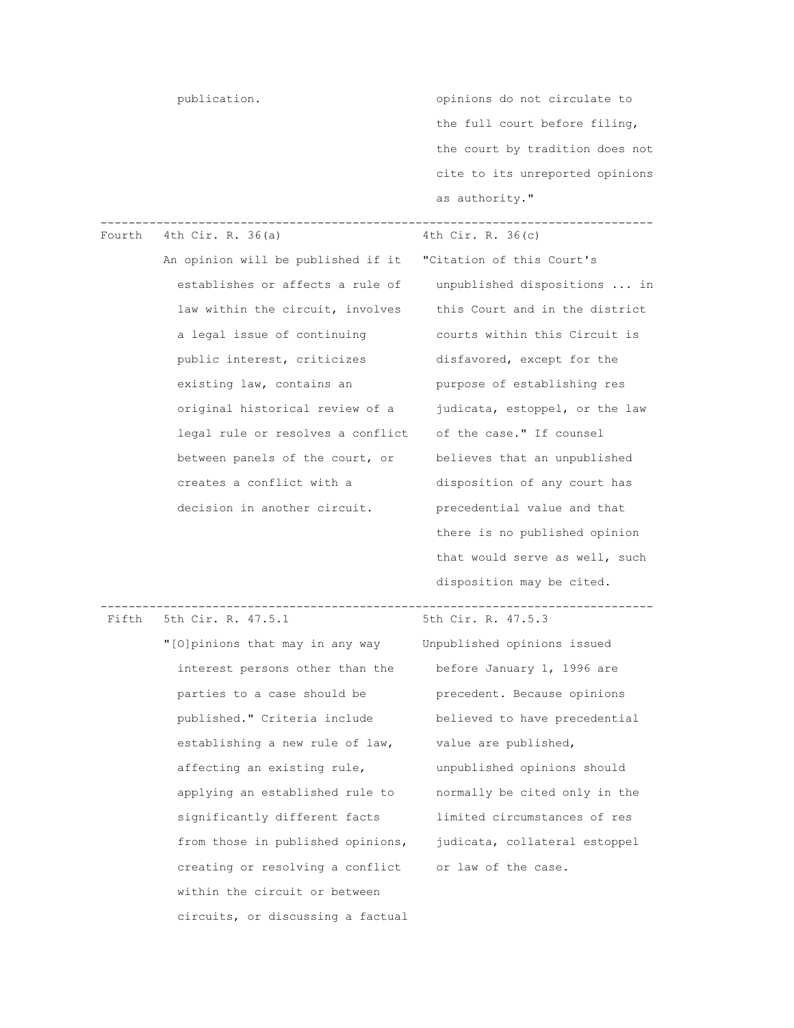| | | |
|---|---|---|
| | publication. | opinions do not circulate to the full court before filing, the court by tradition does not cite to its unreported opinions as authority." |
| Fourth | 4th Cir. R. 36(a)<br>An opinion will be published if it establishes or affects a rule of law within the circuit, involves a legal issue of continuing public interest, criticizes existing law, contains an original historical review of a legal rule or resolves a conflict between panels of the court, or creates a conflict with a decision in another circuit. | 4th Cir. R. 36(c)<br>"Citation of this Court's unpublished dispositions ... in this Court and in the district courts within this Circuit is disfavored, except for the purpose of establishing res judicata, estoppel, or the law of the case." If counsel believes that an unpublished disposition of any court has precedential value and that there is no published opinion that would serve as well, such disposition may be cited. |
| Fifth | 5th Cir. R. 47.5.1<br>"[O]pinions that may in any way interest persons other than the parties to a case should be published." Criteria include establishing a new rule of law, affecting an existing rule, applying an established rule to significantly different facts from those in published opinions, creating or resolving a conflict within the circuit or between circuits, or discussing a factual | 5th Cir. R. 47.5.3<br>Unpublished opinions issued before January 1, 1996 are precedent. Because opinions believed to have precedential value are published, unpublished opinions should normally be cited only in the limited circumstances of res judicata, collateral estoppel or law of the case. |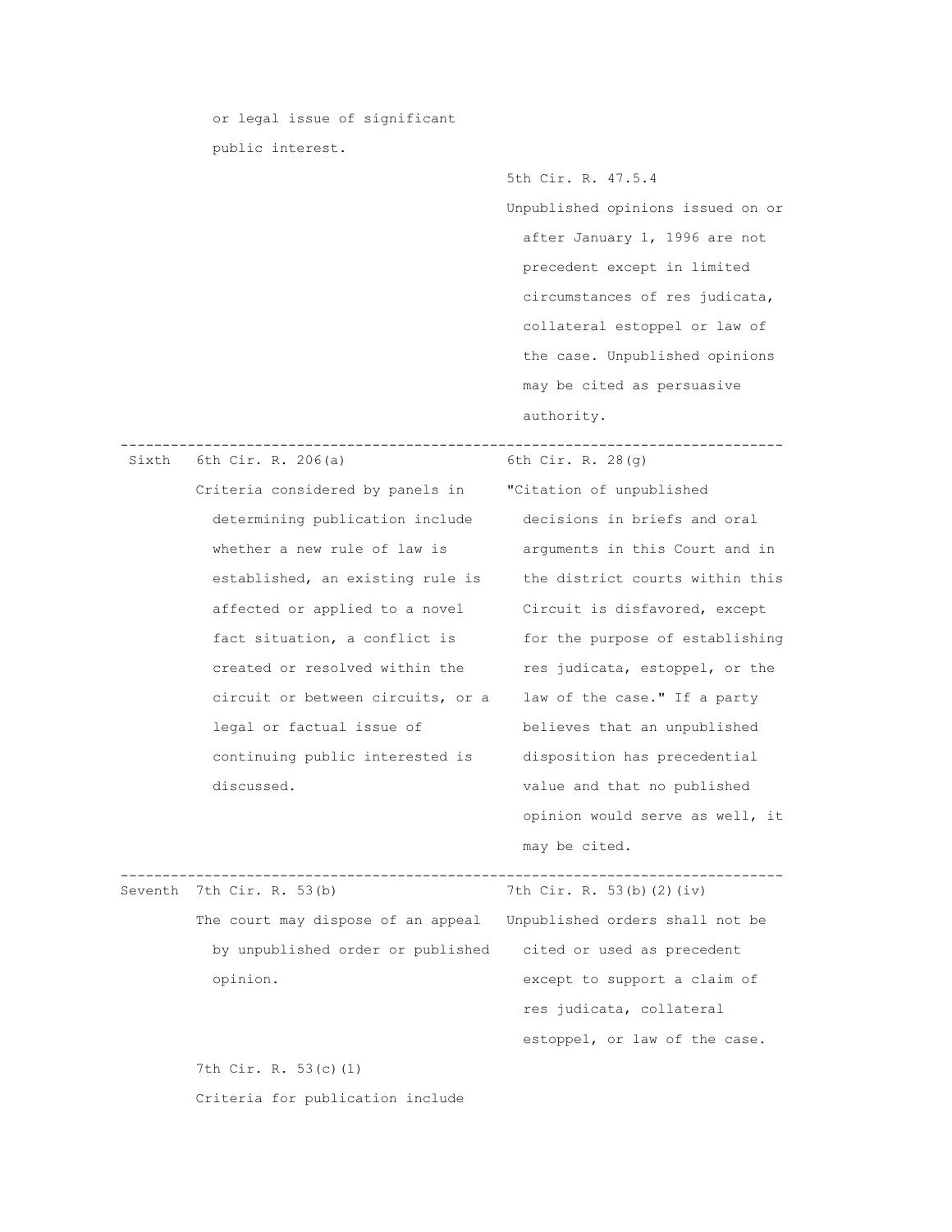| Circuit | Publication criteria | Citation rule |
|---|---|---|
| | or legal issue of significant public interest. | 5th Cir. R. 47.5.4 Unpublished opinions issued on or after January 1, 1996 are not precedent except in limited circumstances of res judicata, collateral estoppel or law of the case. Unpublished opinions may be cited as persuasive authority. |
| Sixth | 6th Cir. R. 206(a) Criteria considered by panels in determining publication include whether a new rule of law is established, an existing rule is affected or applied to a novel fact situation, a conflict is created or resolved within the circuit or between circuits, or a legal or factual issue of continuing public interested is discussed. | 6th Cir. R. 28(g) "Citation of unpublished decisions in briefs and oral arguments in this Court and in the district courts within this Circuit is disfavored, except for the purpose of establishing res judicata, estoppel, or the law of the case." If a party believes that an unpublished disposition has precedential value and that no published opinion would serve as well, it may be cited. |
| Seventh | 7th Cir. R. 53(b) The court may dispose of an appeal by unpublished order or published opinion. 7th Cir. R. 53(c)(1) Criteria for publication include | 7th Cir. R. 53(b)(2)(iv) Unpublished orders shall not be cited or used as precedent except to support a claim of res judicata, collateral estoppel, or law of the case. |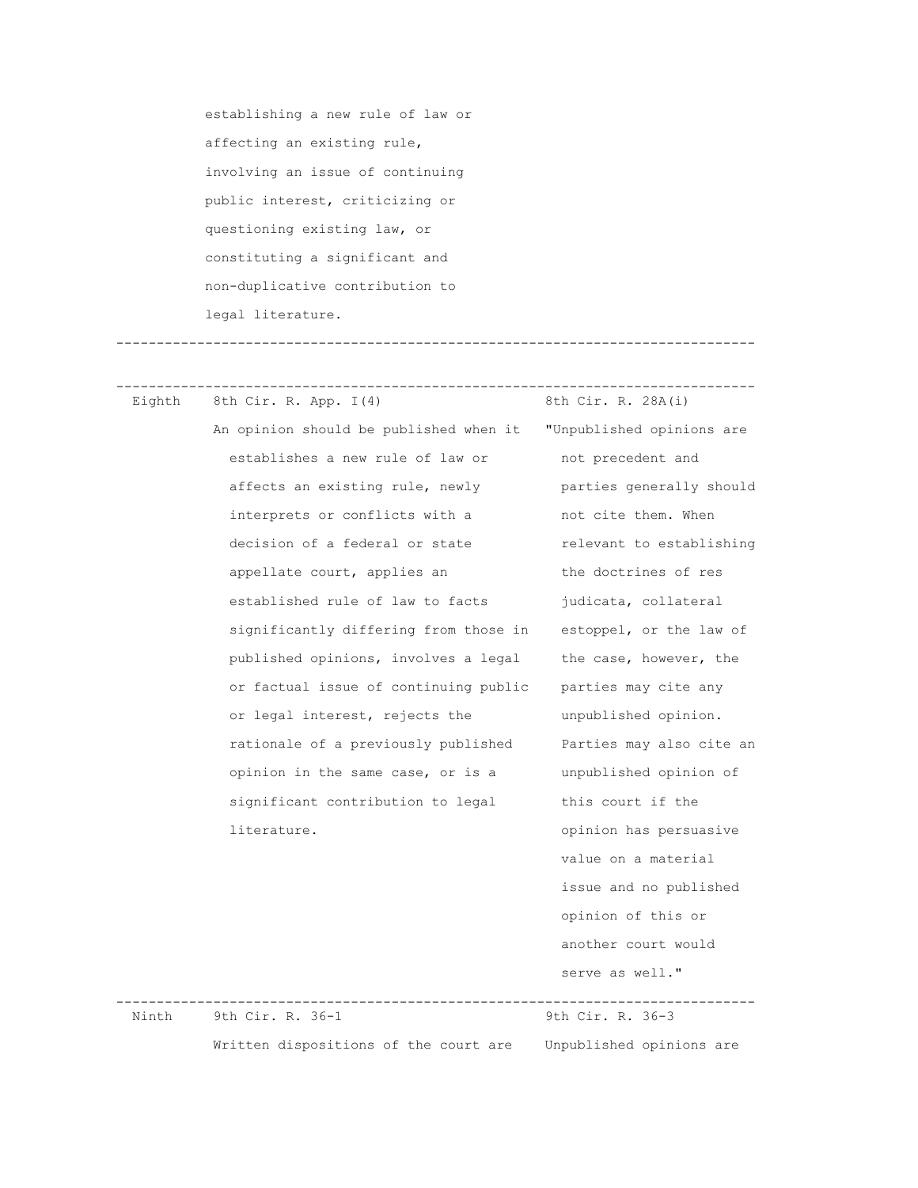| Circuit | Publication rule | Citation rule |
| --- | --- | --- |
| | establishing a new rule of law or affecting an existing rule, involving an issue of continuing public interest, criticizing or questioning existing law, or constituting a significant and non-duplicative contribution to legal literature. | |
| Eighth | 8th Cir. R. App. I(4) An opinion should be published when it establishes a new rule of law or affects an existing rule, newly interprets or conflicts with a decision of a federal or state appellate court, applies an established rule of law to facts significantly differing from those in published opinions, involves a legal or factual issue of continuing public or legal interest, rejects the rationale of a previously published opinion in the same case, or is a significant contribution to legal literature. | 8th Cir. R. 28A(i) "Unpublished opinions are not precedent and parties generally should not cite them. When relevant to establishing the doctrines of res judicata, collateral estoppel, or the law of the case, however, the parties may cite any unpublished opinion. Parties may also cite an unpublished opinion of this court if the opinion has persuasive value on a material issue and no published opinion of this or another court would serve as well." |
| Ninth | 9th Cir. R. 36-1 Written dispositions of the court are | 9th Cir. R. 36-3 Unpublished opinions are |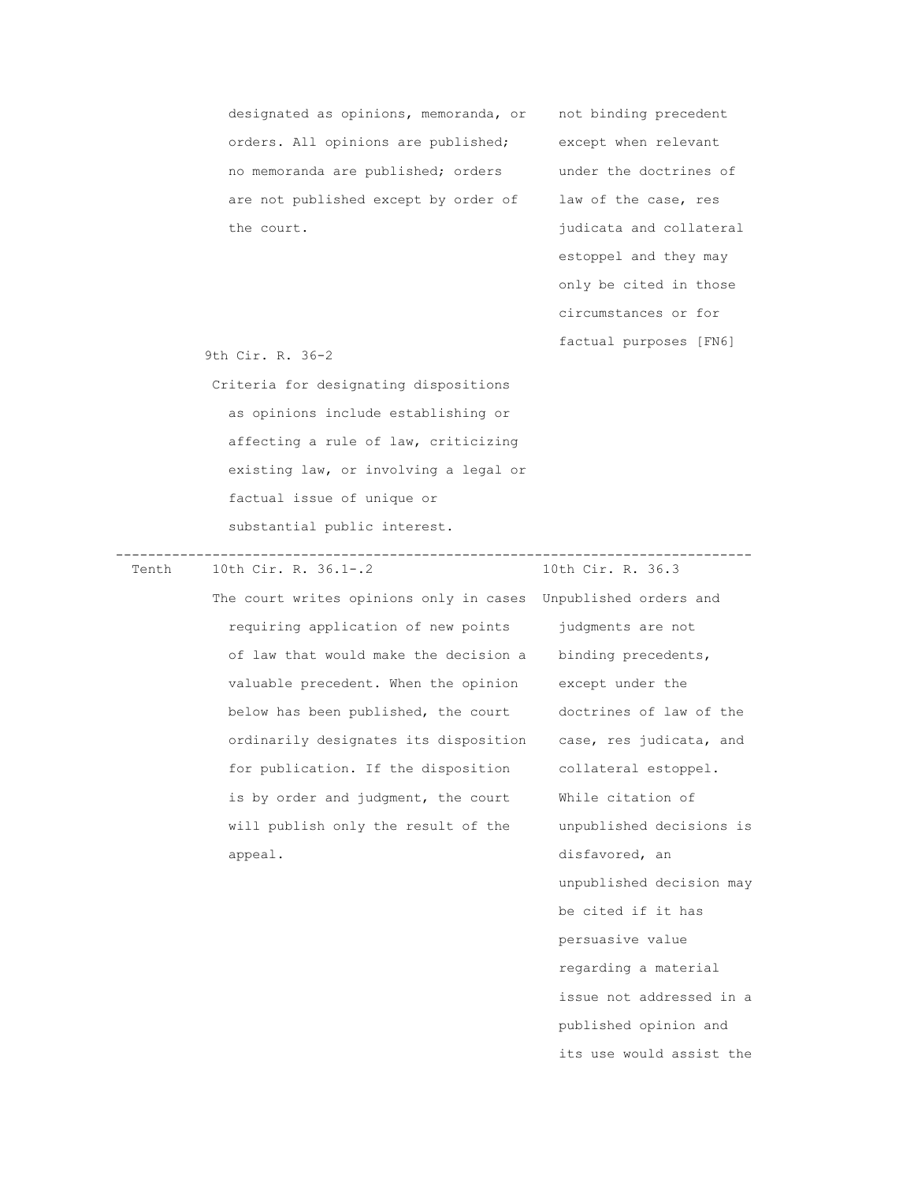| | | |
|---|---|---|
| | designated as opinions, memoranda, or orders. All opinions are published; no memoranda are published; orders are not published except by order of the court.<br><br>9th Cir. R. 36-2<br>Criteria for designating dispositions as opinions include establishing or affecting a rule of law, criticizing existing law, or involving a legal or factual issue of unique or substantial public interest. | not binding precedent except when relevant under the doctrines of law of the case, res judicata and collateral estoppel and they may only be cited in those circumstances or for factual purposes [FN6] |
| Tenth | 10th Cir. R. 36.1-.2<br>The court writes opinions only in cases requiring application of new points of law that would make the decision a valuable precedent. When the opinion below has been published, the court ordinarily designates its disposition for publication. If the disposition is by order and judgment, the court will publish only the result of the appeal. | 10th Cir. R. 36.3<br>Unpublished orders and judgments are not binding precedents, except under the doctrines of law of the case, res judicata, and collateral estoppel. While citation of unpublished decisions is disfavored, an unpublished decision may be cited if it has persuasive value regarding a material issue not addressed in a published opinion and its use would assist the |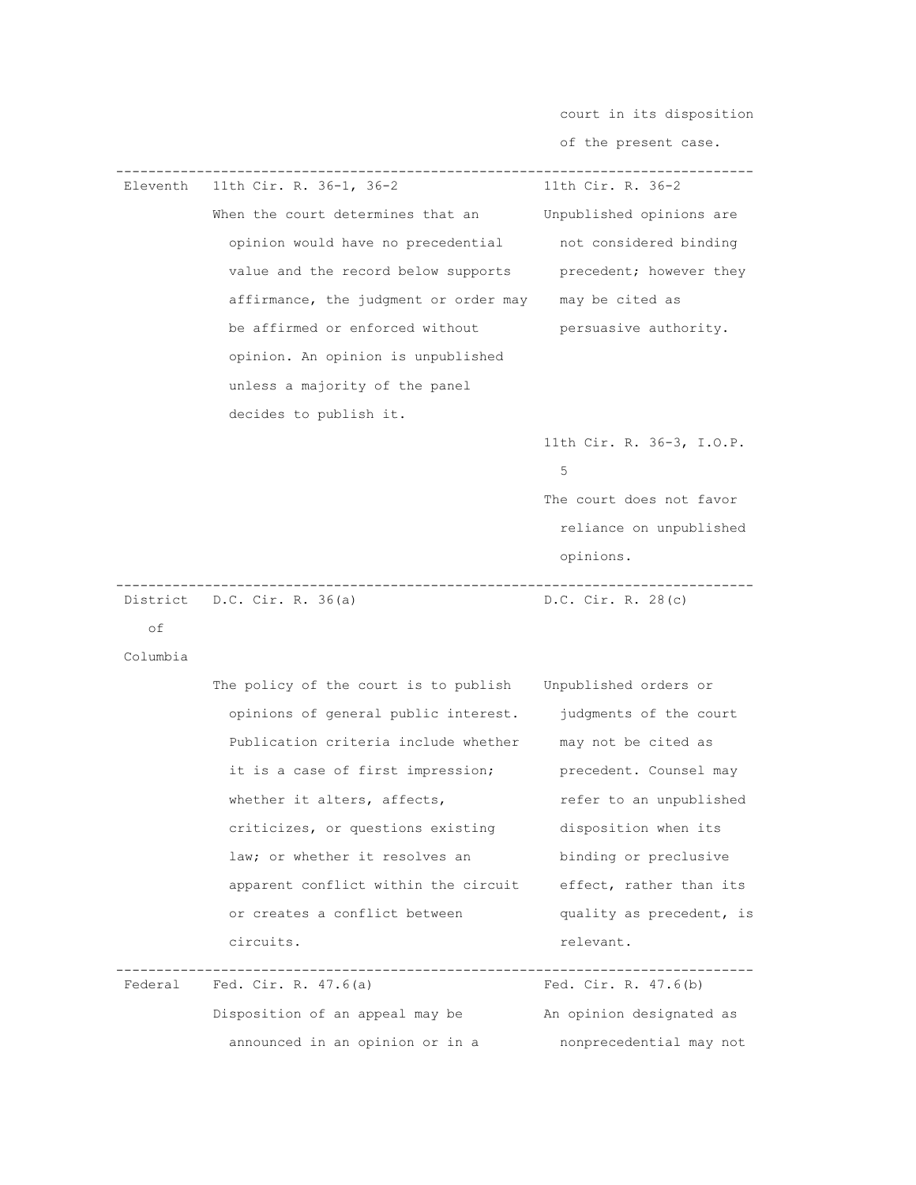| | | court in its disposition of the present case. |
|---|---|---|
| Eleventh | 11th Cir. R. 36-1, 36-2<br>When the court determines that an opinion would have no precedential value and the record below supports affirmance, the judgment or order may be affirmed or enforced without opinion. An opinion is unpublished unless a majority of the panel decides to publish it. | 11th Cir. R. 36-2<br>Unpublished opinions are not considered binding precedent; however they may be cited as persuasive authority.<br>11th Cir. R. 36-3, I.O.P. 5<br>The court does not favor reliance on unpublished opinions. |
| District of Columbia | D.C. Cir. R. 36(a)<br>The policy of the court is to publish opinions of general public interest. Publication criteria include whether it is a case of first impression; whether it alters, affects, criticizes, or questions existing law; or whether it resolves an apparent conflict within the circuit or creates a conflict between circuits. | D.C. Cir. R. 28(c)<br>Unpublished orders or judgments of the court may not be cited as precedent. Counsel may refer to an unpublished disposition when its binding or preclusive effect, rather than its quality as precedent, is relevant. |
| Federal | Fed. Cir. R. 47.6(a)<br>Disposition of an appeal may be announced in an opinion or in a | Fed. Cir. R. 47.6(b)<br>An opinion designated as nonprecedential may not |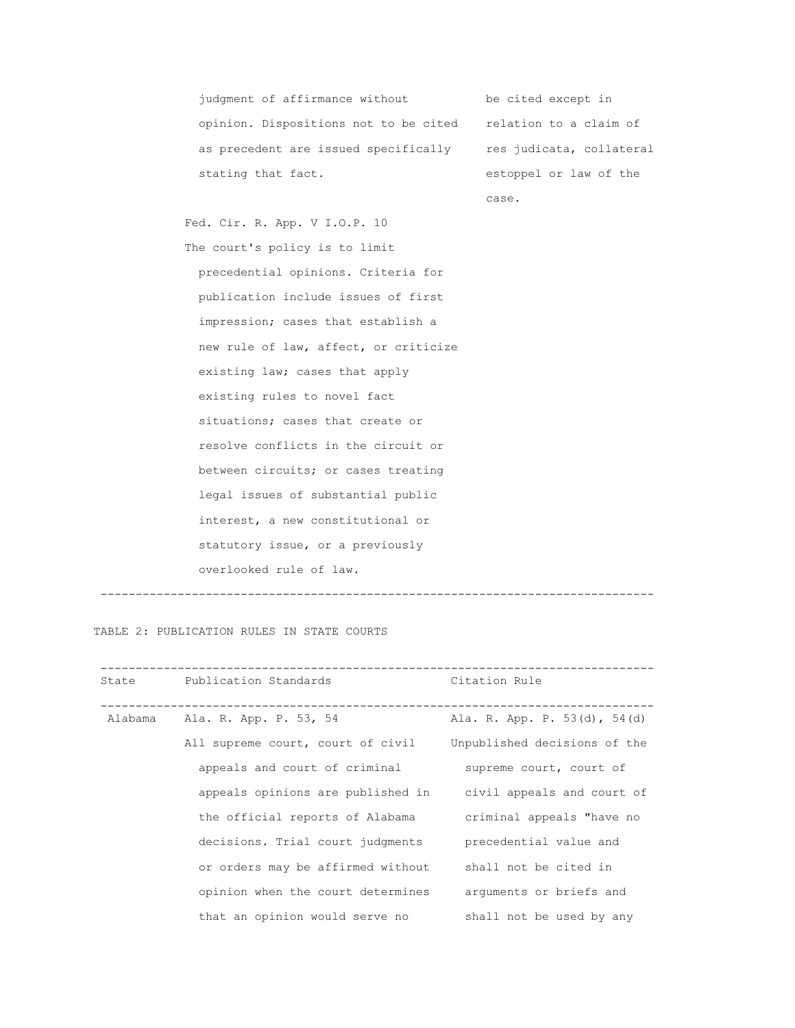| | | |
|---|---|---|
| | judgment of affirmance without opinion. Dispositions not to be cited as precedent are issued specifically stating that fact. | be cited except in relation to a claim of res judicata, collateral estoppel or law of the case. |
| | Fed. Cir. R. App. V I.O.P. 10 The court's policy is to limit precedential opinions. Criteria for publication include issues of first impression; cases that establish a new rule of law, affect, or criticize existing law; cases that apply existing rules to novel fact situations; cases that create or resolve conflicts in the circuit or between circuits; or cases treating legal issues of substantial public interest, a new constitutional or statutory issue, or a previously overlooked rule of law. | |

TABLE 2: PUBLICATION RULES IN STATE COURTS

| State | Publication Standards | Citation Rule |
|---|---|---|
| Alabama | Ala. R. App. P. 53, 54 All supreme court, court of civil appeals and court of criminal appeals opinions are published in the official reports of Alabama decisions. Trial court judgments or orders may be affirmed without opinion when the court determines that an opinion would serve no | Ala. R. App. P. 53(d), 54(d) Unpublished decisions of the supreme court, court of civil appeals and court of criminal appeals "have no precedential value and shall not be cited in arguments or briefs and shall not be used by any |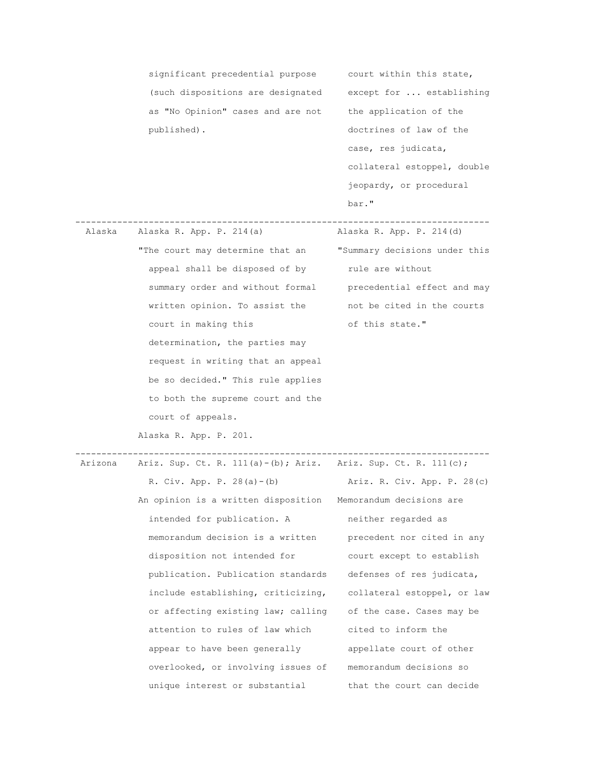| | | |
|---|---|---|
| | significant precedential purpose (such dispositions are designated as "No Opinion" cases and are not published). | court within this state, except for ... establishing the application of the doctrines of law of the case, res judicata, collateral estoppel, double jeopardy, or procedural bar." |
| Alaska | Alaska R. App. P. 214(a)<br>"The court may determine that an appeal shall be disposed of by summary order and without formal written opinion. To assist the court in making this determination, the parties may request in writing that an appeal be so decided." This rule applies to both the supreme court and the court of appeals.<br>Alaska R. App. P. 201. | Alaska R. App. P. 214(d)<br>"Summary decisions under this rule are without precedential effect and may not be cited in the courts of this state." |
| Arizona | Ariz. Sup. Ct. R. 111(a)-(b); Ariz. R. Civ. App. P. 28(a)-(b)<br>An opinion is a written disposition intended for publication. A memorandum decision is a written disposition not intended for publication. Publication standards include establishing, criticizing, or affecting existing law; calling attention to rules of law which appear to have been generally overlooked, or involving issues of unique interest or substantial | Ariz. Sup. Ct. R. 111(c); Ariz. R. Civ. App. P. 28(c)<br>Memorandum decisions are neither regarded as precedent nor cited in any court except to establish defenses of res judicata, collateral estoppel, or law of the case. Cases may be cited to inform the appellate court of other memorandum decisions so that the court can decide |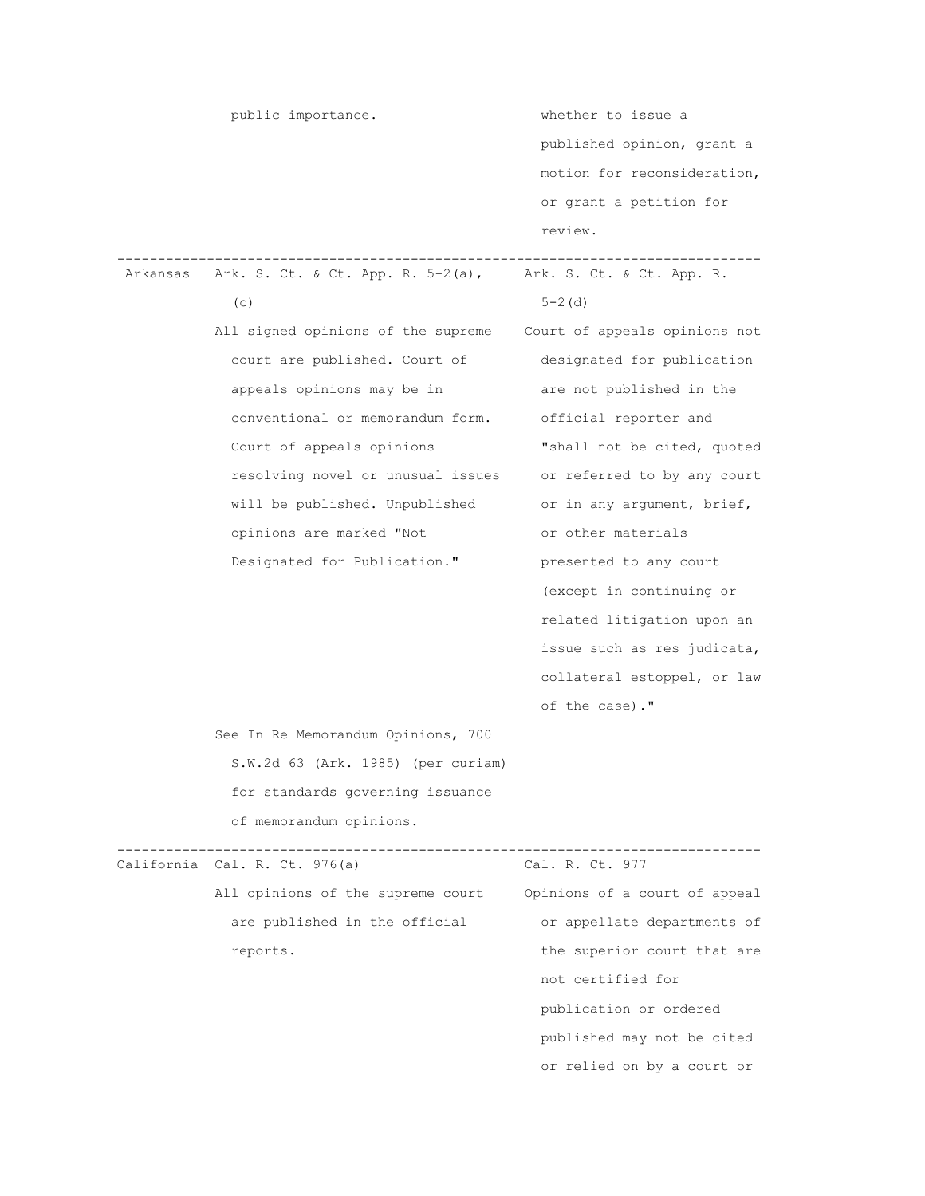| | | |
|---|---|---|
| | public importance. | whether to issue a published opinion, grant a motion for reconsideration, or grant a petition for review. |
| Arkansas | Ark. S. Ct. & Ct. App. R. 5-2(a), (c)<br><br>All signed opinions of the supreme court are published. Court of appeals opinions may be in conventional or memorandum form. Court of appeals opinions resolving novel or unusual issues will be published. Unpublished opinions are marked "Not Designated for Publication."<br><br>See In Re Memorandum Opinions, 700 S.W.2d 63 (Ark. 1985) (per curiam) for standards governing issuance of memorandum opinions. | Ark. S. Ct. & Ct. App. R. 5-2(d)<br><br>Court of appeals opinions not designated for publication are not published in the official reporter and "shall not be cited, quoted or referred to by any court or in any argument, brief, or other materials presented to any court (except in continuing or related litigation upon an issue such as res judicata, collateral estoppel, or law of the case)." |
| California | Cal. R. Ct. 976(a)<br><br>All opinions of the supreme court are published in the official reports. | Cal. R. Ct. 977<br><br>Opinions of a court of appeal or appellate departments of the superior court that are not certified for publication or ordered published may not be cited or relied on by a court or |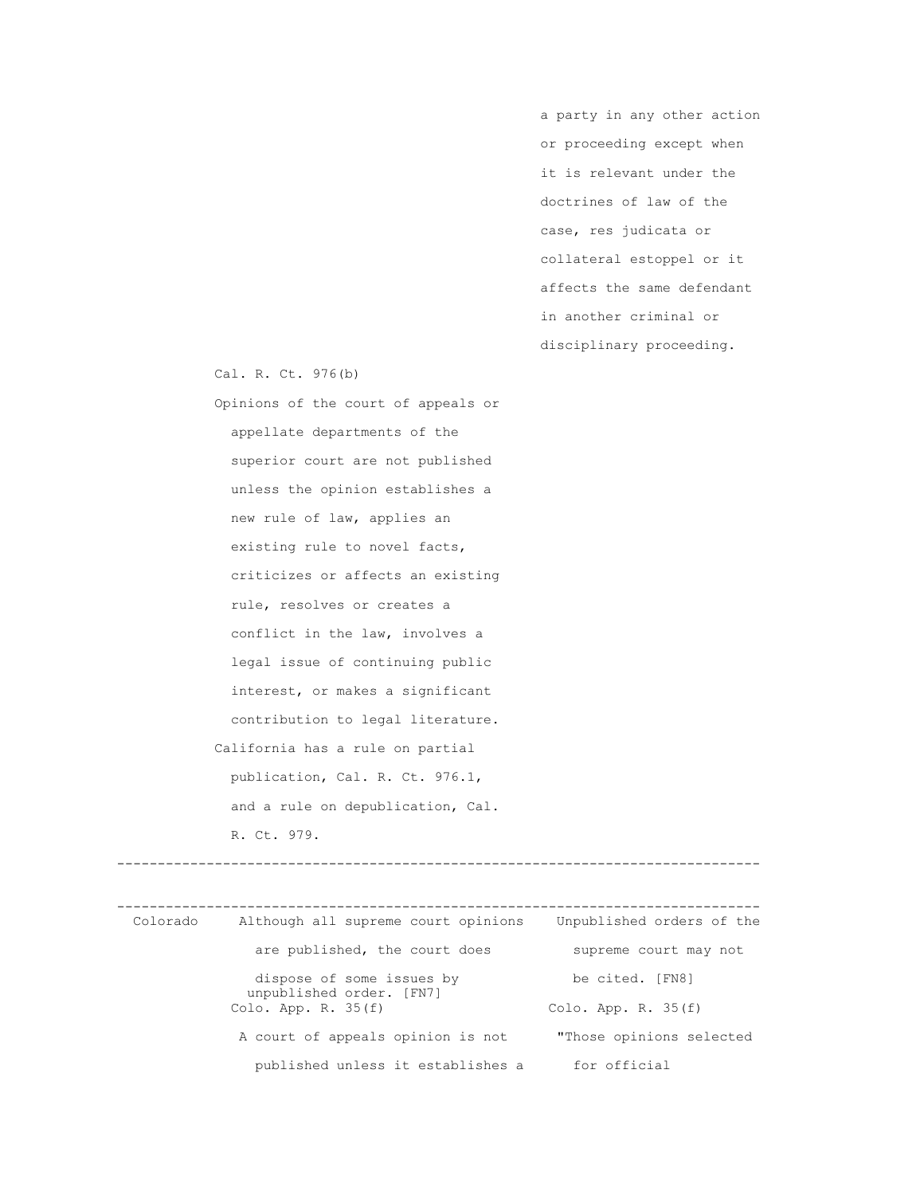| | | |
|---|---|---|
| | | a party in any other action or proceeding except when it is relevant under the doctrines of law of the case, res judicata or collateral estoppel or it affects the same defendant in another criminal or disciplinary proceeding. |
| | Cal. R. Ct. 976(b) Opinions of the court of appeals or appellate departments of the superior court are not published unless the opinion establishes a new rule of law, applies an existing rule to novel facts, criticizes or affects an existing rule, resolves or creates a conflict in the law, involves a legal issue of continuing public interest, or makes a significant contribution to legal literature. California has a rule on partial publication, Cal. R. Ct. 976.1, and a rule on depublication, Cal. R. Ct. 979. | |

| | | |
|---|---|---|
| Colorado | Although all supreme court opinions are published, the court does dispose of some issues by unpublished order. [FN7] | Unpublished orders of the supreme court may not be cited. [FN8] |
| | Colo. App. R. 35(f) A court of appeals opinion is not published unless it establishes a | Colo. App. R. 35(f) "Those opinions selected for official |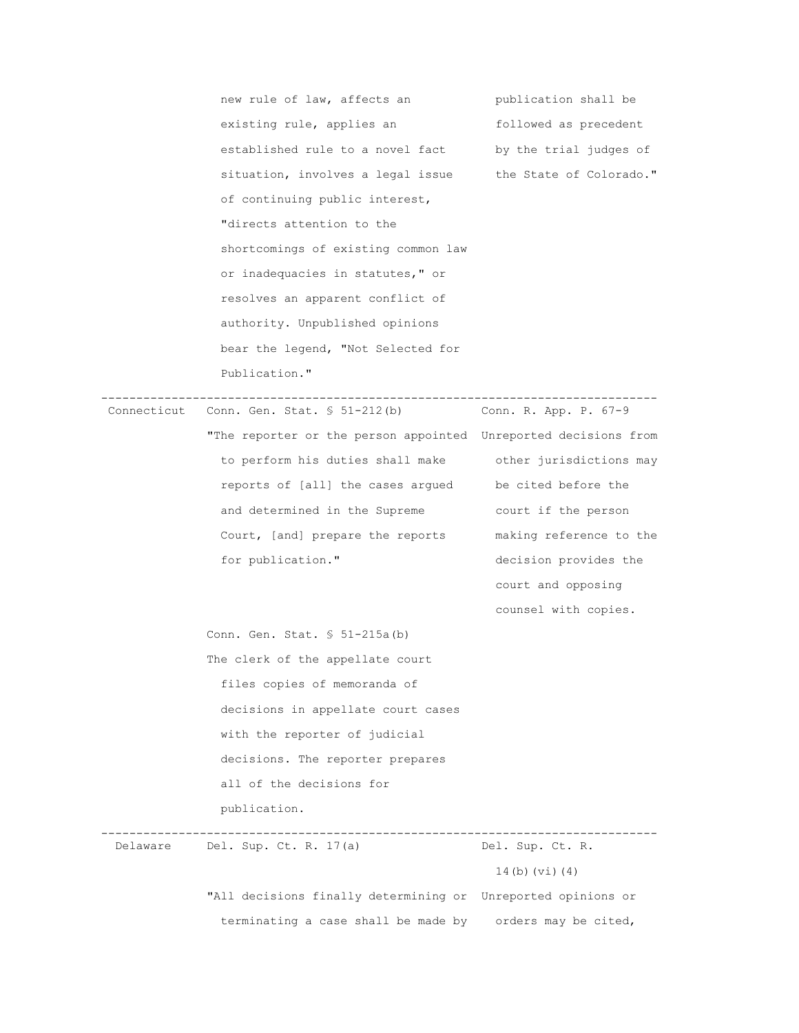| | | |
|---|---|---|
| | new rule of law, affects an existing rule, applies an established rule to a novel fact situation, involves a legal issue of continuing public interest, "directs attention to the shortcomings of existing common law or inadequacies in statutes," or resolves an apparent conflict of authority. Unpublished opinions bear the legend, "Not Selected for Publication." | publication shall be followed as precedent by the trial judges of the State of Colorado." |
| Connecticut | Conn. Gen. Stat. § 51-212(b)<br>"The reporter or the person appointed to perform his duties shall make reports of [all] the cases argued and determined in the Supreme Court, [and] prepare the reports for publication."<br><br>Conn. Gen. Stat. § 51-215a(b)<br>The clerk of the appellate court files copies of memoranda of decisions in appellate court cases with the reporter of judicial decisions. The reporter prepares all of the decisions for publication. | Conn. R. App. P. 67-9<br>Unreported decisions from other jurisdictions may be cited before the court if the person making reference to the decision provides the court and opposing counsel with copies. |
| Delaware | Del. Sup. Ct. R. 17(a)<br>"All decisions finally determining or terminating a case shall be made by | Del. Sup. Ct. R. 14(b)(vi)(4)<br>Unreported opinions or orders may be cited, |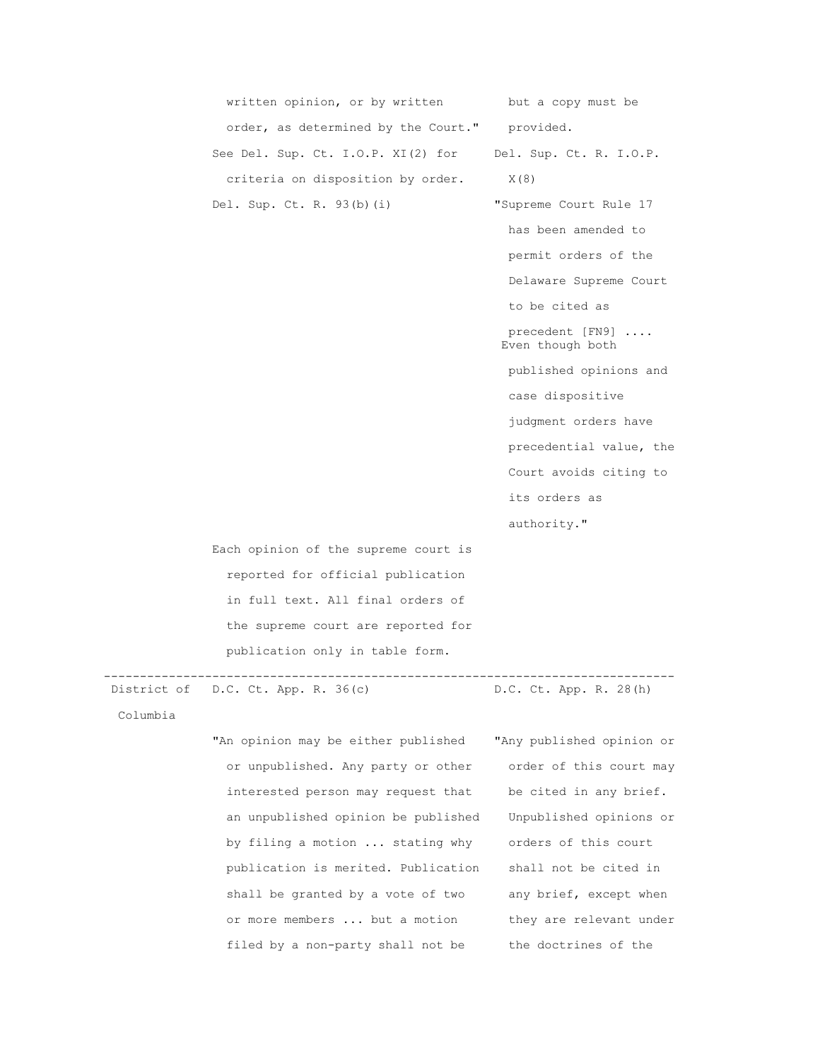| | | |
|---|---|---|
| | written opinion, or by written order, as determined by the Court." | but a copy must be provided. |
| | See Del. Sup. Ct. I.O.P. XI(2) for criteria on disposition by order. | Del. Sup. Ct. R. I.O.P. X(8) |
| | Del. Sup. Ct. R. 93(b)(i) | "Supreme Court Rule 17 has been amended to permit orders of the Delaware Supreme Court to be cited as precedent [FN9] .... Even though both published opinions and case dispositive judgment orders have precedential value, the Court avoids citing to its orders as authority." |
| | Each opinion of the supreme court is reported for official publication in full text. All final orders of the supreme court are reported for publication only in table form. | |
| District of Columbia | D.C. Ct. App. R. 36(c) | D.C. Ct. App. R. 28(h) |
| | "An opinion may be either published or unpublished. Any party or other interested person may request that an unpublished opinion be published by filing a motion ... stating why publication is merited. Publication shall be granted by a vote of two or more members ... but a motion filed by a non-party shall not be | "Any published opinion or order of this court may be cited in any brief. Unpublished opinions or orders of this court shall not be cited in any brief, except when they are relevant under the doctrines of the |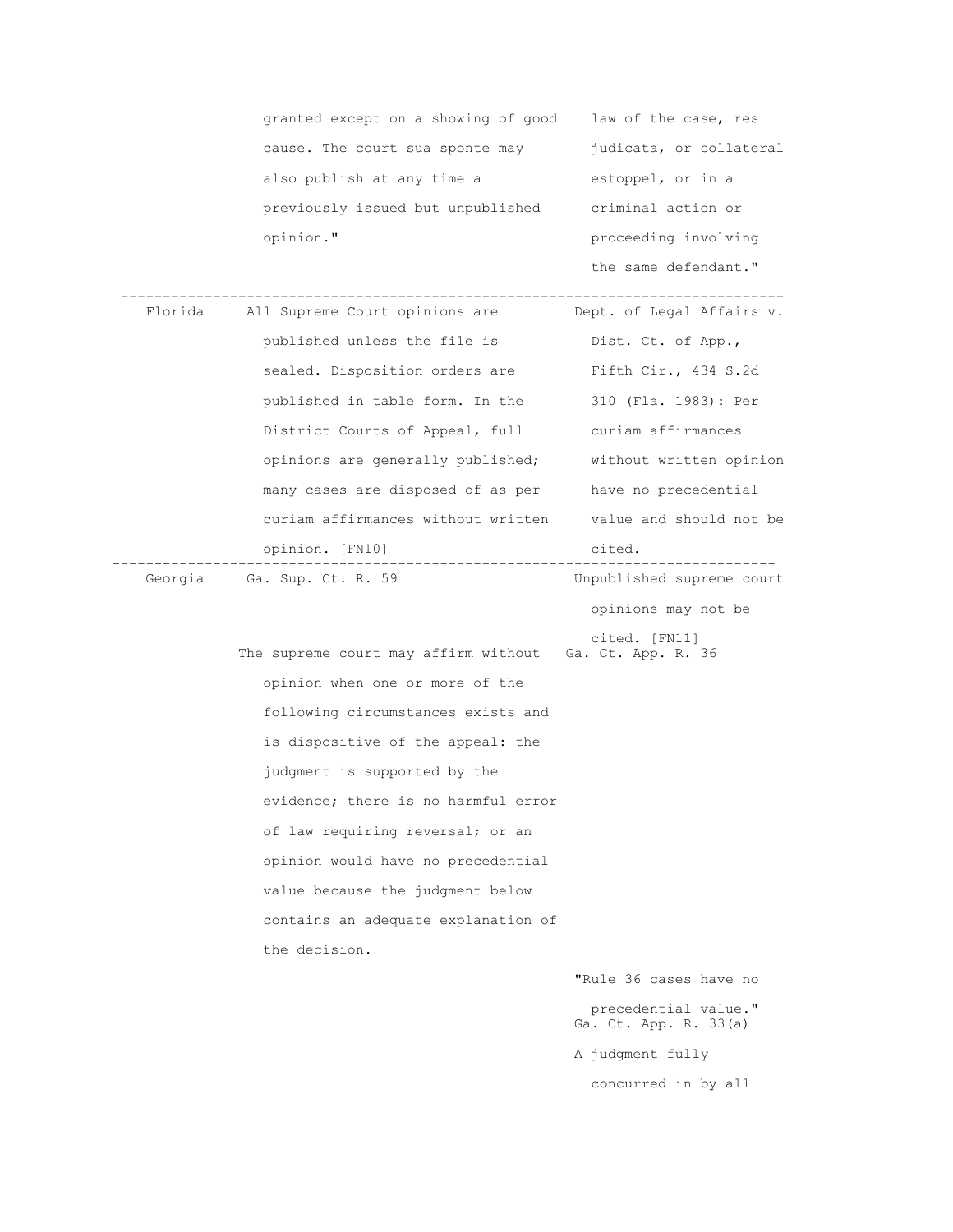| | | |
|---|---|---|
| | granted except on a showing of good cause. The court sua sponte may also publish at any time a previously issued but unpublished opinion." | law of the case, res judicata, or collateral estoppel, or in a criminal action or proceeding involving the same defendant." |
| Florida | All Supreme Court opinions are published unless the file is sealed. Disposition orders are published in table form. In the District Courts of Appeal, full opinions are generally published; many cases are disposed of as per curiam affirmances without written opinion. [FN10] | Dept. of Legal Affairs v. Dist. Ct. of App., Fifth Cir., 434 S.2d 310 (Fla. 1983): Per curiam affirmances without written opinion have no precedential value and should not be cited. |
| Georgia | Ga. Sup. Ct. R. 59 | Unpublished supreme court opinions may not be cited. [FN11] |
| | The supreme court may affirm without opinion when one or more of the following circumstances exists and is dispositive of the appeal: the judgment is supported by the evidence; there is no harmful error of law requiring reversal; or an opinion would have no precedential value because the judgment below contains an adequate explanation of the decision. | Ga. Ct. App. R. 36 |
| | | "Rule 36 cases have no precedential value." |
| | | Ga. Ct. App. R. 33(a) |
| | | A judgment fully concurred in by all |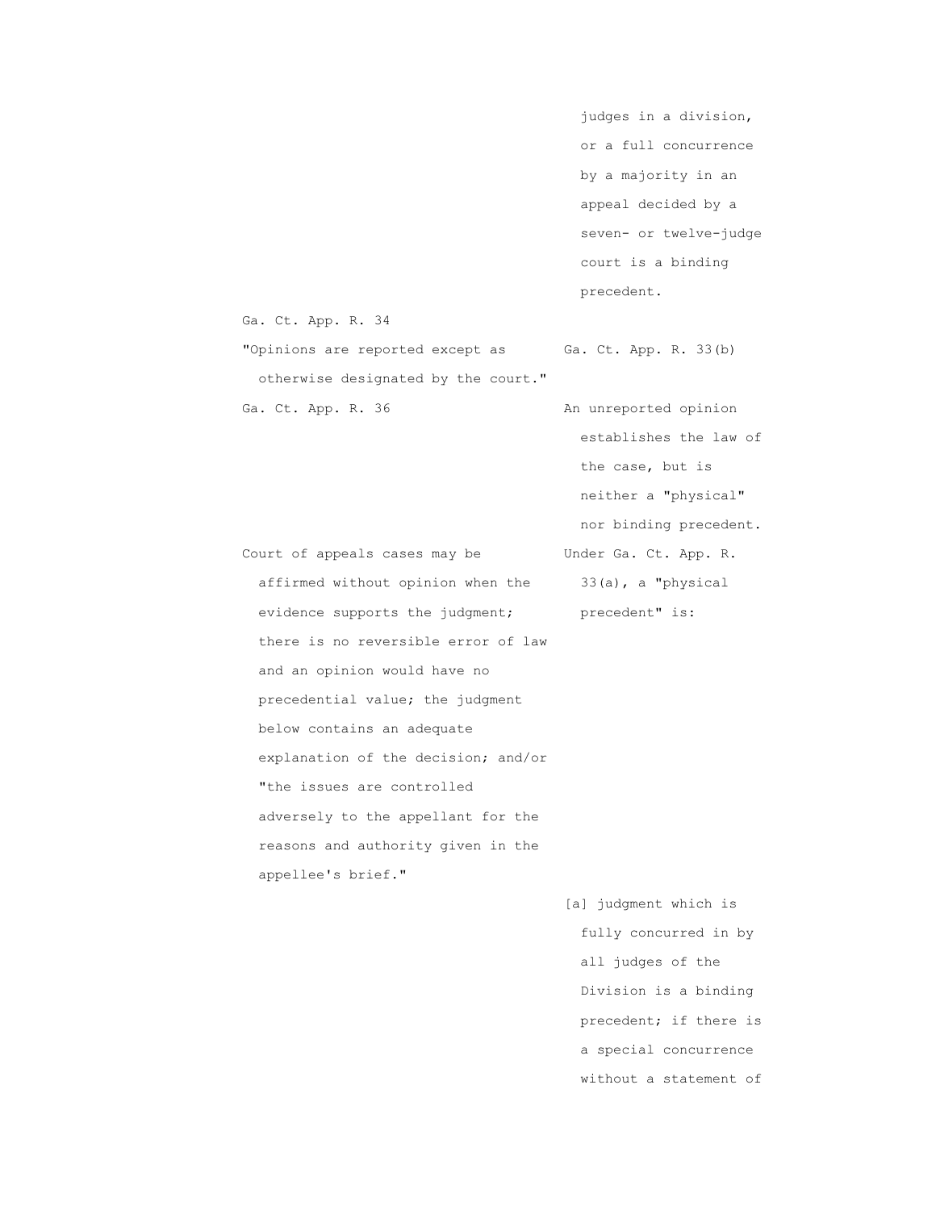| | |
|---|---|
| | judges in a division, or a full concurrence by a majority in an appeal decided by a seven- or twelve-judge court is a binding precedent. |
| Ga. Ct. App. R. 34 "Opinions are reported except as otherwise designated by the court." | Ga. Ct. App. R. 33(b) |
| Ga. Ct. App. R. 36 | An unreported opinion establishes the law of the case, but is neither a "physical" nor binding precedent. |
| Court of appeals cases may be affirmed without opinion when the evidence supports the judgment; there is no reversible error of law and an opinion would have no precedential value; the judgment below contains an adequate explanation of the decision; and/or "the issues are controlled adversely to the appellant for the reasons and authority given in the appellee's brief." | Under Ga. Ct. App. R. 33(a), a "physical precedent" is: |
| | [a] judgment which is fully concurred in by all judges of the Division is a binding precedent; if there is a special concurrence without a statement of |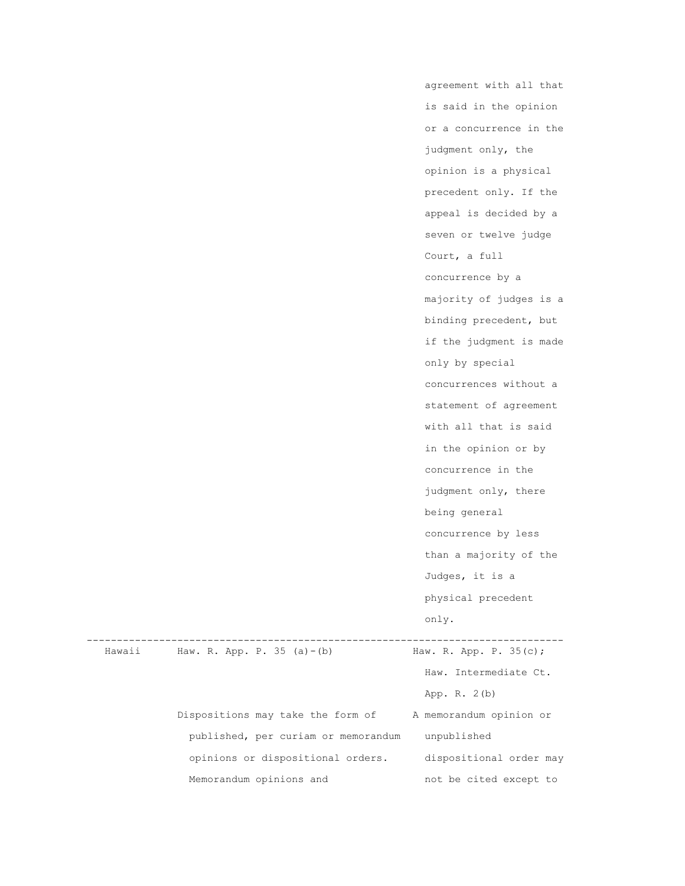| | | |
|---|---|---|
| | | agreement with all that is said in the opinion or a concurrence in the judgment only, the opinion is a physical precedent only. If the appeal is decided by a seven or twelve judge Court, a full concurrence by a majority of judges is a binding precedent, but if the judgment is made only by special concurrences without a statement of agreement with all that is said in the opinion or by concurrence in the judgment only, there being general concurrence by less than a majority of the Judges, it is a physical precedent only. |
| Hawaii | Haw. R. App. P. 35 (a)-(b) | Haw. R. App. P. 35(c); Haw. Intermediate Ct. App. R. 2(b) |
| | Dispositions may take the form of published, per curiam or memorandum opinions or dispositional orders. Memorandum opinions and | A memorandum opinion or unpublished dispositional order may not be cited except to |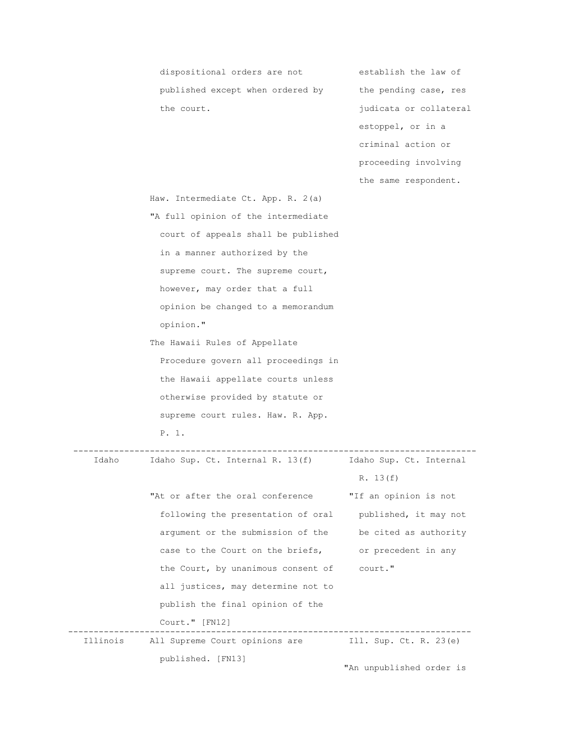| | | |
|---|---|---|
| | dispositional orders are not published except when ordered by the court. | establish the law of the pending case, res judicata or collateral estoppel, or in a criminal action or proceeding involving the same respondent. |
| | Haw. Intermediate Ct. App. R. 2(a) "A full opinion of the intermediate court of appeals shall be published in a manner authorized by the supreme court. The supreme court, however, may order that a full opinion be changed to a memorandum opinion." The Hawaii Rules of Appellate Procedure govern all proceedings in the Hawaii appellate courts unless otherwise provided by statute or supreme court rules. Haw. R. App. P. 1. | |
| Idaho | Idaho Sup. Ct. Internal R. 13(f) "At or after the oral conference following the presentation of oral argument or the submission of the case to the Court on the briefs, the Court, by unanimous consent of all justices, may determine not to publish the final opinion of the Court." [FN12] | Idaho Sup. Ct. Internal R. 13(f) "If an opinion is not published, it may not be cited as authority or precedent in any court." |
| Illinois | All Supreme Court opinions are published. [FN13] | Ill. Sup. Ct. R. 23(e) "An unpublished order is |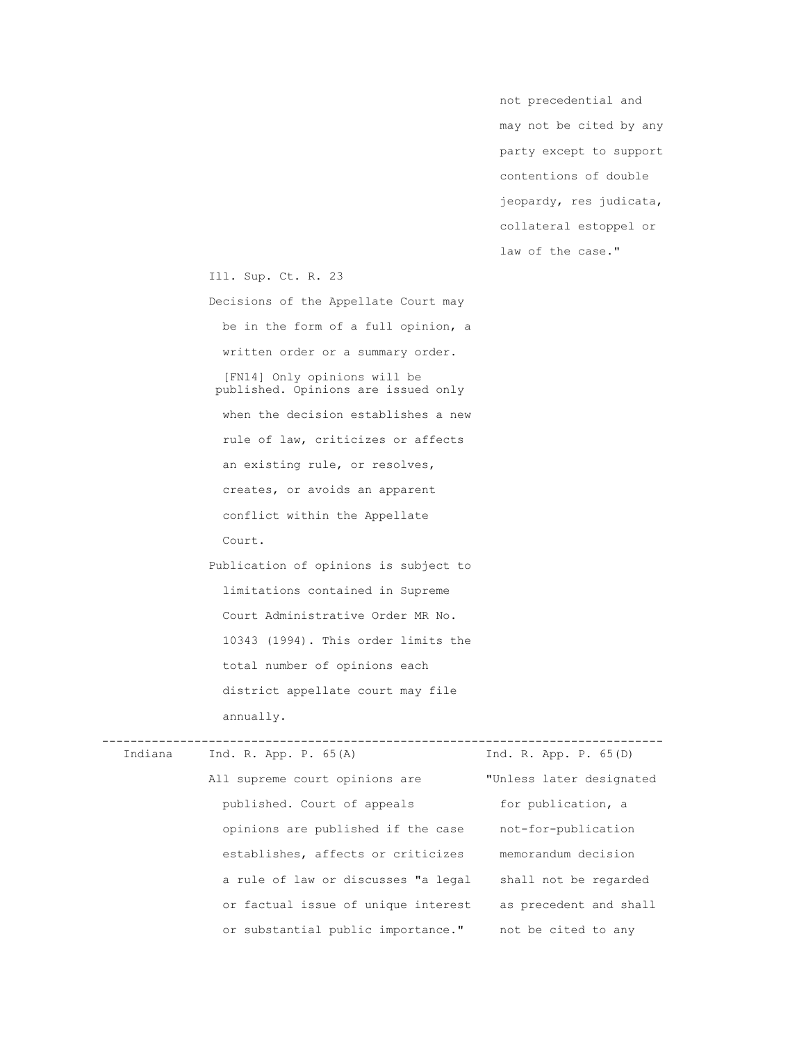| State | Publication rule | Citation rule |
| --- | --- | --- |
| | | not precedential and may not be cited by any party except to support contentions of double jeopardy, res judicata, collateral estoppel or law of the case." |
| | Ill. Sup. Ct. R. 23<br>Decisions of the Appellate Court may be in the form of a full opinion, a written order or a summary order. [FN14] Only opinions will be published. Opinions are issued only when the decision establishes a new rule of law, criticizes or affects an existing rule, or resolves, creates, or avoids an apparent conflict within the Appellate Court.<br>Publication of opinions is subject to limitations contained in Supreme Court Administrative Order MR No. 10343 (1994). This order limits the total number of opinions each district appellate court may file annually. | |
| Indiana | Ind. R. App. P. 65(A)<br>All supreme court opinions are published. Court of appeals opinions are published if the case establishes, affects or criticizes a rule of law or discusses "a legal or factual issue of unique interest or substantial public importance." | Ind. R. App. P. 65(D)<br>"Unless later designated for publication, a not-for-publication memorandum decision shall not be regarded as precedent and shall not be cited to any |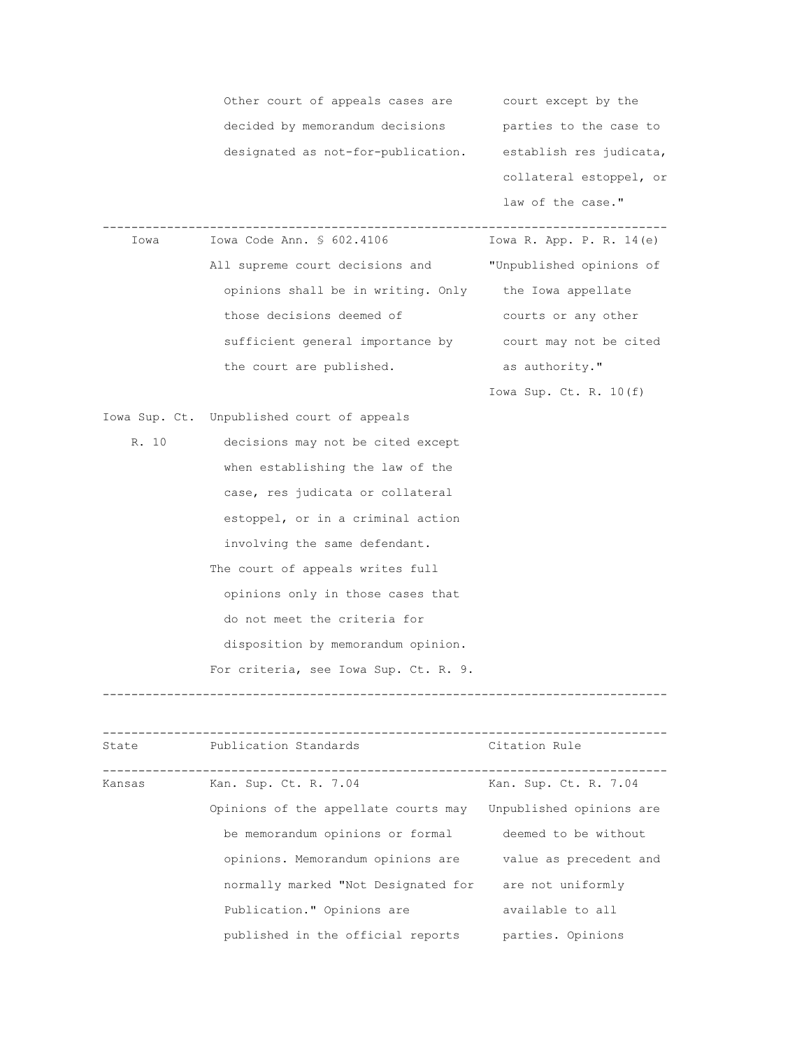| State | Publication Standards | Citation Rule |
|---|---|---|
| | Other court of appeals cases are decided by memorandum decisions designated as not-for-publication. | court except by the parties to the case to establish res judicata, collateral estoppel, or law of the case." |
| Iowa | Iowa Code Ann. § 602.4106<br>All supreme court decisions and opinions shall be in writing. Only those decisions deemed of sufficient general importance by the court are published. | Iowa R. App. P. R. 14(e)<br>"Unpublished opinions of the Iowa appellate courts or any other court may not be cited as authority."<br>Iowa Sup. Ct. R. 10(f) |
| Iowa Sup. Ct. R. 10 | Unpublished court of appeals decisions may not be cited except when establishing the law of the case, res judicata or collateral estoppel, or in a criminal action involving the same defendant.<br>The court of appeals writes full opinions only in those cases that do not meet the criteria for disposition by memorandum opinion.<br>For criteria, see Iowa Sup. Ct. R. 9. | |

| State | Publication Standards | Citation Rule |
|---|---|---|
| Kansas | Kan. Sup. Ct. R. 7.04<br>Opinions of the appellate courts may be memorandum opinions or formal opinions. Memorandum opinions are normally marked "Not Designated for Publication." Opinions are published in the official reports | Kan. Sup. Ct. R. 7.04<br>Unpublished opinions are deemed to be without value as precedent and are not uniformly available to all parties. Opinions |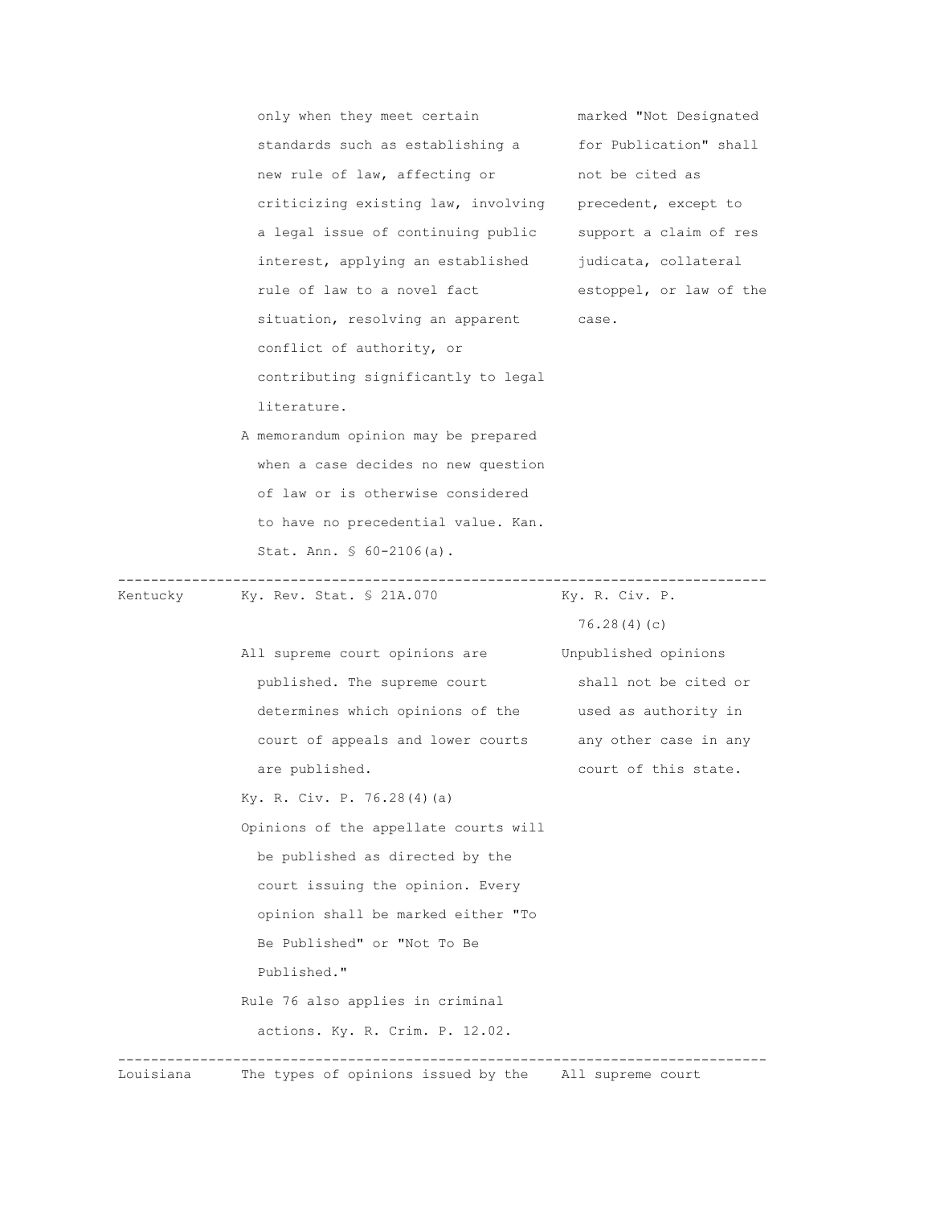| | | |
|---|---|---|
| | only when they meet certain standards such as establishing a new rule of law, affecting or criticizing existing law, involving a legal issue of continuing public interest, applying an established rule of law to a novel fact situation, resolving an apparent conflict of authority, or contributing significantly to legal literature.<br><br>A memorandum opinion may be prepared when a case decides no new question of law or is otherwise considered to have no precedential value. Kan. Stat. Ann. § 60-2106(a). | marked "Not Designated for Publication" shall not be cited as precedent, except to support a claim of res judicata, collateral estoppel, or law of the case. |
| Kentucky | Ky. Rev. Stat. § 21A.070<br><br>All supreme court opinions are published. The supreme court determines which opinions of the court of appeals and lower courts are published.<br><br>Ky. R. Civ. P. 76.28(4)(a)<br><br>Opinions of the appellate courts will be published as directed by the court issuing the opinion. Every opinion shall be marked either "To Be Published" or "Not To Be Published."<br><br>Rule 76 also applies in criminal actions. Ky. R. Crim. P. 12.02. | Ky. R. Civ. P. 76.28(4)(c)<br><br>Unpublished opinions shall not be cited or used as authority in any other case in any court of this state. |
| Louisiana | The types of opinions issued by the | All supreme court |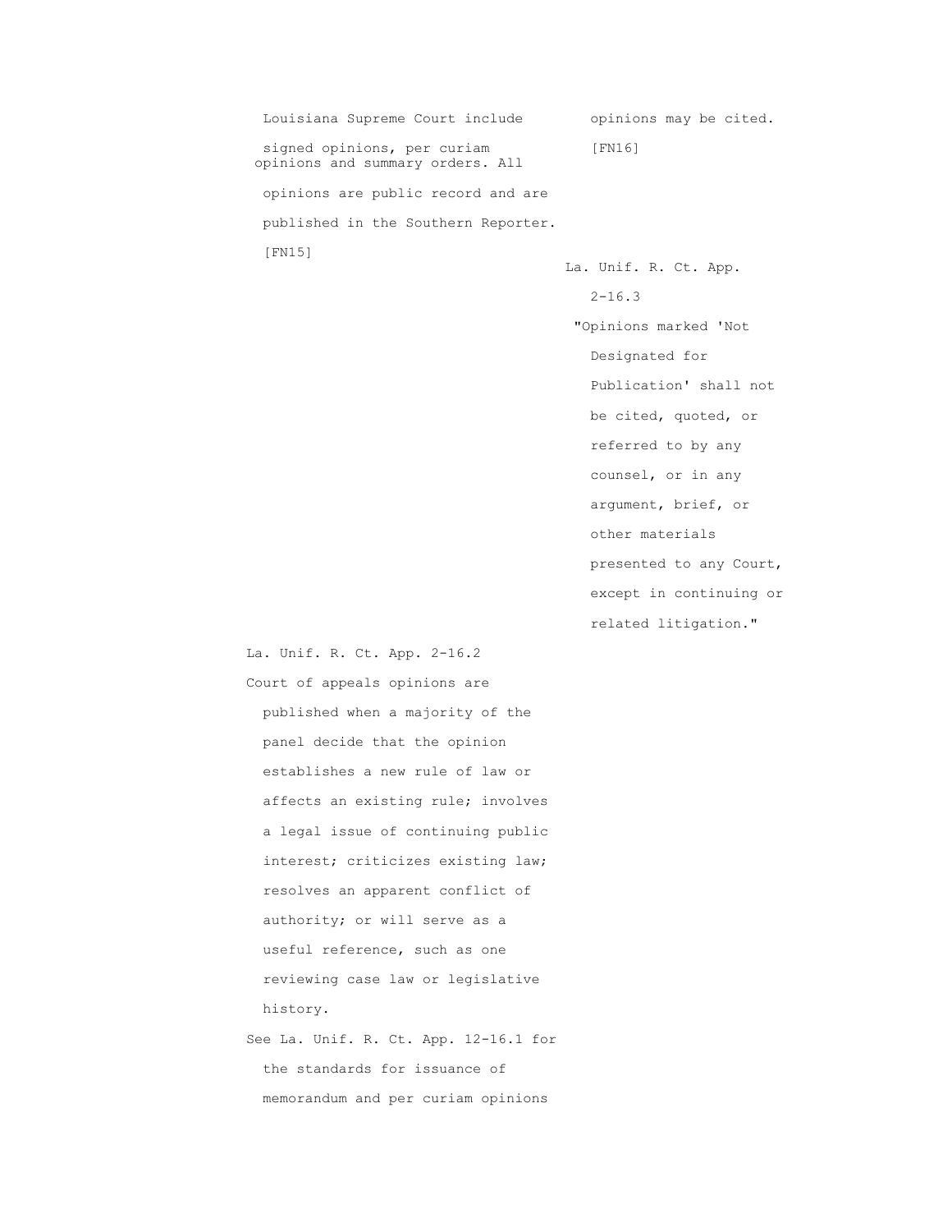Louisiana Supreme Court include signed opinions, per curiam opinions and summary orders. All opinions are public record and are published in the Southern Reporter. [FN15]

opinions may be cited. [FN16]

La. Unif. R. Ct. App. 2-16.3

"Opinions marked 'Not Designated for Publication' shall not be cited, quoted, or referred to by any counsel, or in any argument, brief, or other materials presented to any Court, except in continuing or related litigation."

La. Unif. R. Ct. App. 2-16.2

Court of appeals opinions are published when a majority of the panel decide that the opinion establishes a new rule of law or affects an existing rule; involves a legal issue of continuing public interest; criticizes existing law; resolves an apparent conflict of authority; or will serve as a useful reference, such as one reviewing case law or legislative history.

See La. Unif. R. Ct. App. 12-16.1 for the standards for issuance of memorandum and per curiam opinions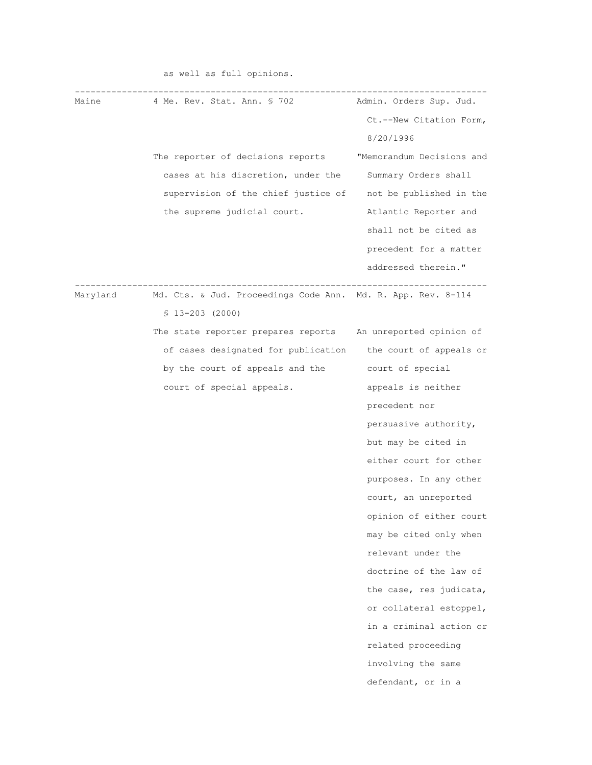as well as full opinions.

| | | |
|---|---|---|
| Maine | 4 Me. Rev. Stat. Ann. § 702<br><br>The reporter of decisions reports cases at his discretion, under the supervision of the chief justice of the supreme judicial court. | Admin. Orders Sup. Jud. Ct.--New Citation Form, 8/20/1996<br><br>"Memorandum Decisions and Summary Orders shall not be published in the Atlantic Reporter and shall not be cited as precedent for a matter addressed therein." |
| Maryland | Md. Cts. & Jud. Proceedings Code Ann. § 13-203 (2000)<br><br>The state reporter prepares reports of cases designated for publication by the court of appeals and the court of special appeals. | Md. R. App. Rev. 8-114<br><br>An unreported opinion of the court of appeals or court of special appeals is neither precedent nor persuasive authority, but may be cited in either court for other purposes. In any other court, an unreported opinion of either court may be cited only when relevant under the doctrine of the law of the case, res judicata, or collateral estoppel, in a criminal action or related proceeding involving the same defendant, or in a |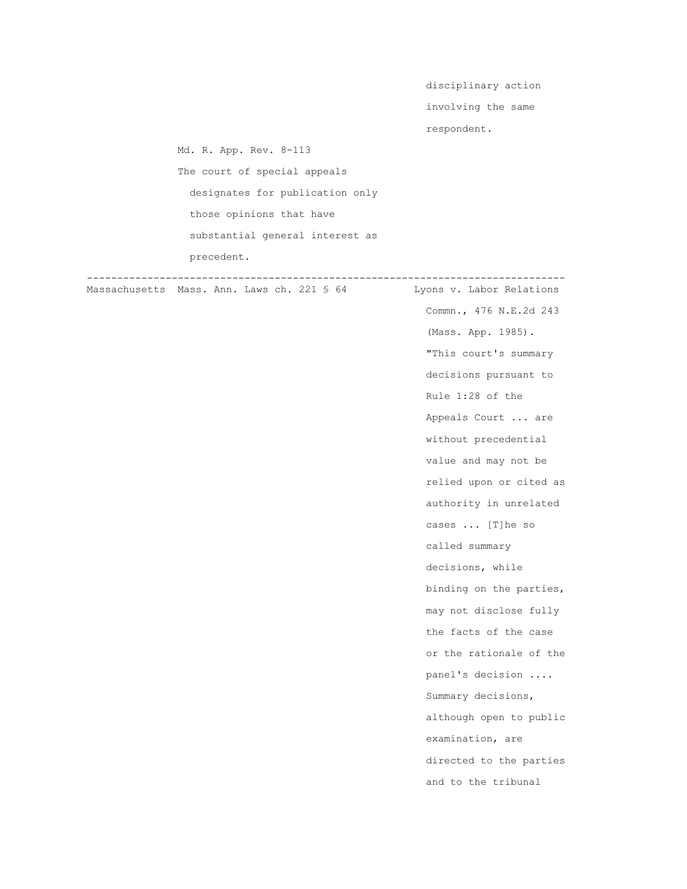| | | |
|---|---|---|
| | | disciplinary action involving the same respondent. |
| | Md. R. App. Rev. 8-113 The court of special appeals designates for publication only those opinions that have substantial general interest as precedent. | |
| Massachusetts | Mass. Ann. Laws ch. 221 § 64 | Lyons v. Labor Relations Commn., 476 N.E.2d 243 (Mass. App. 1985). "This court's summary decisions pursuant to Rule 1:28 of the Appeals Court ... are without precedential value and may not be relied upon or cited as authority in unrelated cases ... [T]he so called summary decisions, while binding on the parties, may not disclose fully the facts of the case or the rationale of the panel's decision .... Summary decisions, although open to public examination, are directed to the parties and to the tribunal |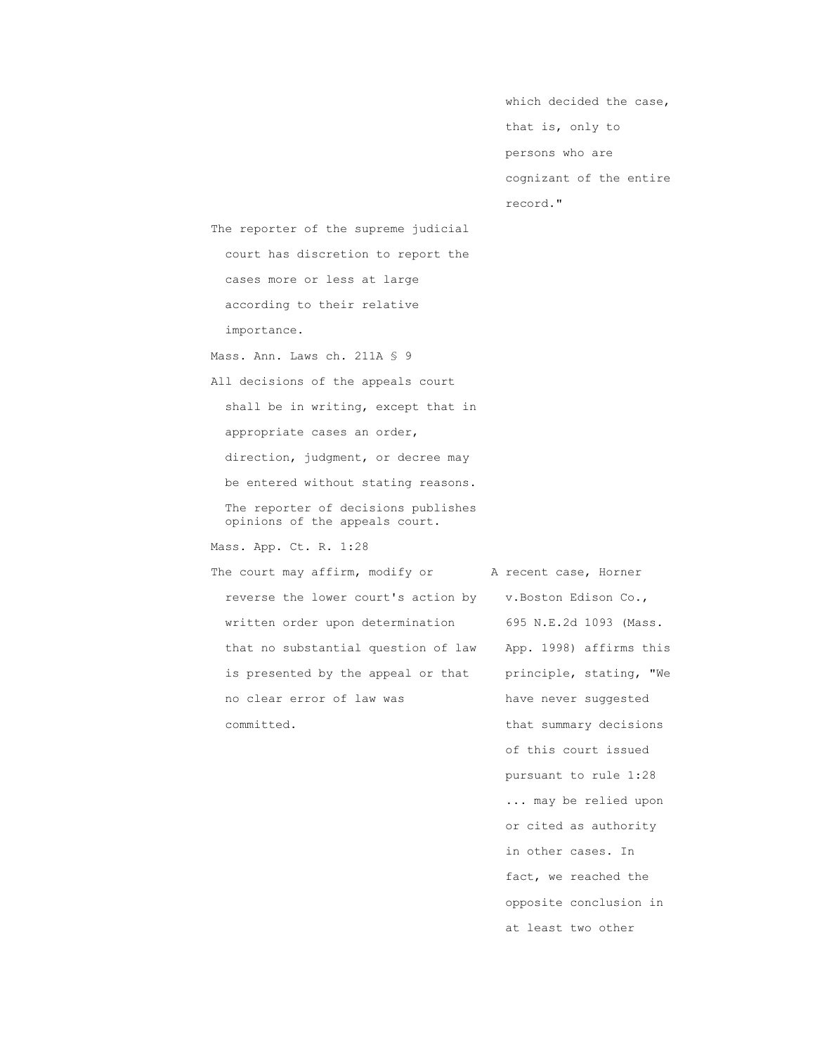| | |
|---|---|
| | which decided the case, that is, only to persons who are cognizant of the entire record." |
| The reporter of the supreme judicial court has discretion to report the cases more or less at large according to their relative importance. | |
| Mass. Ann. Laws ch. 211A § 9 | |
| All decisions of the appeals court shall be in writing, except that in appropriate cases an order, direction, judgment, or decree may be entered without stating reasons. The reporter of decisions publishes opinions of the appeals court. | |
| Mass. App. Ct. R. 1:28 | |
| The court may affirm, modify or reverse the lower court's action by written order upon determination that no substantial question of law is presented by the appeal or that no clear error of law was committed. | A recent case, Horner v.Boston Edison Co., 695 N.E.2d 1093 (Mass. App. 1998) affirms this principle, stating, "We have never suggested that summary decisions of this court issued pursuant to rule 1:28 ... may be relied upon or cited as authority in other cases. In fact, we reached the opposite conclusion in at least two other |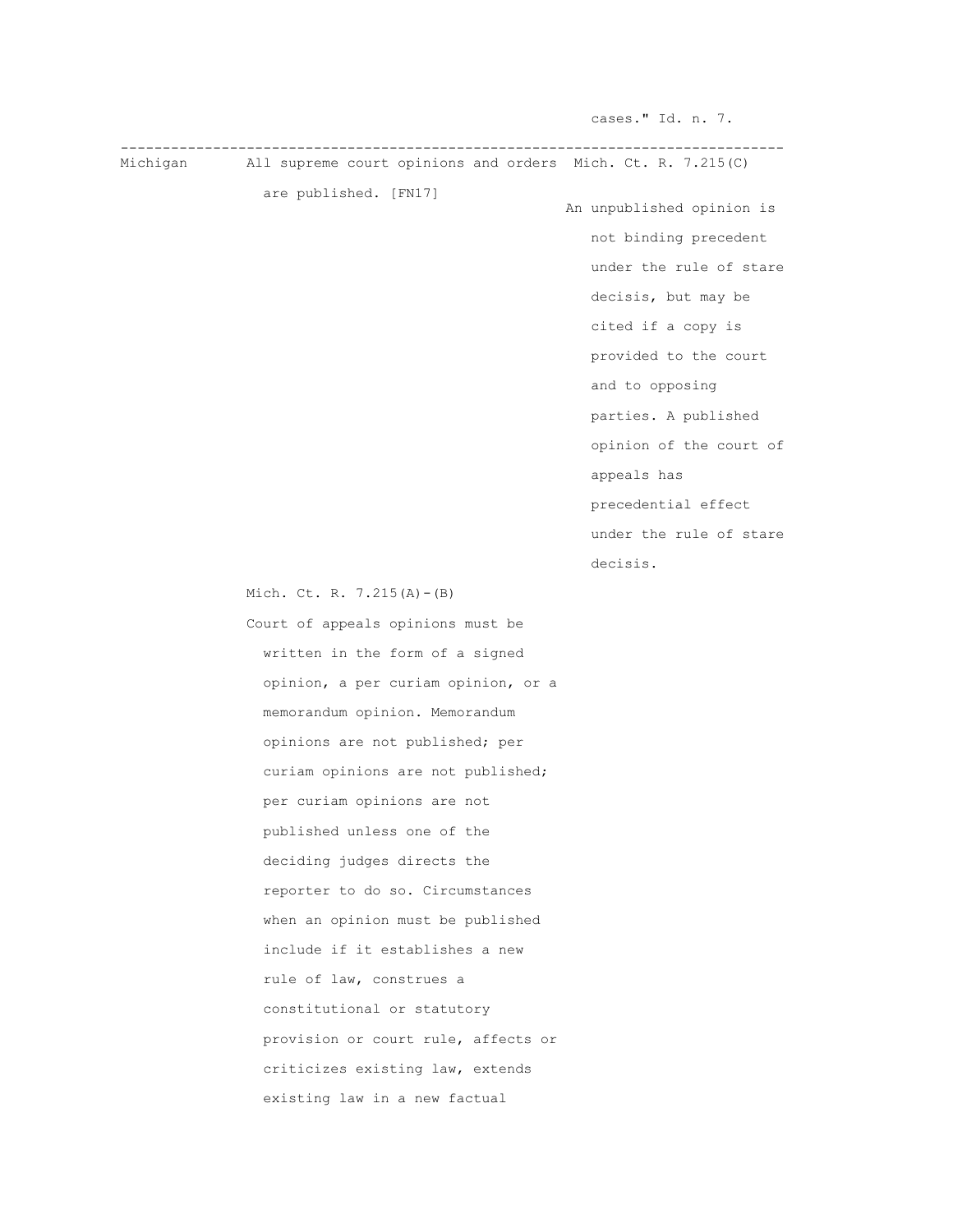cases." Id. n. 7.

| | | |
|---|---|---|
| Michigan | All supreme court opinions and orders are published. [FN17]<br><br>Mich. Ct. R. 7.215(A)-(B)<br><br>Court of appeals opinions must be written in the form of a signed opinion, a per curiam opinion, or a memorandum opinion. Memorandum opinions are not published; per curiam opinions are not published; per curiam opinions are not published unless one of the deciding judges directs the reporter to do so. Circumstances when an opinion must be published include if it establishes a new rule of law, construes a constitutional or statutory provision or court rule, affects or criticizes existing law, extends existing law in a new factual | Mich. Ct. R. 7.215(C)<br><br>An unpublished opinion is not binding precedent under the rule of stare decisis, but may be cited if a copy is provided to the court and to opposing parties. A published opinion of the court of appeals has precedential effect under the rule of stare decisis. |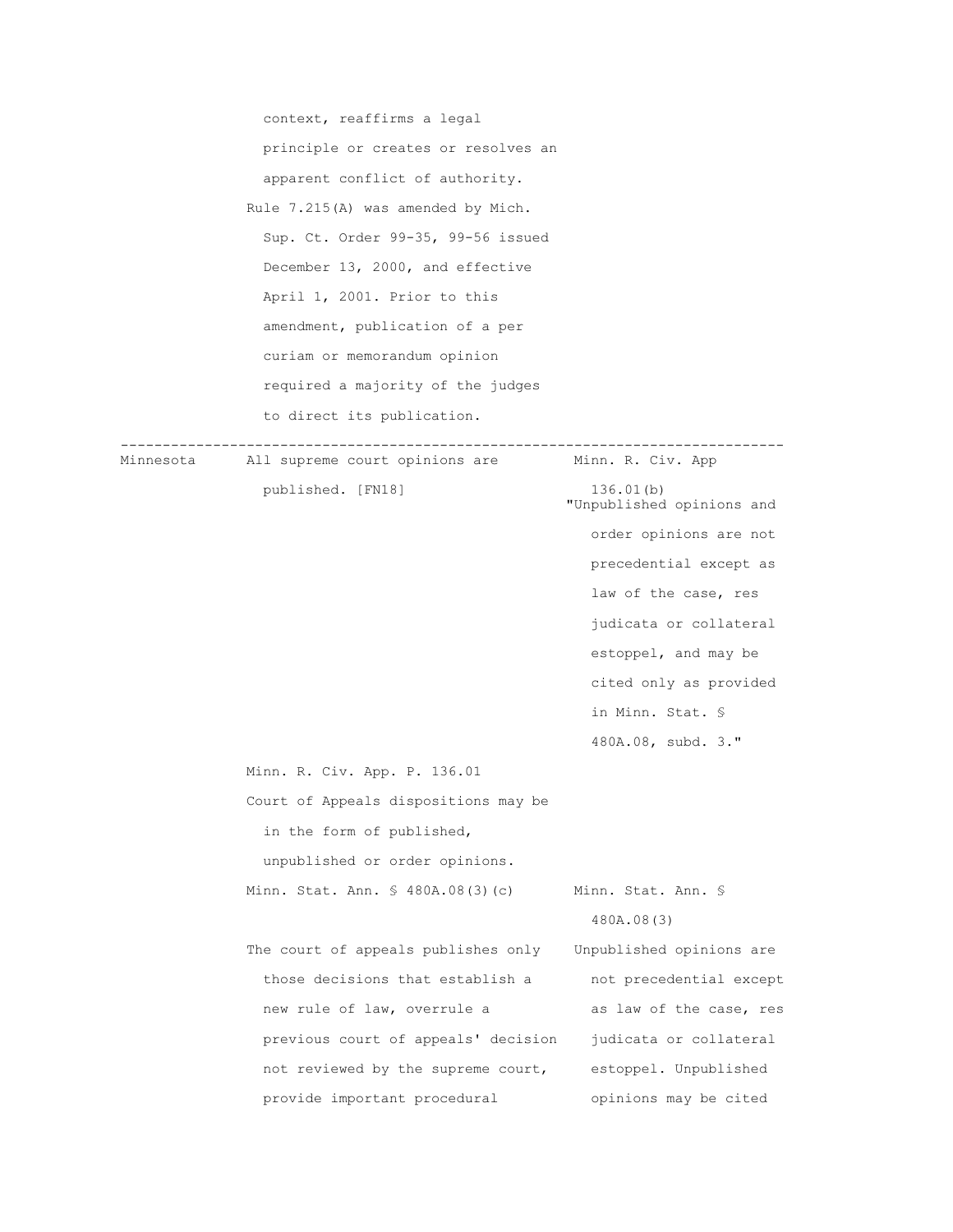| | | |
|---|---|---|
| | context, reaffirms a legal principle or creates or resolves an apparent conflict of authority. | |
| | Rule 7.215(A) was amended by Mich. Sup. Ct. Order 99-35, 99-56 issued December 13, 2000, and effective April 1, 2001. Prior to this amendment, publication of a per curiam or memorandum opinion required a majority of the judges to direct its publication. | |
| Minnesota | All supreme court opinions are published. [FN18] | Minn. R. Civ. App 136.01(b) "Unpublished opinions and order opinions are not precedential except as law of the case, res judicata or collateral estoppel, and may be cited only as provided in Minn. Stat. § 480A.08, subd. 3." |
| | Minn. R. Civ. App. P. 136.01 Court of Appeals dispositions may be in the form of published, unpublished or order opinions. | |
| | Minn. Stat. Ann. § 480A.08(3)(c) | Minn. Stat. Ann. § 480A.08(3) |
| | The court of appeals publishes only those decisions that establish a new rule of law, overrule a previous court of appeals' decision not reviewed by the supreme court, provide important procedural | Unpublished opinions are not precedential except as law of the case, res judicata or collateral estoppel. Unpublished opinions may be cited |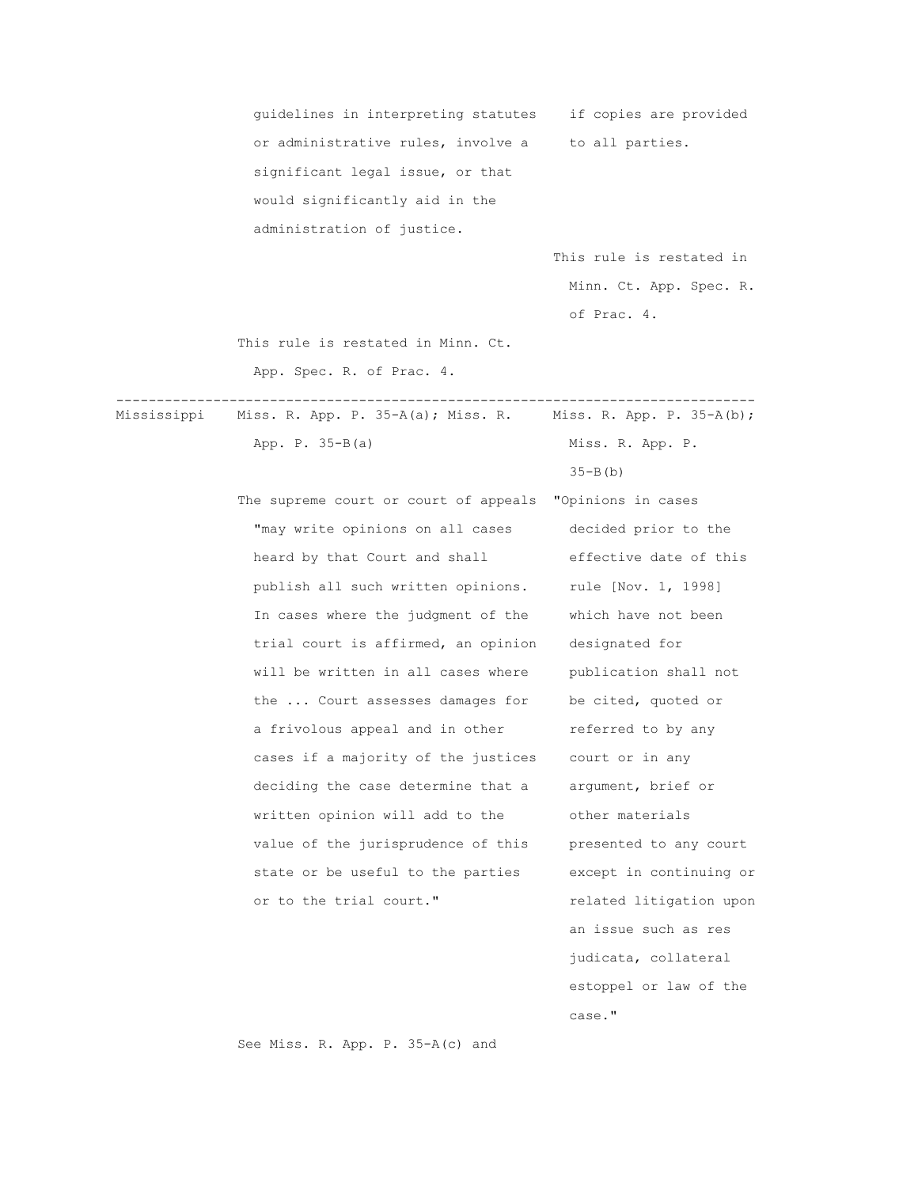| | | |
|---|---|---|
| | guidelines in interpreting statutes or administrative rules, involve a significant legal issue, or that would significantly aid in the administration of justice.<br><br>This rule is restated in Minn. Ct. App. Spec. R. of Prac. 4. | if copies are provided to all parties.<br><br>This rule is restated in Minn. Ct. App. Spec. R. of Prac. 4. |
| Mississippi | Miss. R. App. P. 35-A(a); Miss. R. App. P. 35-B(a)<br><br>The supreme court or court of appeals "may write opinions on all cases heard by that Court and shall publish all such written opinions. In cases where the judgment of the trial court is affirmed, an opinion will be written in all cases where the ... Court assesses damages for a frivolous appeal and in other cases if a majority of the justices deciding the case determine that a written opinion will add to the value of the jurisprudence of this state or be useful to the parties or to the trial court."<br><br>See Miss. R. App. P. 35-A(c) and | Miss. R. App. P. 35-A(b); Miss. R. App. P. 35-B(b)<br><br>"Opinions in cases decided prior to the effective date of this rule [Nov. 1, 1998] which have not been designated for publication shall not be cited, quoted or referred to by any court or in any argument, brief or other materials presented to any court except in continuing or related litigation upon an issue such as res judicata, collateral estoppel or law of the case." |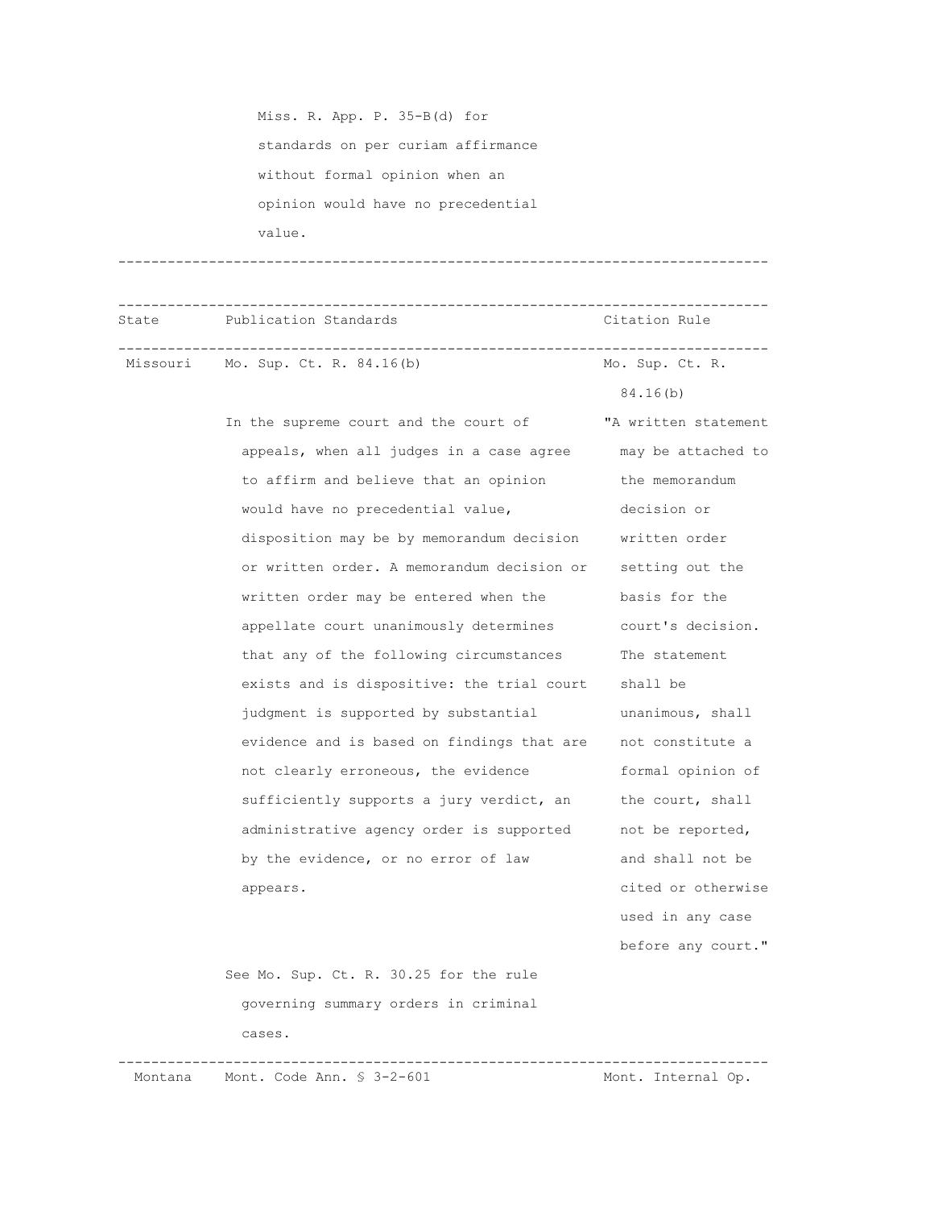Miss. R. App. P. 35-B(d) for standards on per curiam affirmance without formal opinion when an opinion would have no precedential value.

| State | Publication Standards | Citation Rule |
| --- | --- | --- |
| Missouri | Mo. Sup. Ct. R. 84.16(b)<br><br>In the supreme court and the court of appeals, when all judges in a case agree to affirm and believe that an opinion would have no precedential value, disposition may be by memorandum decision or written order. A memorandum decision or written order may be entered when the appellate court unanimously determines that any of the following circumstances exists and is dispositive: the trial court judgment is supported by substantial evidence and is based on findings that are not clearly erroneous, the evidence sufficiently supports a jury verdict, an administrative agency order is supported by the evidence, or no error of law appears.<br><br>See Mo. Sup. Ct. R. 30.25 for the rule governing summary orders in criminal cases. | Mo. Sup. Ct. R. 84.16(b)<br><br>"A written statement may be attached to the memorandum decision or written order setting out the basis for the court's decision. The statement shall be unanimous, shall not constitute a formal opinion of the court, shall not be reported, and shall not be cited or otherwise used in any case before any court." |
| Montana | Mont. Code Ann. § 3-2-601 | Mont. Internal Op. |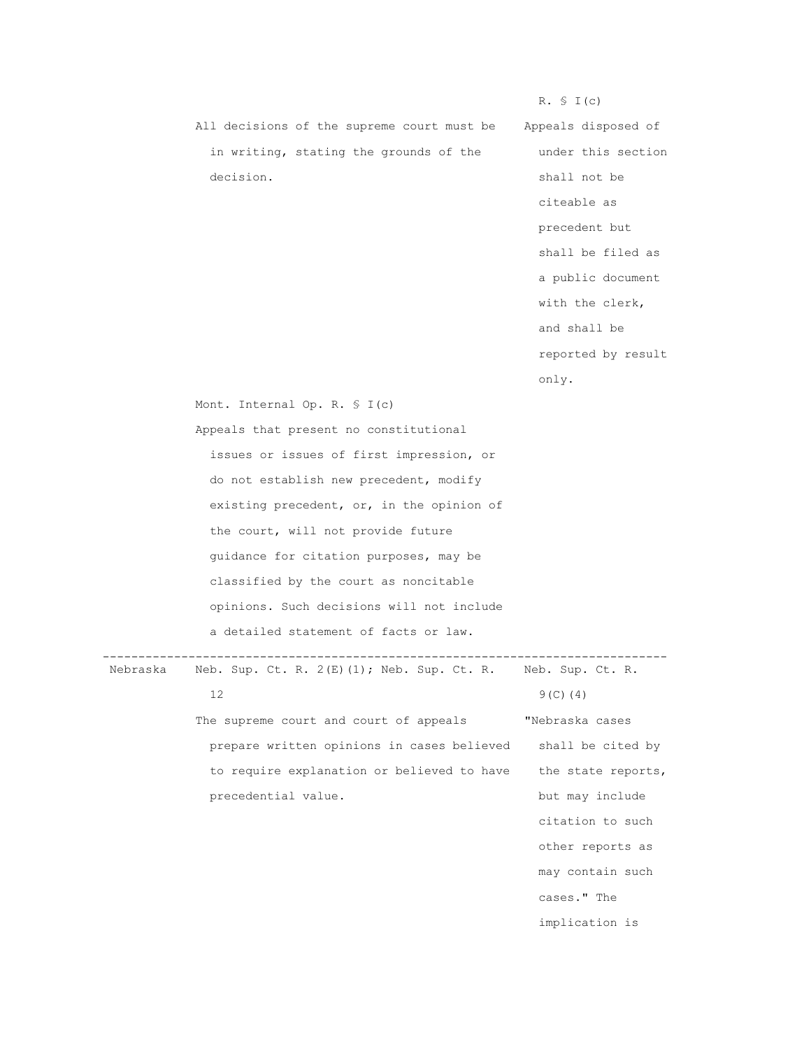| | | R. § I(c) |
|---|---|---|
| | All decisions of the supreme court must be in writing, stating the grounds of the decision. | Appeals disposed of under this section shall not be citeable as precedent but shall be filed as a public document with the clerk, and shall be reported by result only. |
| | Mont. Internal Op. R. § I(c) Appeals that present no constitutional issues or issues of first impression, or do not establish new precedent, modify existing precedent, or, in the opinion of the court, will not provide future guidance for citation purposes, may be classified by the court as noncitable opinions. Such decisions will not include a detailed statement of facts or law. | |
| Nebraska | Neb. Sup. Ct. R. 2(E)(1); Neb. Sup. Ct. R. 12 The supreme court and court of appeals prepare written opinions in cases believed to require explanation or believed to have precedential value. | Neb. Sup. Ct. R. 9(C)(4) "Nebraska cases shall be cited by the state reports, but may include citation to such other reports as may contain such cases." The implication is |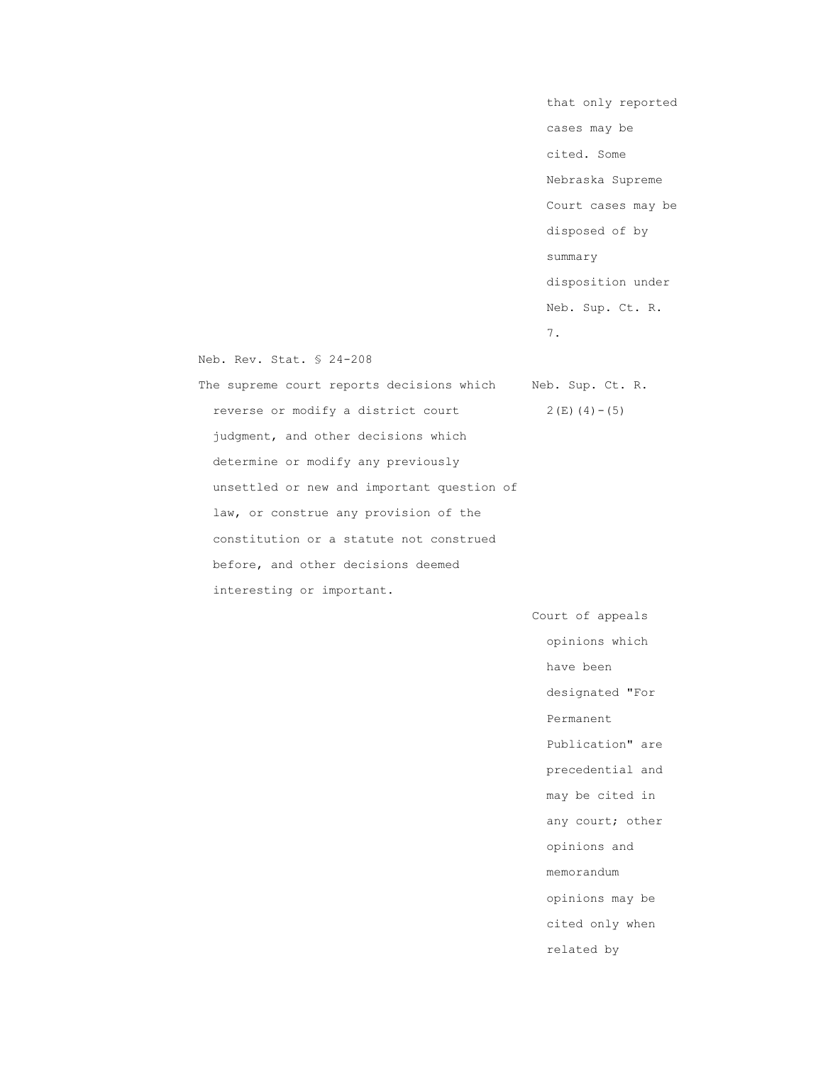that only reported cases may be cited. Some Nebraska Supreme Court cases may be disposed of by summary disposition under Neb. Sup. Ct. R. 7.

| | |
|---|---|
| Neb. Rev. Stat. § 24-208<br>The supreme court reports decisions which reverse or modify a district court judgment, and other decisions which determine or modify any previously unsettled or new and important question of law, or construe any provision of the constitution or a statute not construed before, and other decisions deemed interesting or important. | Neb. Sup. Ct. R. 2(E)(4)-(5) |
| | Court of appeals opinions which have been designated "For Permanent Publication" are precedential and may be cited in any court; other opinions and memorandum opinions may be cited only when related by |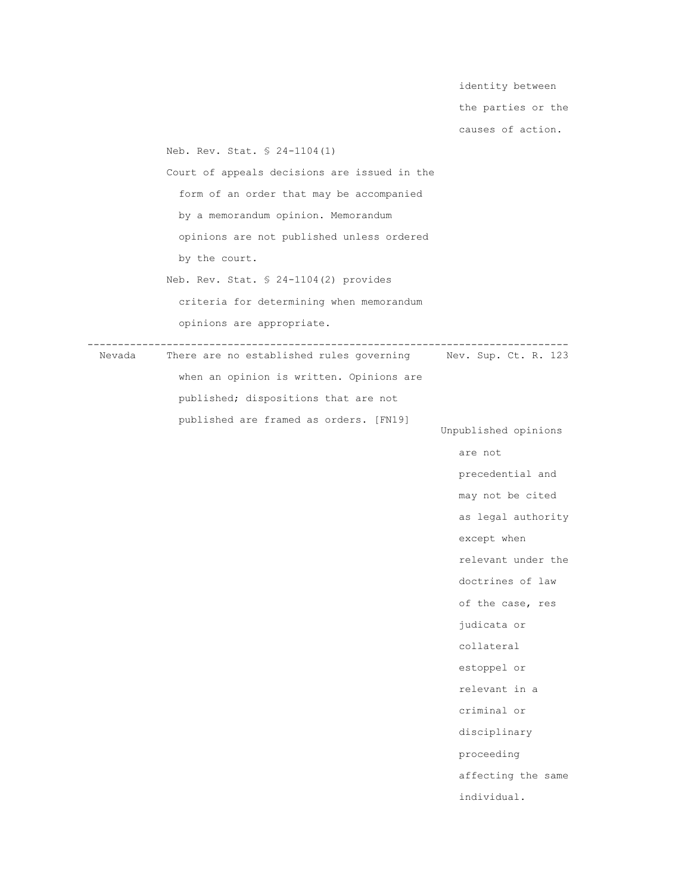| | | |
|---|---|---|
| | Neb. Rev. Stat. § 24-1104(1)<br>Court of appeals decisions are issued in the form of an order that may be accompanied by a memorandum opinion. Memorandum opinions are not published unless ordered by the court.<br>Neb. Rev. Stat. § 24-1104(2) provides criteria for determining when memorandum opinions are appropriate. | identity between the parties or the causes of action. |
| Nevada | There are no established rules governing when an opinion is written. Opinions are published; dispositions that are not published are framed as orders. [FN19] | Nev. Sup. Ct. R. 123<br>Unpublished opinions are not precedential and may not be cited as legal authority except when relevant under the doctrines of law of the case, res judicata or collateral estoppel or relevant in a criminal or disciplinary proceeding affecting the same individual. |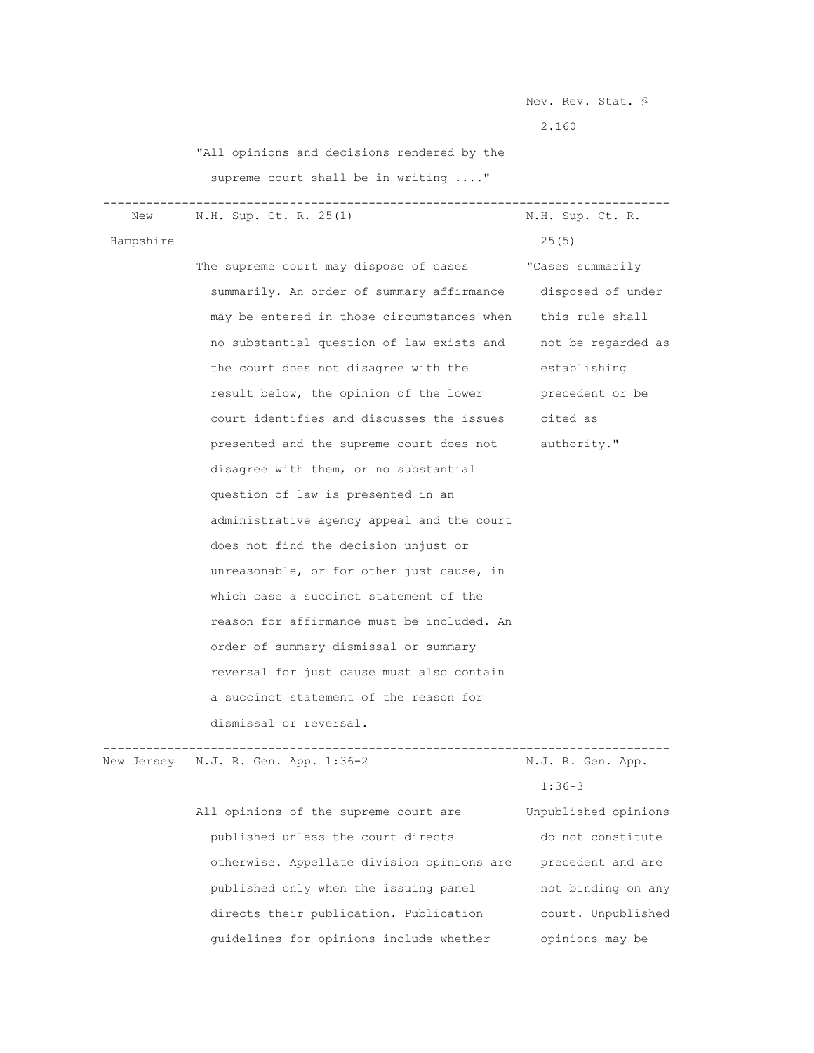| | | |
|---|---|---|
| | "All opinions and decisions rendered by the supreme court shall be in writing ...." | Nev. Rev. Stat. § 2.160 |
| New Hampshire | N.H. Sup. Ct. R. 25(1)<br><br>The supreme court may dispose of cases summarily. An order of summary affirmance may be entered in those circumstances when no substantial question of law exists and the court does not disagree with the result below, the opinion of the lower court identifies and discusses the issues presented and the supreme court does not disagree with them, or no substantial question of law is presented in an administrative agency appeal and the court does not find the decision unjust or unreasonable, or for other just cause, in which case a succinct statement of the reason for affirmance must be included. An order of summary dismissal or summary reversal for just cause must also contain a succinct statement of the reason for dismissal or reversal. | N.H. Sup. Ct. R. 25(5)<br><br>"Cases summarily disposed of under this rule shall not be regarded as establishing precedent or be cited as authority." |
| New Jersey | N.J. R. Gen. App. 1:36-2<br><br>All opinions of the supreme court are published unless the court directs otherwise. Appellate division opinions are published only when the issuing panel directs their publication. Publication guidelines for opinions include whether | N.J. R. Gen. App. 1:36-3<br><br>Unpublished opinions do not constitute precedent and are not binding on any court. Unpublished opinions may be |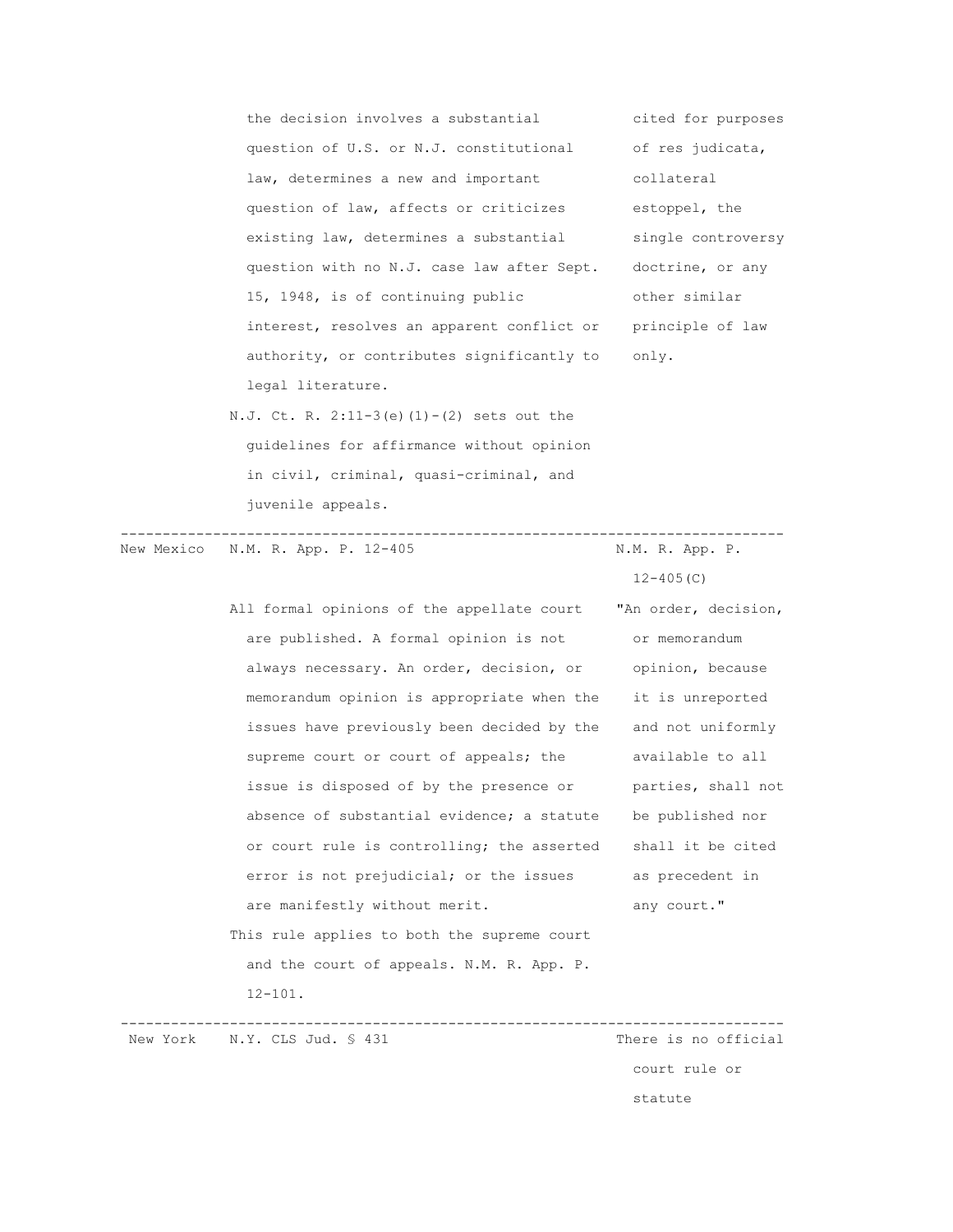| State | Rule/Statute | Citation |
|---|---|---|
| | the decision involves a substantial question of U.S. or N.J. constitutional law, determines a new and important question of law, affects or criticizes existing law, determines a substantial question with no N.J. case law after Sept. 15, 1948, is of continuing public interest, resolves an apparent conflict or authority, or contributes significantly to legal literature.<br>N.J. Ct. R. 2:11-3(e)(1)-(2) sets out the guidelines for affirmance without opinion in civil, criminal, quasi-criminal, and juvenile appeals. | cited for purposes of res judicata, collateral estoppel, the single controversy doctrine, or any other similar principle of law only. |
| New Mexico | N.M. R. App. P. 12-405<br>All formal opinions of the appellate court are published. A formal opinion is not always necessary. An order, decision, or memorandum opinion is appropriate when the issues have previously been decided by the supreme court or court of appeals; the issue is disposed of by the presence or absence of substantial evidence; a statute or court rule is controlling; the asserted error is not prejudicial; or the issues are manifestly without merit.<br>This rule applies to both the supreme court and the court of appeals. N.M. R. App. P. 12-101. | N.M. R. App. P. 12-405(C)<br>"An order, decision, or memorandum opinion, because it is unreported and not uniformly available to all parties, shall not be published nor shall it be cited as precedent in any court." |
| New York | N.Y. CLS Jud. § 431 | There is no official court rule or statute |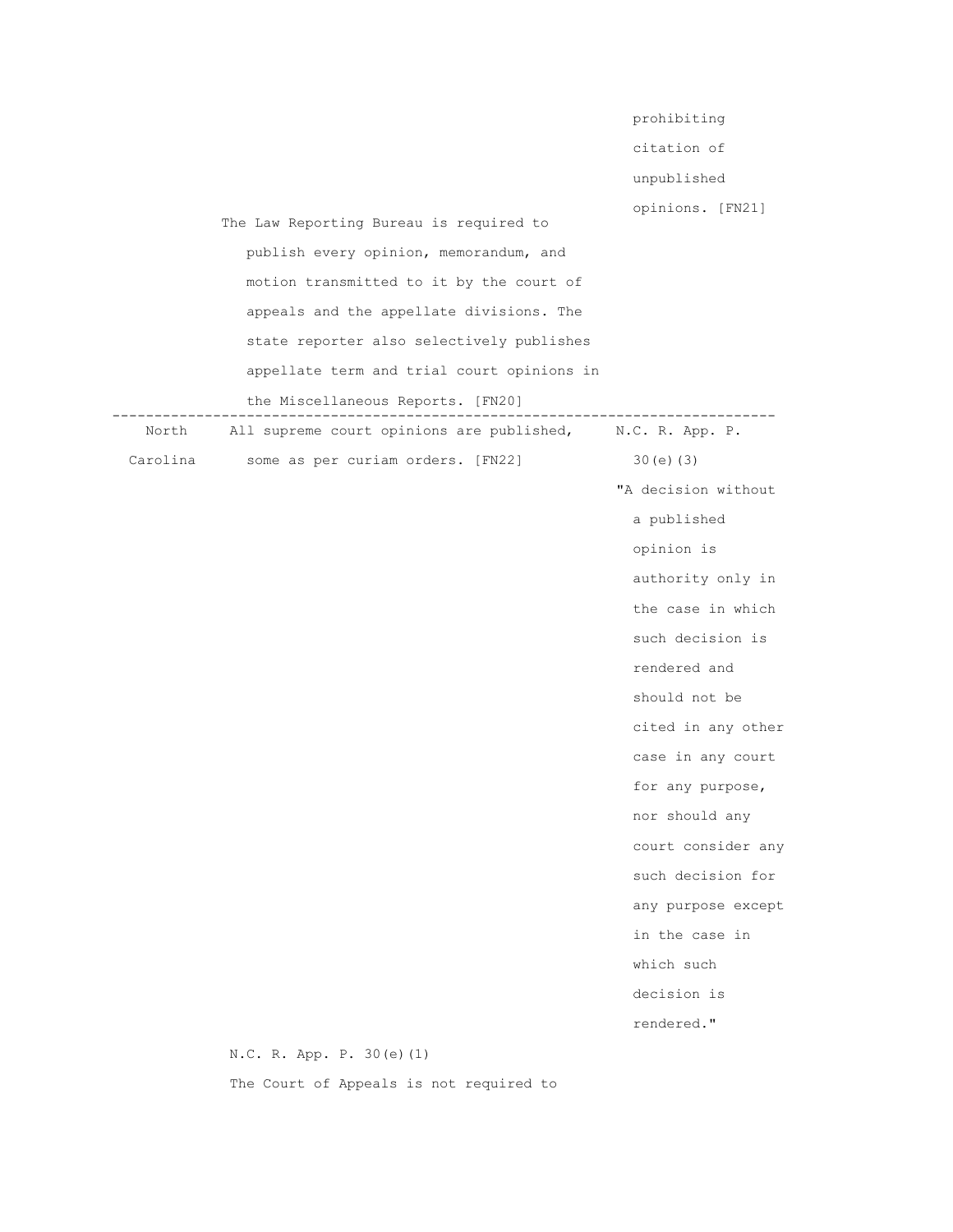| | | |
|---|---|---|
| | The Law Reporting Bureau is required to publish every opinion, memorandum, and motion transmitted to it by the court of appeals and the appellate divisions. The state reporter also selectively publishes appellate term and trial court opinions in the Miscellaneous Reports. [FN20] | prohibiting citation of unpublished opinions. [FN21] |
| North Carolina | All supreme court opinions are published, some as per curiam orders. [FN22] | N.C. R. App. P. 30(e)(3) "A decision without a published opinion is authority only in the case in which such decision is rendered and should not be cited in any other case in any court for any purpose, nor should any court consider any such decision for any purpose except in the case in which such decision is rendered." |
| | N.C. R. App. P. 30(e)(1) The Court of Appeals is not required to | |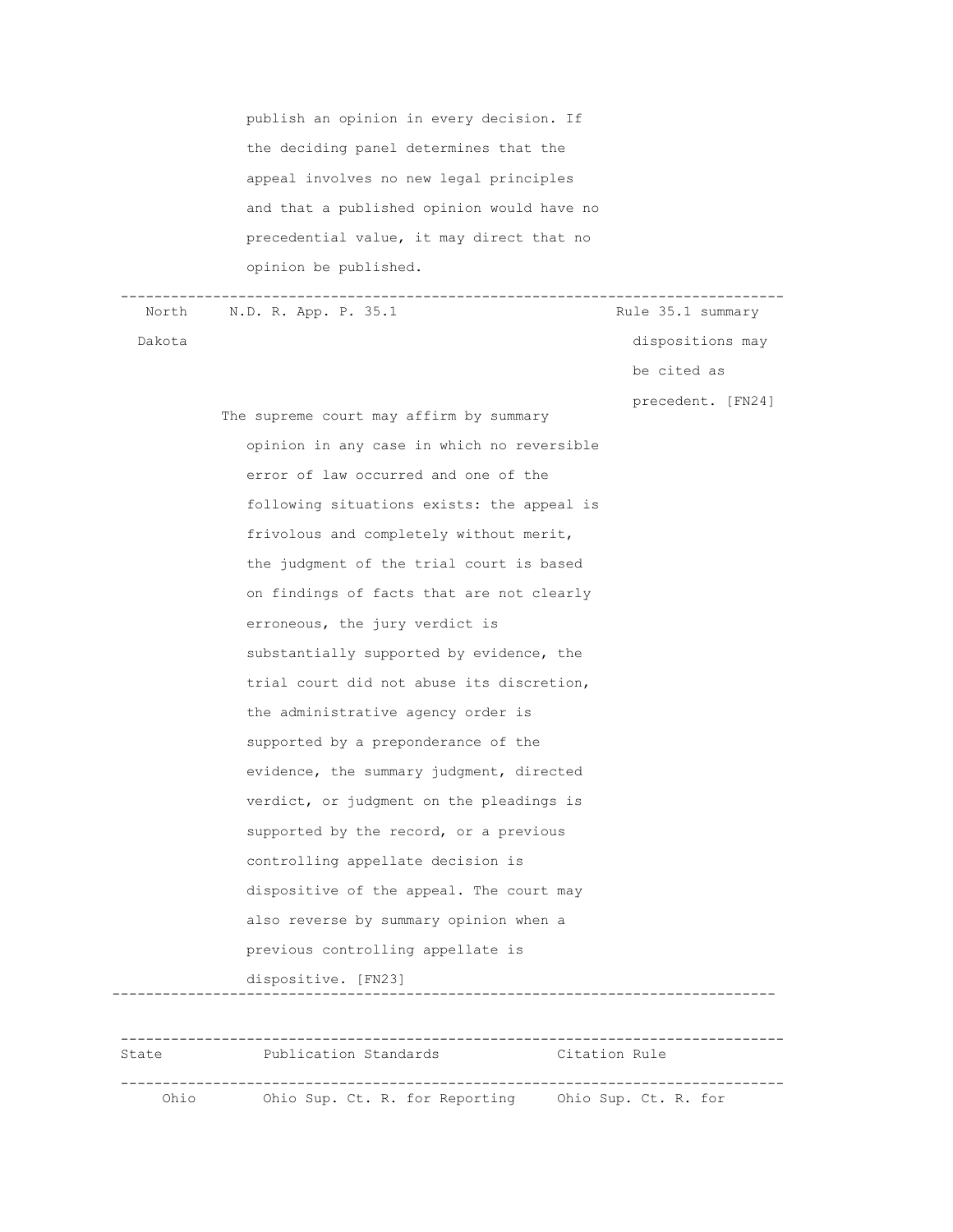| State | Publication Standards | Citation Rule |
|---|---|---|
| | publish an opinion in every decision. If the deciding panel determines that the appeal involves no new legal principles and that a published opinion would have no precedential value, it may direct that no opinion be published. | |
| North Dakota | N.D. R. App. P. 35.1<br><br>The supreme court may affirm by summary opinion in any case in which no reversible error of law occurred and one of the following situations exists: the appeal is frivolous and completely without merit, the judgment of the trial court is based on findings of facts that are not clearly erroneous, the jury verdict is substantially supported by evidence, the trial court did not abuse its discretion, the administrative agency order is supported by a preponderance of the evidence, the summary judgment, directed verdict, or judgment on the pleadings is supported by the record, or a previous controlling appellate decision is dispositive of the appeal. The court may also reverse by summary opinion when a previous controlling appellate is dispositive. [FN23] | Rule 35.1 summary dispositions may be cited as precedent. [FN24] |

| State | Publication Standards | Citation Rule |
|---|---|---|
| Ohio | Ohio Sup. Ct. R. for Reporting | Ohio Sup. Ct. R. for |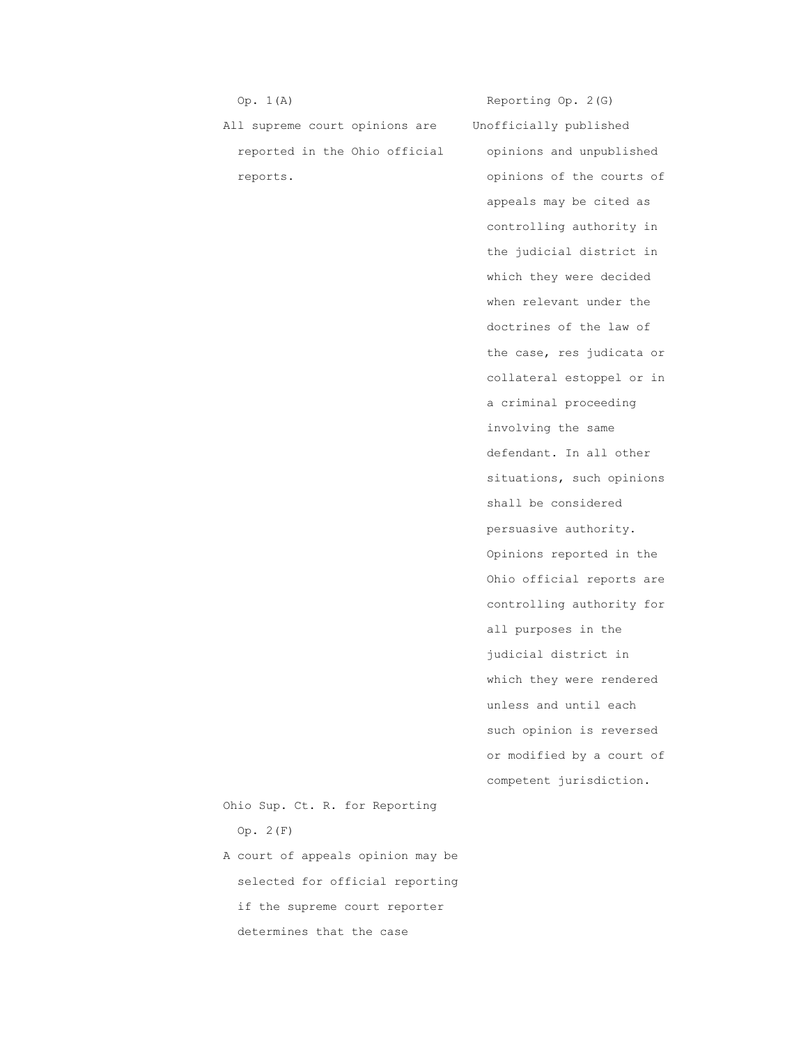Op. 1(A)

All supreme court opinions are reported in the Ohio official reports.

Ohio Sup. Ct. R. for Reporting Op. 2(F)

A court of appeals opinion may be selected for official reporting if the supreme court reporter determines that the case

Reporting Op. 2(G)

Unofficially published opinions and unpublished opinions of the courts of appeals may be cited as controlling authority in the judicial district in which they were decided when relevant under the doctrines of the law of the case, res judicata or collateral estoppel or in a criminal proceeding involving the same defendant. In all other situations, such opinions shall be considered persuasive authority. Opinions reported in the Ohio official reports are controlling authority for all purposes in the judicial district in which they were rendered unless and until each such opinion is reversed or modified by a court of competent jurisdiction.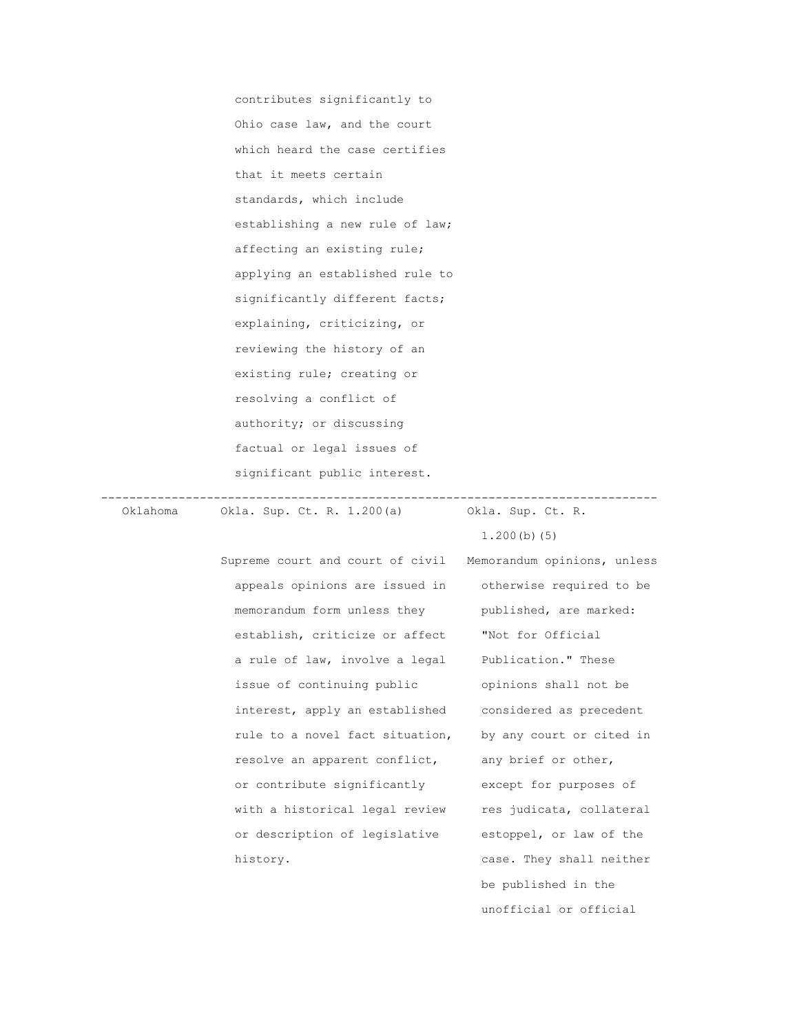| | | |
|---|---|---|
| | contributes significantly to Ohio case law, and the court which heard the case certifies that it meets certain standards, which include establishing a new rule of law; affecting an existing rule; applying an established rule to significantly different facts; explaining, criticizing, or reviewing the history of an existing rule; creating or resolving a conflict of authority; or discussing factual or legal issues of significant public interest. | |
| Oklahoma | Okla. Sup. Ct. R. 1.200(a)<br><br>Supreme court and court of civil appeals opinions are issued in memorandum form unless they establish, criticize or affect a rule of law, involve a legal issue of continuing public interest, apply an established rule to a novel fact situation, resolve an apparent conflict, or contribute significantly with a historical legal review or description of legislative history. | Okla. Sup. Ct. R. 1.200(b)(5)<br><br>Memorandum opinions, unless otherwise required to be published, are marked: "Not for Official Publication." These opinions shall not be considered as precedent by any court or cited in any brief or other, except for purposes of res judicata, collateral estoppel, or law of the case. They shall neither be published in the unofficial or official |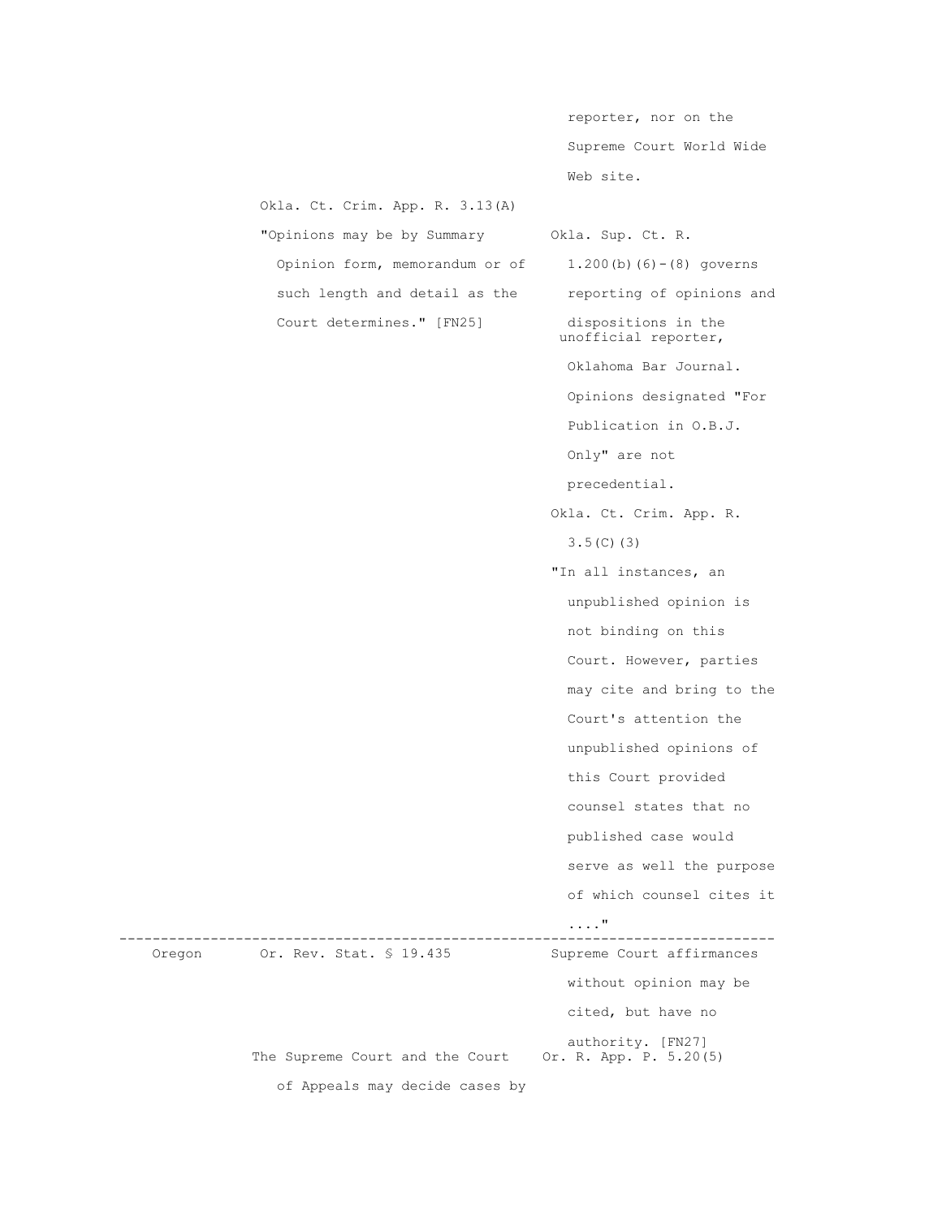| | | |
|---|---|---|
| | | reporter, nor on the Supreme Court World Wide Web site. |
| | Okla. Ct. Crim. App. R. 3.13(A) "Opinions may be by Summary Opinion form, memorandum or of such length and detail as the Court determines." [FN25] | Okla. Sup. Ct. R. 1.200(b)(6)-(8) governs reporting of opinions and dispositions in the unofficial reporter, Oklahoma Bar Journal. Opinions designated "For Publication in O.B.J. Only" are not precedential. Okla. Ct. Crim. App. R. 3.5(C)(3) "In all instances, an unpublished opinion is not binding on this Court. However, parties may cite and bring to the Court's attention the unpublished opinions of this Court provided counsel states that no published case would serve as well the purpose of which counsel cites it ...." |
| Oregon | Or. Rev. Stat. § 19.435 | Supreme Court affirmances without opinion may be cited, but have no authority. [FN27] |
| | The Supreme Court and the Court of Appeals may decide cases by | Or. R. App. P. 5.20(5) |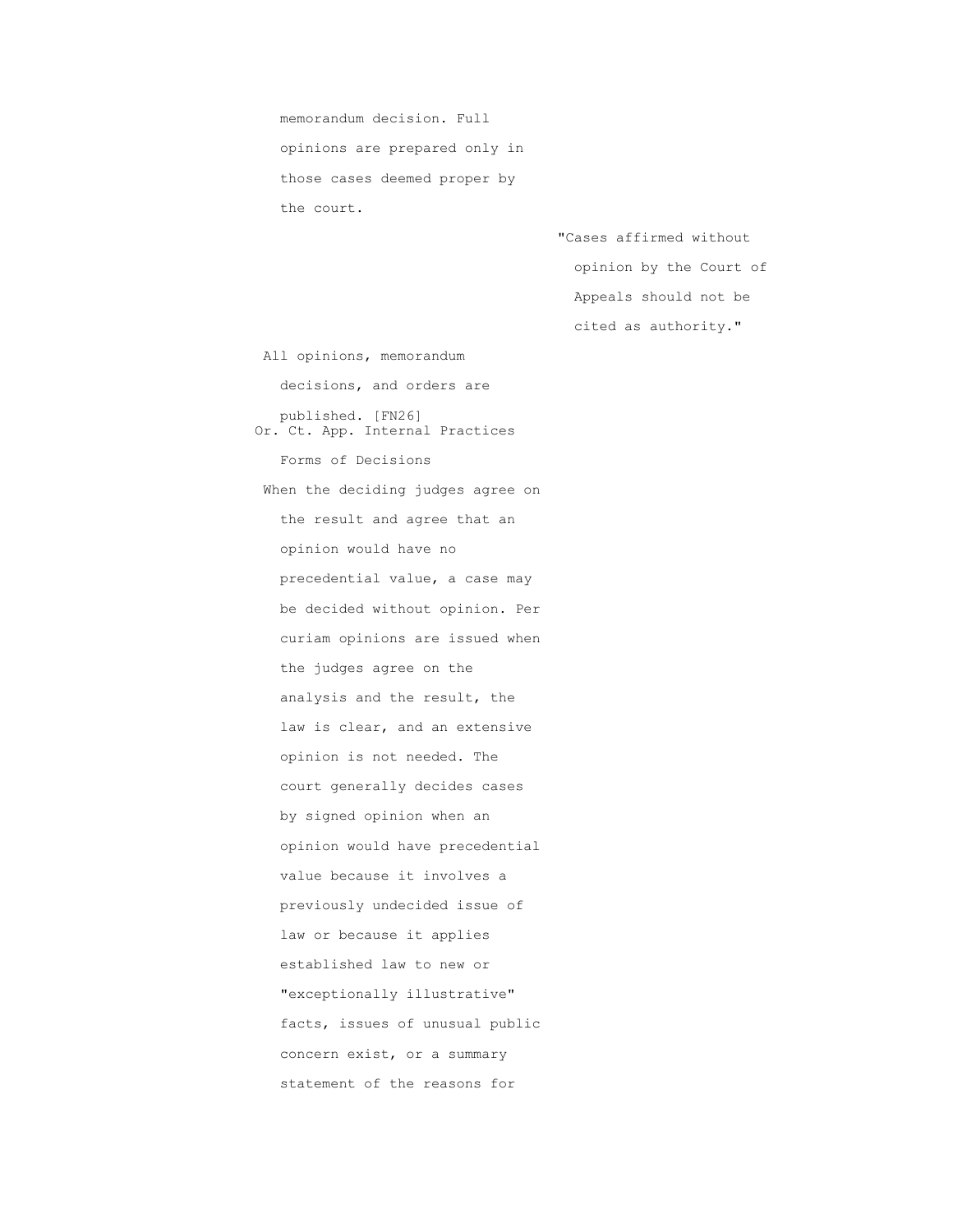memorandum decision. Full opinions are prepared only in those cases deemed proper by the court.

"Cases affirmed without opinion by the Court of Appeals should not be cited as authority."

All opinions, memorandum decisions, and orders are published. [FN26]

Or. Ct. App. Internal Practices

Forms of Decisions

When the deciding judges agree on the result and agree that an opinion would have no precedential value, a case may be decided without opinion. Per curiam opinions are issued when the judges agree on the analysis and the result, the law is clear, and an extensive opinion is not needed. The court generally decides cases by signed opinion when an opinion would have precedential value because it involves a previously undecided issue of law or because it applies established law to new or "exceptionally illustrative" facts, issues of unusual public concern exist, or a summary statement of the reasons for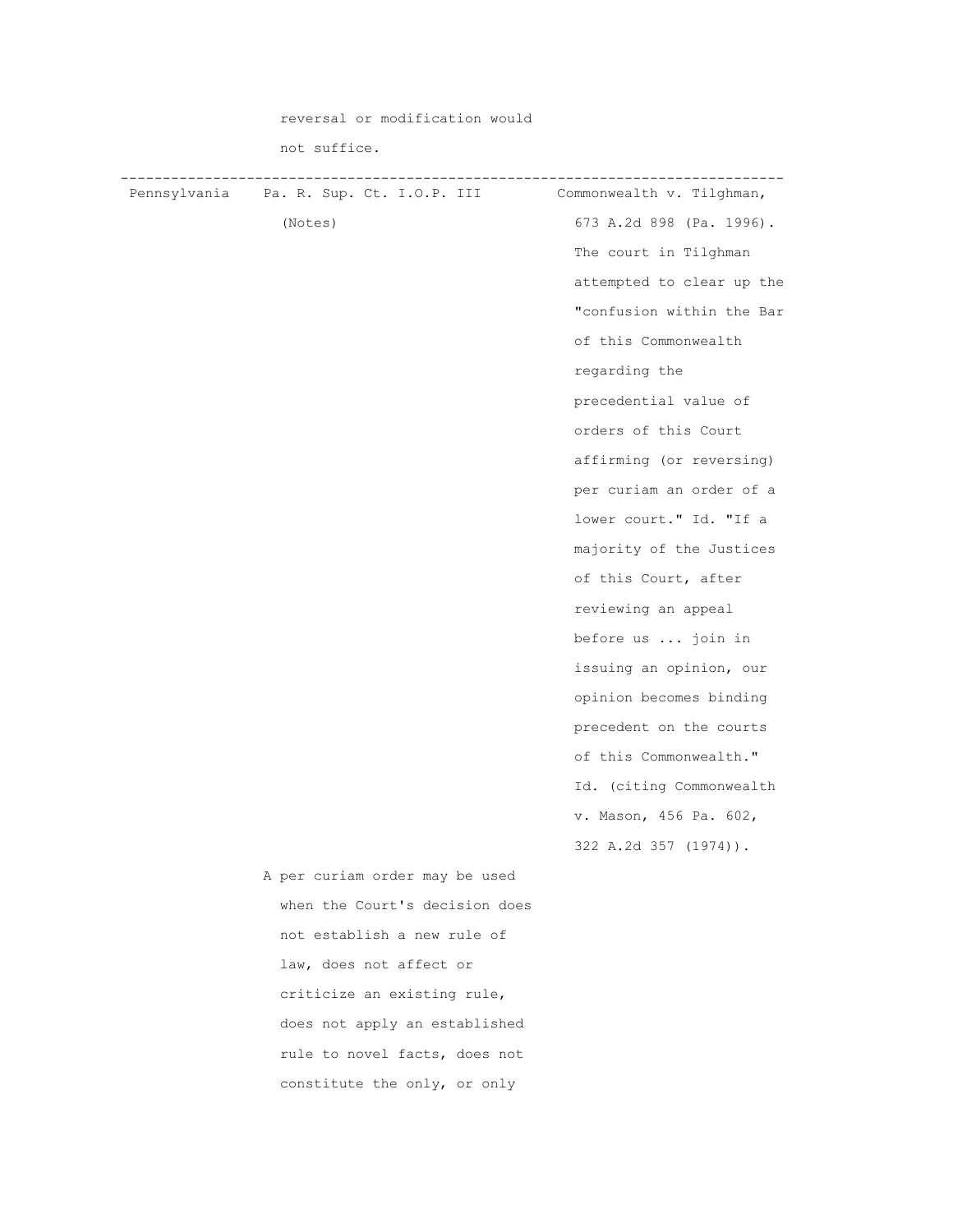| | reversal or modification would not suffice. | |
|---|---|---|
| Pennsylvania | Pa. R. Sup. Ct. I.O.P. III (Notes) | Commonwealth v. Tilghman, 673 A.2d 898 (Pa. 1996). The court in Tilghman attempted to clear up the "confusion within the Bar of this Commonwealth regarding the precedential value of orders of this Court affirming (or reversing) per curiam an order of a lower court." Id. "If a majority of the Justices of this Court, after reviewing an appeal before us ... join in issuing an opinion, our opinion becomes binding precedent on the courts of this Commonwealth." Id. (citing Commonwealth v. Mason, 456 Pa. 602, 322 A.2d 357 (1974)). |
| | A per curiam order may be used when the Court's decision does not establish a new rule of law, does not affect or criticize an existing rule, does not apply an established rule to novel facts, does not constitute the only, or only | |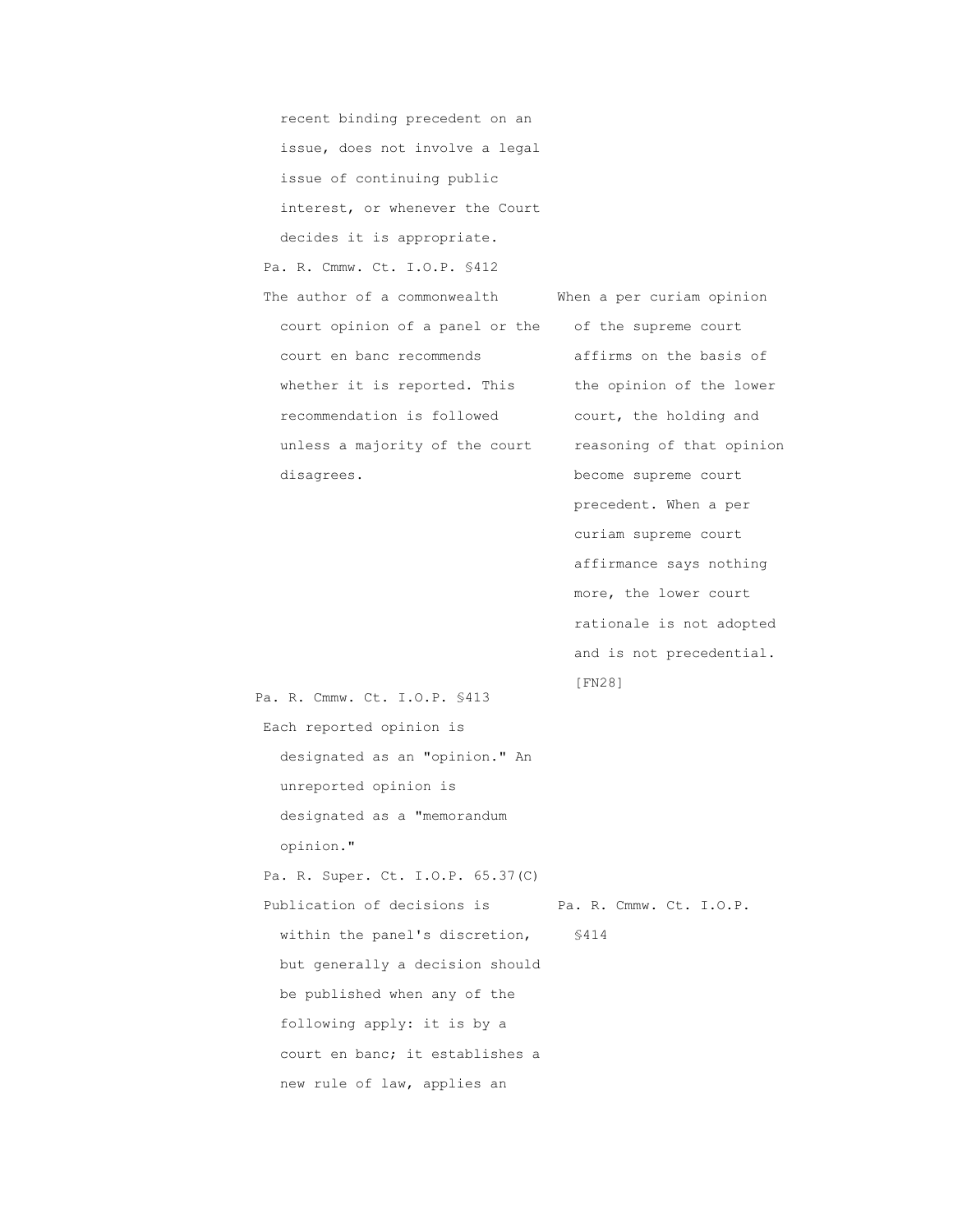recent binding precedent on an issue, does not involve a legal issue of continuing public interest, or whenever the Court decides it is appropriate.

| | |
|---|---|
| Pa. R. Cmmw. Ct. I.O.P. §412 | |
| The author of a commonwealth court opinion of a panel or the court en banc recommends whether it is reported. This recommendation is followed unless a majority of the court disagrees. | When a per curiam opinion of the supreme court affirms on the basis of the opinion of the lower court, the holding and reasoning of that opinion become supreme court precedent. When a per curiam supreme court affirmance says nothing more, the lower court rationale is not adopted and is not precedential. [FN28] |
| Pa. R. Cmmw. Ct. I.O.P. §413 | |
| Each reported opinion is designated as an "opinion." An unreported opinion is designated as a "memorandum opinion." | |
| Pa. R. Super. Ct. I.O.P. 65.37(C) | |
| Publication of decisions is within the panel's discretion, but generally a decision should be published when any of the following apply: it is by a court en banc; it establishes a new rule of law, applies an | Pa. R. Cmmw. Ct. I.O.P. §414 |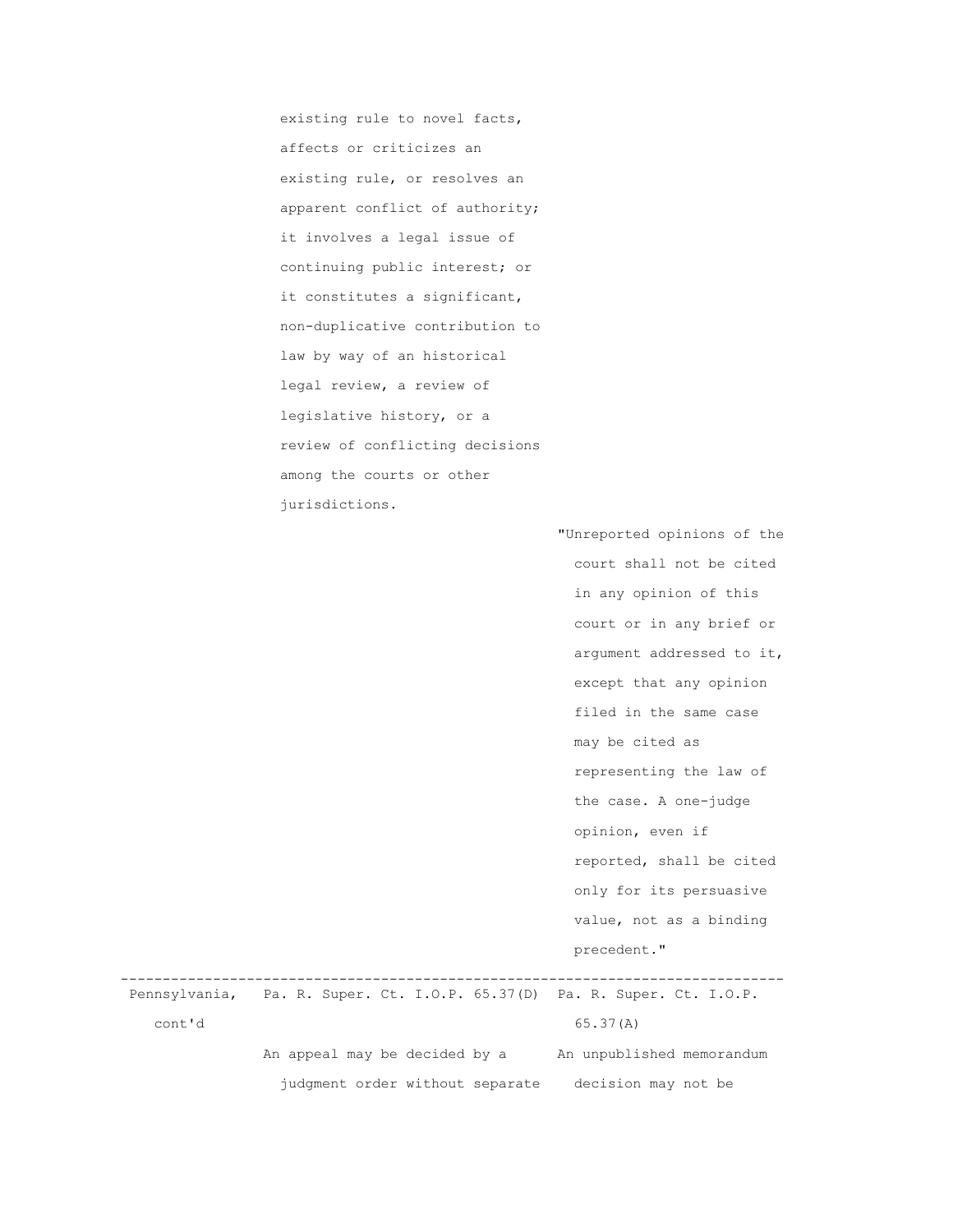| | | |
|---|---|---|
| | existing rule to novel facts, affects or criticizes an existing rule, or resolves an apparent conflict of authority; it involves a legal issue of continuing public interest; or it constitutes a significant, non-duplicative contribution to law by way of an historical legal review, a review of legislative history, or a review of conflicting decisions among the courts or other jurisdictions. | |
| | | "Unreported opinions of the court shall not be cited in any opinion of this court or in any brief or argument addressed to it, except that any opinion filed in the same case may be cited as representing the law of the case. A one-judge opinion, even if reported, shall be cited only for its persuasive value, not as a binding precedent." |
| Pennsylvania, cont'd | Pa. R. Super. Ct. I.O.P. 65.37(D)<br><br>An appeal may be decided by a judgment order without separate | Pa. R. Super. Ct. I.O.P. 65.37(A)<br><br>An unpublished memorandum decision may not be |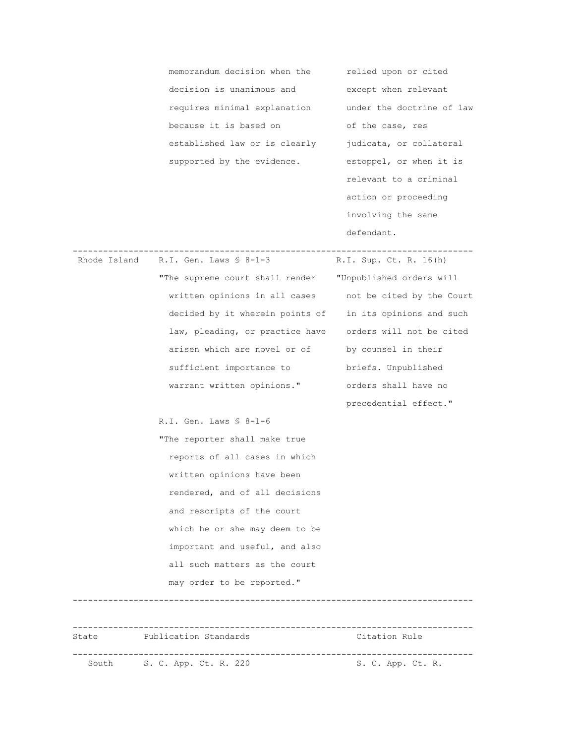| State | Publication Standards | Citation Rule |
|---|---|---|
| | memorandum decision when the decision is unanimous and requires minimal explanation because it is based on established law or is clearly supported by the evidence. | relied upon or cited except when relevant under the doctrine of law of the case, res judicata, or collateral estoppel, or when it is relevant to a criminal action or proceeding involving the same defendant. |
| Rhode Island | R.I. Gen. Laws § 8-1-3 "The supreme court shall render written opinions in all cases decided by it wherein points of law, pleading, or practice have arisen which are novel or of sufficient importance to warrant written opinions." R.I. Gen. Laws § 8-1-6 "The reporter shall make true reports of all cases in which written opinions have been rendered, and of all decisions and rescripts of the court which he or she may deem to be important and useful, and also all such matters as the court may order to be reported." | R.I. Sup. Ct. R. 16(h) "Unpublished orders will not be cited by the Court in its opinions and such orders will not be cited by counsel in their briefs. Unpublished orders shall have no precedential effect." |

| State | Publication Standards | Citation Rule |
|---|---|---|
| South | S. C. App. Ct. R. 220 | S. C. App. Ct. R. |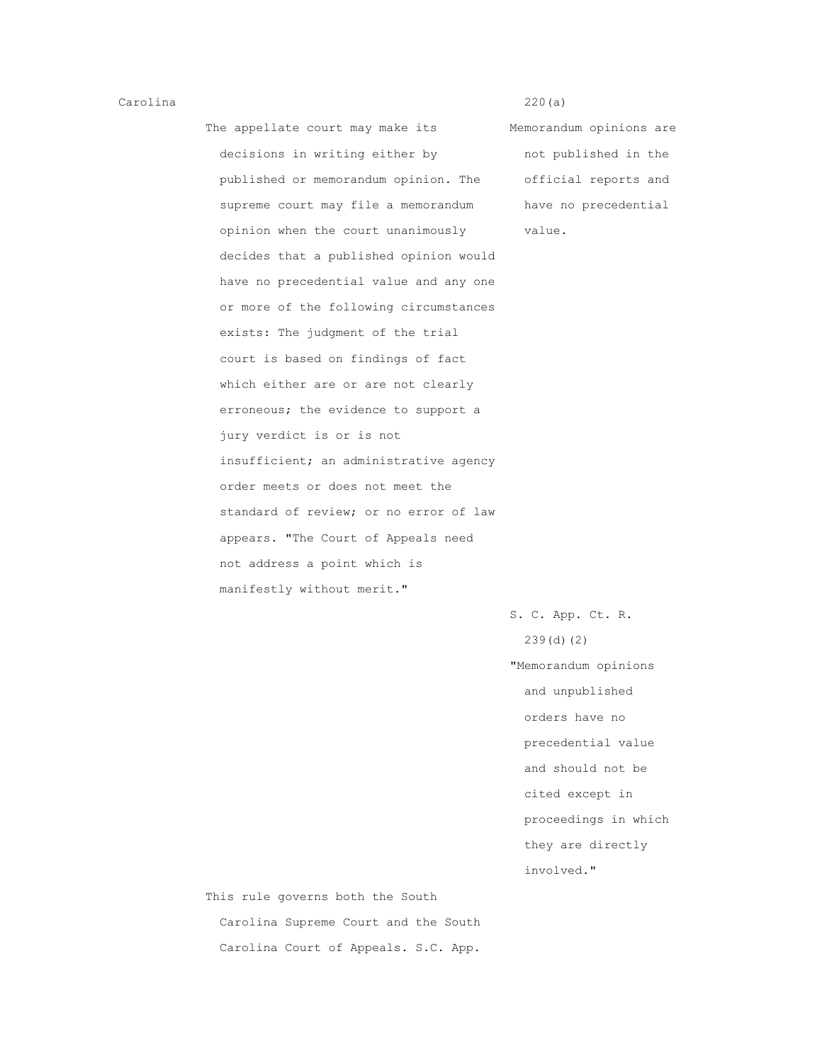| Carolina | | 220(a) |
|---|---|---|
| | The appellate court may make its decisions in writing either by published or memorandum opinion. The supreme court may file a memorandum opinion when the court unanimously decides that a published opinion would have no precedential value and any one or more of the following circumstances exists: The judgment of the trial court is based on findings of fact which either are or are not clearly erroneous; the evidence to support a jury verdict is or is not insufficient; an administrative agency order meets or does not meet the standard of review; or no error of law appears. "The Court of Appeals need not address a point which is manifestly without merit." | Memorandum opinions are not published in the official reports and have no precedential value. |
| | | S. C. App. Ct. R. 239(d)(2) |
| | | "Memorandum opinions and unpublished orders have no precedential value and should not be cited except in proceedings in which they are directly involved." |
| | This rule governs both the South Carolina Supreme Court and the South Carolina Court of Appeals. S.C. App. | |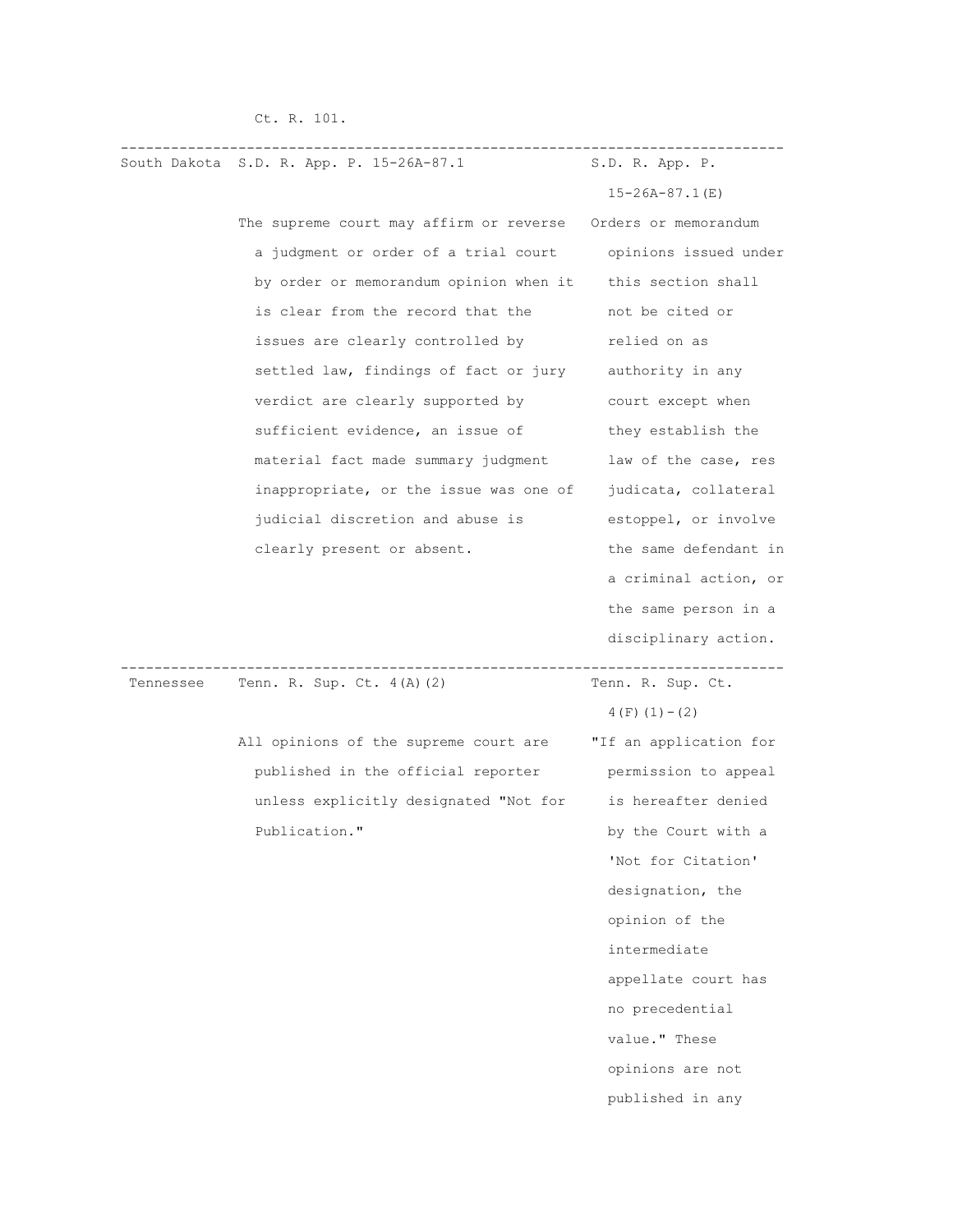| | | |
|---|---|---|
| | Ct. R. 101. | |
| South Dakota | S.D. R. App. P. 15-26A-87.1<br><br>The supreme court may affirm or reverse a judgment or order of a trial court by order or memorandum opinion when it is clear from the record that the issues are clearly controlled by settled law, findings of fact or jury verdict are clearly supported by sufficient evidence, an issue of material fact made summary judgment inappropriate, or the issue was one of judicial discretion and abuse is clearly present or absent. | S.D. R. App. P. 15-26A-87.1(E)<br><br>Orders or memorandum opinions issued under this section shall not be cited or relied on as authority in any court except when they establish the law of the case, res judicata, collateral estoppel, or involve the same defendant in a criminal action, or the same person in a disciplinary action. |
| Tennessee | Tenn. R. Sup. Ct. 4(A)(2)<br><br>All opinions of the supreme court are published in the official reporter unless explicitly designated "Not for Publication." | Tenn. R. Sup. Ct. 4(F)(1)-(2)<br><br>"If an application for permission to appeal is hereafter denied by the Court with a 'Not for Citation' designation, the opinion of the intermediate appellate court has no precedential value." These opinions are not published in any |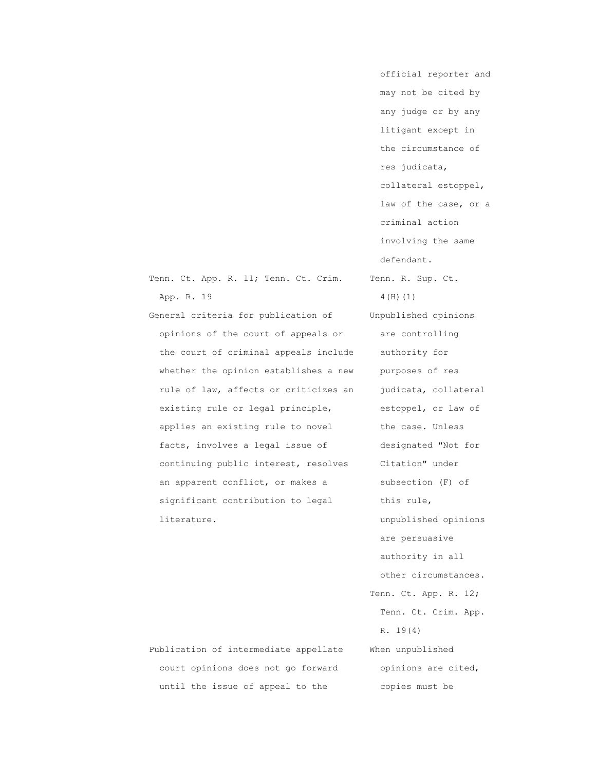| | |
|---|---|
| | official reporter and may not be cited by any judge or by any litigant except in the circumstance of res judicata, collateral estoppel, law of the case, or a criminal action involving the same defendant. |
| Tenn. Ct. App. R. 11; Tenn. Ct. Crim. App. R. 19 | Tenn. R. Sup. Ct. 4(H)(1) |
| General criteria for publication of opinions of the court of appeals or the court of criminal appeals include whether the opinion establishes a new rule of law, affects or criticizes an existing rule or legal principle, applies an existing rule to novel facts, involves a legal issue of continuing public interest, resolves an apparent conflict, or makes a significant contribution to legal literature. | Unpublished opinions are controlling authority for purposes of res judicata, collateral estoppel, or law of the case. Unless designated "Not for Citation" under subsection (F) of this rule, unpublished opinions are persuasive authority in all other circumstances. |
| | Tenn. Ct. App. R. 12; Tenn. Ct. Crim. App. R. 19(4) |
| Publication of intermediate appellate court opinions does not go forward until the issue of appeal to the | When unpublished opinions are cited, copies must be |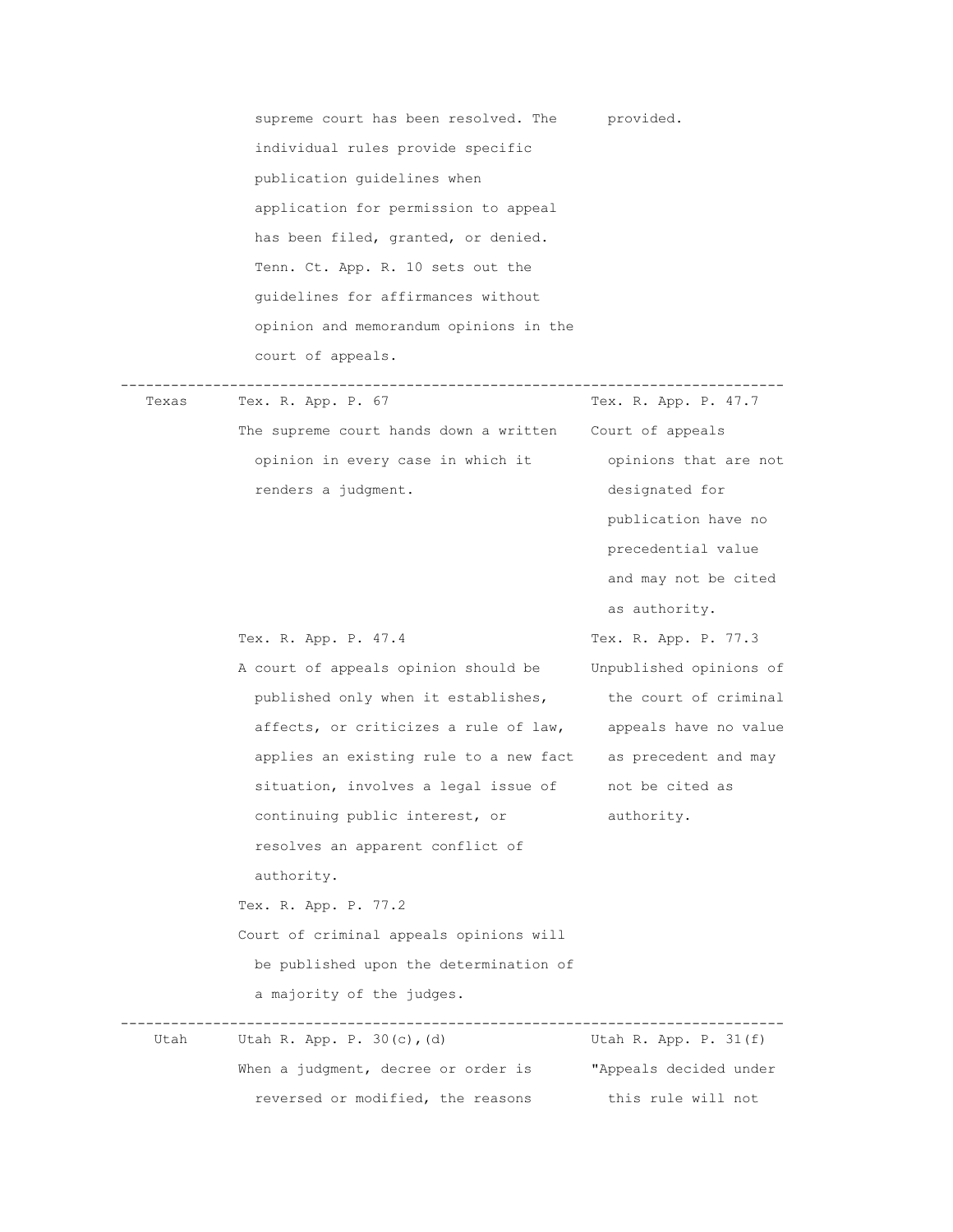| | | |
|---|---|---|
| | supreme court has been resolved. The individual rules provide specific publication guidelines when application for permission to appeal has been filed, granted, or denied. Tenn. Ct. App. R. 10 sets out the guidelines for affirmances without opinion and memorandum opinions in the court of appeals. | provided. |
| Texas | Tex. R. App. P. 67<br>The supreme court hands down a written opinion in every case in which it renders a judgment. | Tex. R. App. P. 47.7<br>Court of appeals opinions that are not designated for publication have no precedential value and may not be cited as authority. |
| | Tex. R. App. P. 47.4<br>A court of appeals opinion should be published only when it establishes, affects, or criticizes a rule of law, applies an existing rule to a new fact situation, involves a legal issue of continuing public interest, or resolves an apparent conflict of authority.<br>Tex. R. App. P. 77.2<br>Court of criminal appeals opinions will be published upon the determination of a majority of the judges. | Tex. R. App. P. 77.3<br>Unpublished opinions of the court of criminal appeals have no value as precedent and may not be cited as authority. |
| Utah | Utah R. App. P. 30(c),(d)<br>When a judgment, decree or order is reversed or modified, the reasons | Utah R. App. P. 31(f)<br>"Appeals decided under this rule will not |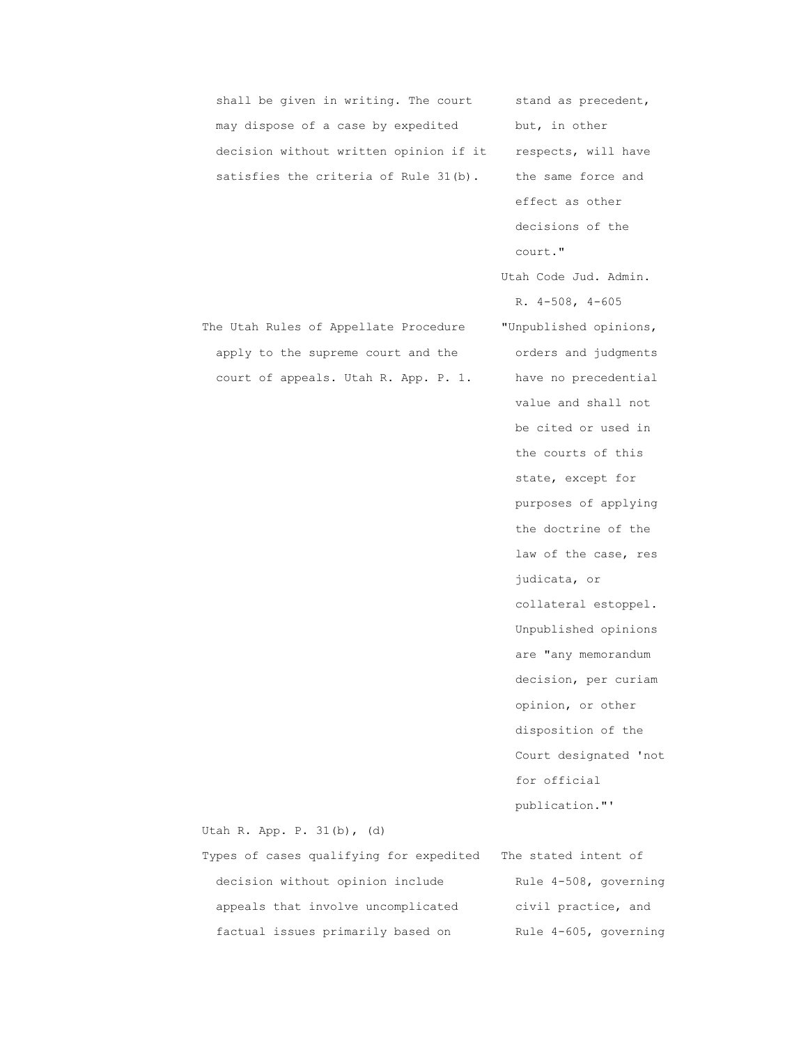| | |
|---|---|
| shall be given in writing. The court may dispose of a case by expedited decision without written opinion if it satisfies the criteria of Rule 31(b). | stand as precedent, but, in other respects, will have the same force and effect as other decisions of the court." |
| | Utah Code Jud. Admin. R. 4-508, 4-605 |
| The Utah Rules of Appellate Procedure apply to the supreme court and the court of appeals. Utah R. App. P. 1. | "Unpublished opinions, orders and judgments have no precedential value and shall not be cited or used in the courts of this state, except for purposes of applying the doctrine of the law of the case, res judicata, or collateral estoppel. Unpublished opinions are "any memorandum decision, per curiam opinion, or other disposition of the Court designated 'not for official publication."' |
| Utah R. App. P. 31(b), (d) | |
| Types of cases qualifying for expedited decision without opinion include appeals that involve uncomplicated factual issues primarily based on | The stated intent of Rule 4-508, governing civil practice, and Rule 4-605, governing |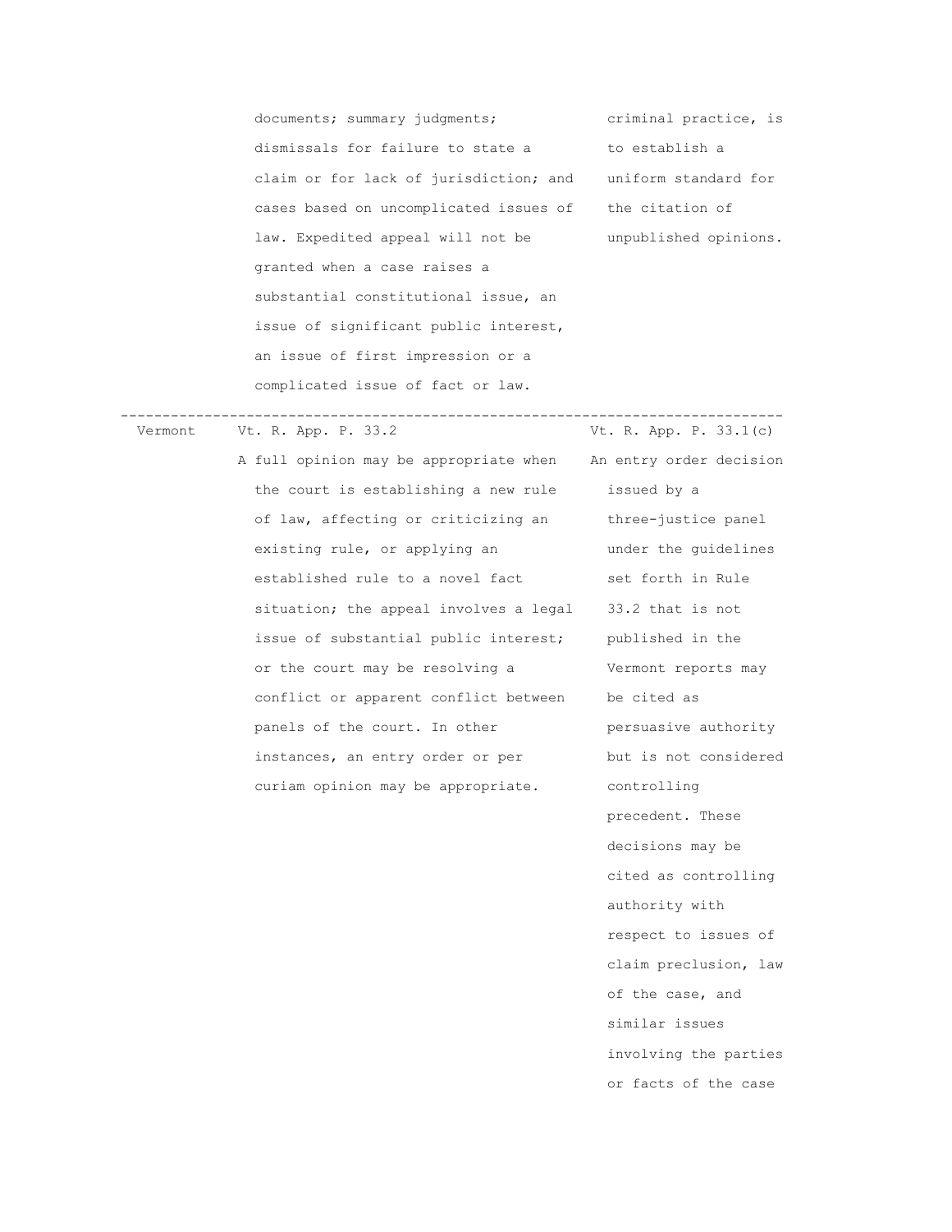| | | |
|---|---|---|
| | documents; summary judgments; dismissals for failure to state a claim or for lack of jurisdiction; and cases based on uncomplicated issues of law. Expedited appeal will not be granted when a case raises a substantial constitutional issue, an issue of significant public interest, an issue of first impression or a complicated issue of fact or law. | criminal practice, is to establish a uniform standard for the citation of unpublished opinions. |
| Vermont | Vt. R. App. P. 33.2<br>A full opinion may be appropriate when the court is establishing a new rule of law, affecting or criticizing an existing rule, or applying an established rule to a novel fact situation; the appeal involves a legal issue of substantial public interest; or the court may be resolving a conflict or apparent conflict between panels of the court. In other instances, an entry order or per curiam opinion may be appropriate. | Vt. R. App. P. 33.1(c)<br>An entry order decision issued by a three-justice panel under the guidelines set forth in Rule 33.2 that is not published in the Vermont reports may be cited as persuasive authority but is not considered controlling precedent. These decisions may be cited as controlling authority with respect to issues of claim preclusion, law of the case, and similar issues involving the parties or facts of the case |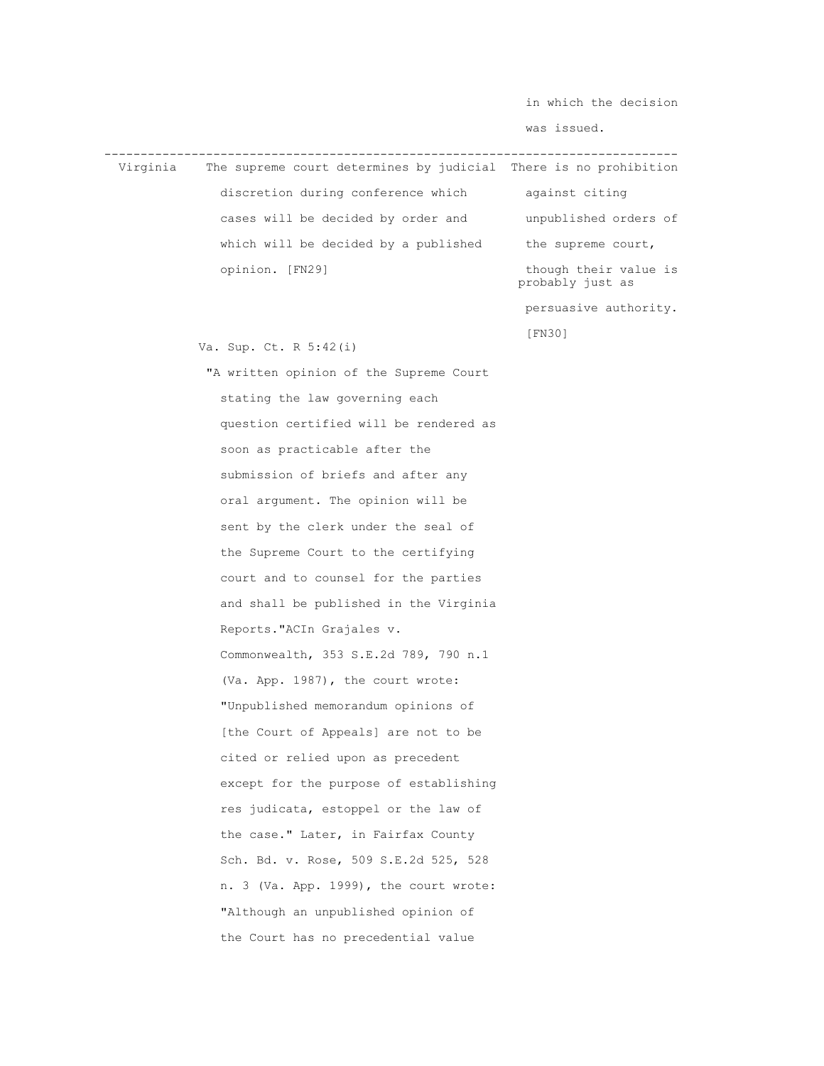| | | in which the decision was issued. |
|---|---|---|
| Virginia | The supreme court determines by judicial discretion during conference which cases will be decided by order and which will be decided by a published opinion. [FN29]<br><br>Va. Sup. Ct. R 5:42(i)<br><br>"A written opinion of the Supreme Court stating the law governing each question certified will be rendered as soon as practicable after the submission of briefs and after any oral argument. The opinion will be sent by the clerk under the seal of the Supreme Court to the certifying court and to counsel for the parties and shall be published in the Virginia Reports."ACIn Grajales v. Commonwealth, 353 S.E.2d 789, 790 n.1 (Va. App. 1987), the court wrote: "Unpublished memorandum opinions of [the Court of Appeals] are not to be cited or relied upon as precedent except for the purpose of establishing res judicata, estoppel or the law of the case." Later, in Fairfax County Sch. Bd. v. Rose, 509 S.E.2d 525, 528 n. 3 (Va. App. 1999), the court wrote: "Although an unpublished opinion of the Court has no precedential value | There is no prohibition against citing unpublished orders of the supreme court, though their value is probably just as persuasive authority. [FN30] |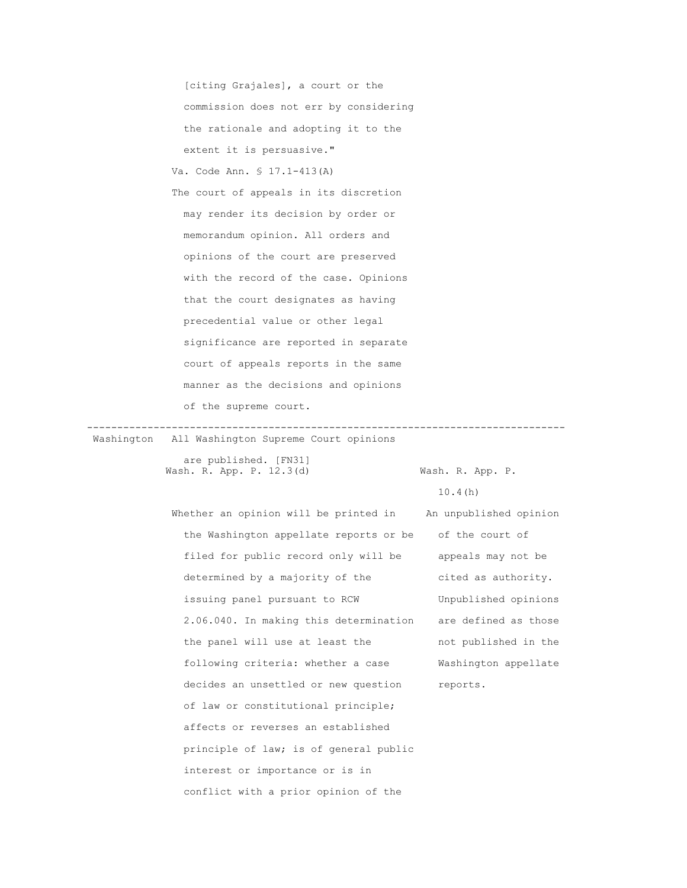| | | |
|---|---|---|
| | [citing Grajales], a court or the commission does not err by considering the rationale and adopting it to the extent it is persuasive." | |
| | Va. Code Ann. § 17.1-413(A) | |
| | The court of appeals in its discretion may render its decision by order or memorandum opinion. All orders and opinions of the court are preserved with the record of the case. Opinions that the court designates as having precedential value or other legal significance are reported in separate court of appeals reports in the same manner as the decisions and opinions of the supreme court. | |
| Washington | All Washington Supreme Court opinions are published. [FN31] | |
| | Wash. R. App. P. 12.3(d) | Wash. R. App. P. 10.4(h) |
| | Whether an opinion will be printed in the Washington appellate reports or be filed for public record only will be determined by a majority of the issuing panel pursuant to RCW 2.06.040. In making this determination the panel will use at least the following criteria: whether a case decides an unsettled or new question of law or constitutional principle; affects or reverses an established principle of law; is of general public interest or importance or is in conflict with a prior opinion of the | An unpublished opinion of the court of appeals may not be cited as authority. Unpublished opinions are defined as those not published in the Washington appellate reports. |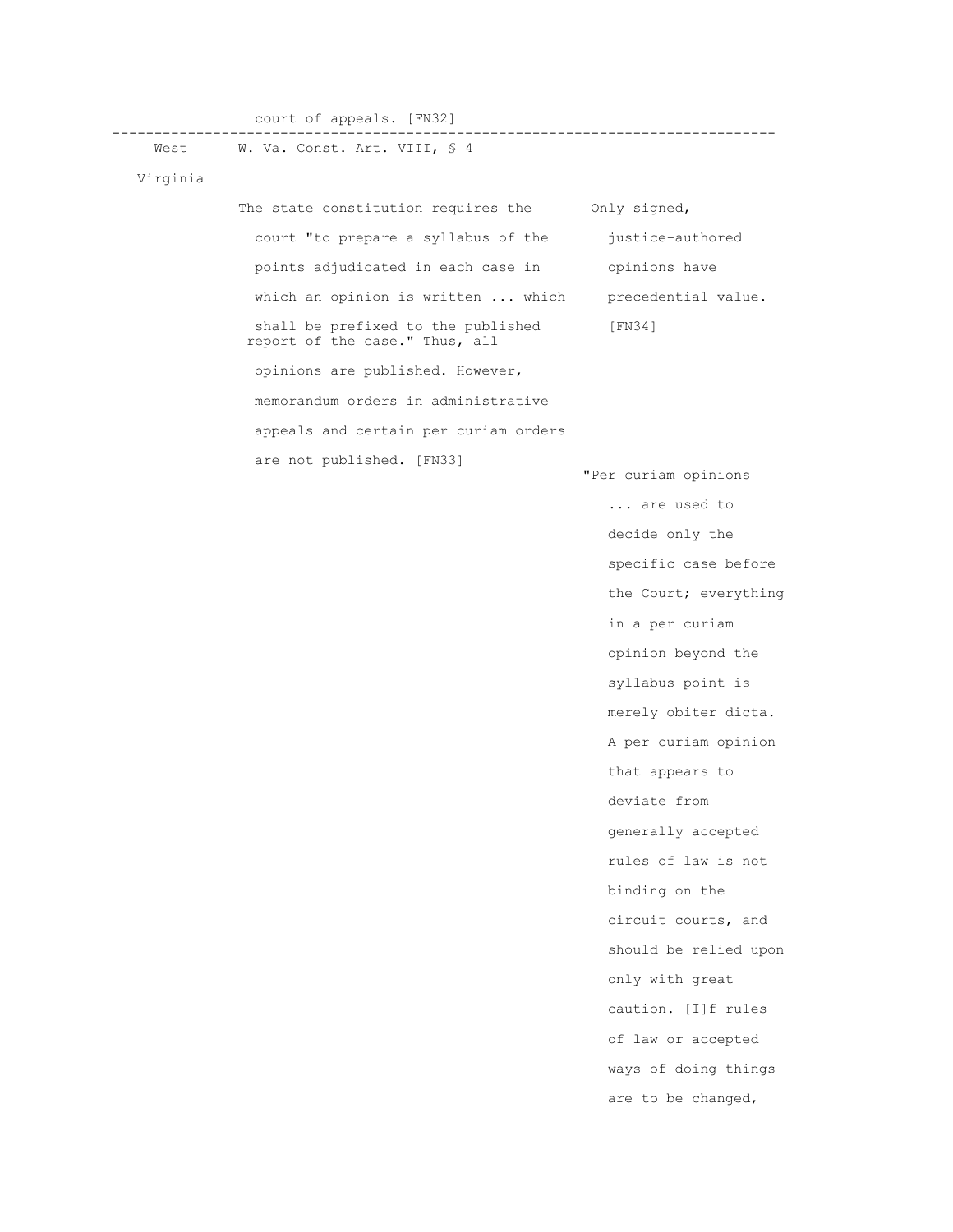| | | |
|---|---|---|
| | court of appeals. [FN32] | |
| West Virginia | W. Va. Const. Art. VIII, § 4<br><br>The state constitution requires the court "to prepare a syllabus of the points adjudicated in each case in which an opinion is written ... which shall be prefixed to the published report of the case." Thus, all opinions are published. However, memorandum orders in administrative appeals and certain per curiam orders are not published. [FN33] | Only signed, justice-authored opinions have precedential value. [FN34]<br><br>"Per curiam opinions ... are used to decide only the specific case before the Court; everything in a per curiam opinion beyond the syllabus point is merely obiter dicta. A per curiam opinion that appears to deviate from generally accepted rules of law is not binding on the circuit courts, and should be relied upon only with great caution. [I]f rules of law or accepted ways of doing things are to be changed, |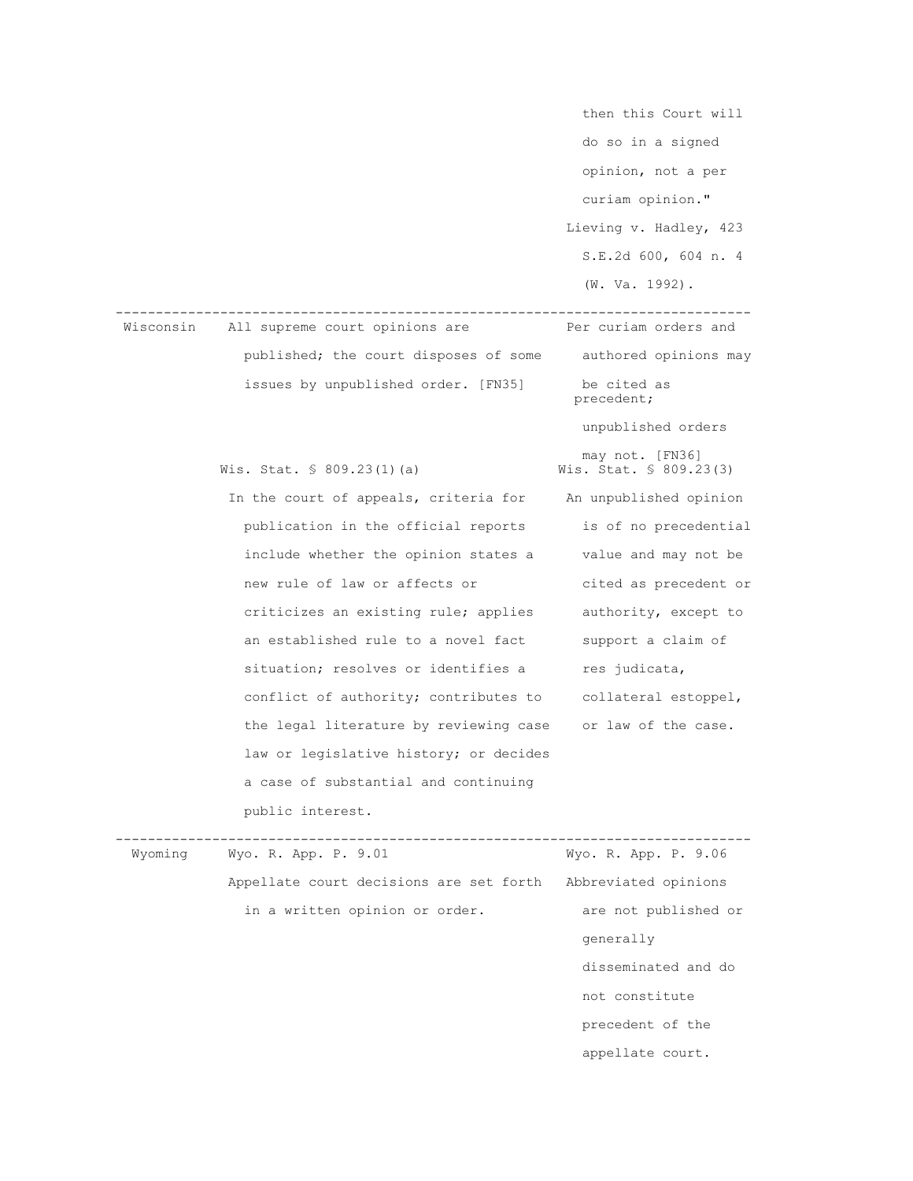| | | |
|---|---|---|
| | | then this Court will do so in a signed opinion, not a per curiam opinion." Lieving v. Hadley, 423 S.E.2d 600, 604 n. 4 (W. Va. 1992). |
| Wisconsin | All supreme court opinions are published; the court disposes of some issues by unpublished order. [FN35] | Per curiam orders and authored opinions may be cited as precedent; unpublished orders may not. [FN36] |
| | Wis. Stat. § 809.23(1)(a) | Wis. Stat. § 809.23(3) |
| | In the court of appeals, criteria for publication in the official reports include whether the opinion states a new rule of law or affects or criticizes an existing rule; applies an established rule to a novel fact situation; resolves or identifies a conflict of authority; contributes to the legal literature by reviewing case law or legislative history; or decides a case of substantial and continuing public interest. | An unpublished opinion is of no precedential value and may not be cited as precedent or authority, except to support a claim of res judicata, collateral estoppel, or law of the case. |
| Wyoming | Wyo. R. App. P. 9.01 | Wyo. R. App. P. 9.06 |
| | Appellate court decisions are set forth in a written opinion or order. | Abbreviated opinions are not published or generally disseminated and do not constitute precedent of the appellate court. |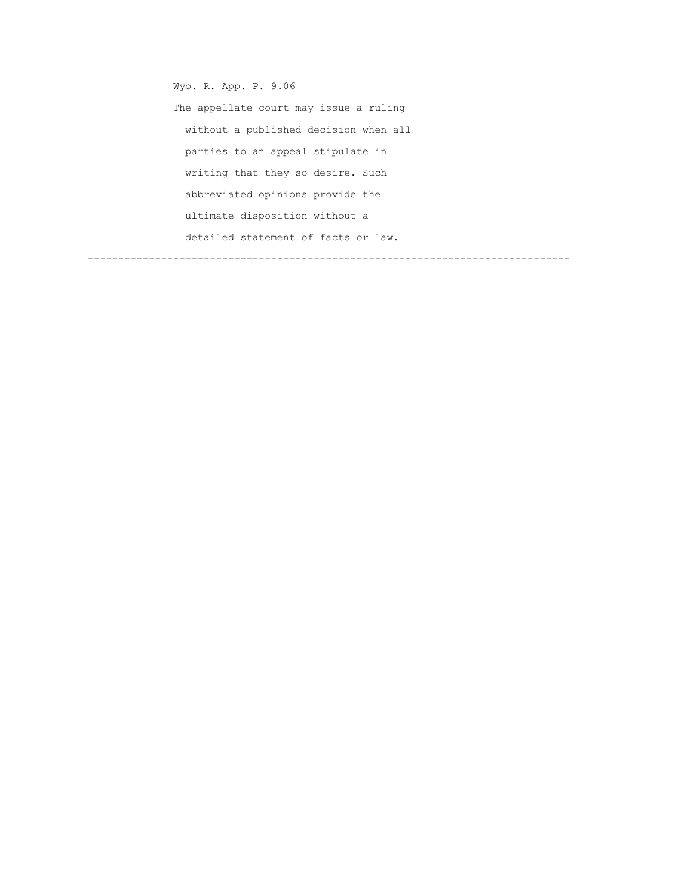Wyo. R. App. P. 9.06

The appellate court may issue a ruling without a published decision when all parties to an appeal stipulate in writing that they so desire. Such abbreviated opinions provide the ultimate disposition without a detailed statement of facts or law.

---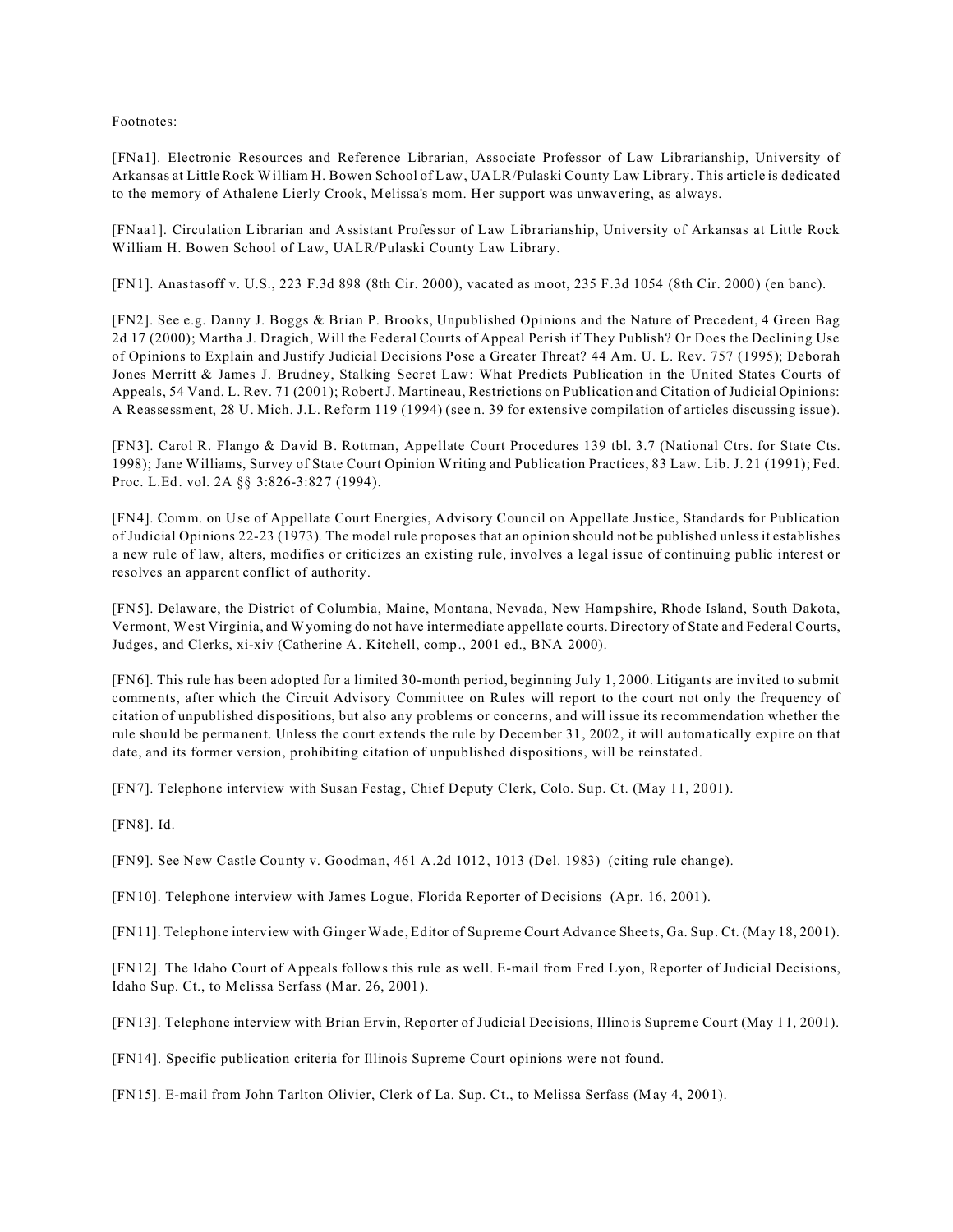Footnotes:

[FNa1]. Electronic Resources and Reference Librarian, Associate Professor of Law Librarianship, University of Arkansas at Little Rock William H. Bowen School of Law, UALR/Pulaski County Law Library. This article is dedicated to the memory of Athalene Lierly Crook, Melissa's mom. Her support was unwavering, as always.

[FNaa1]. Circulation Librarian and Assistant Professor of Law Librarianship, University of Arkansas at Little Rock William H. Bowen School of Law, UALR/Pulaski County Law Library.

[FN1]. Anastasoff v. U.S., 223 F.3d 898 (8th Cir. 2000), vacated as moot, 235 F.3d 1054 (8th Cir. 2000) (en banc).

[FN2]. See e.g. Danny J. Boggs & Brian P. Brooks, Unpublished Opinions and the Nature of Precedent, 4 Green Bag 2d 17 (2000); Martha J. Dragich, Will the Federal Courts of Appeal Perish if They Publish? Or Does the Declining Use of Opinions to Explain and Justify Judicial Decisions Pose a Greater Threat? 44 Am. U. L. Rev. 757 (1995); Deborah Jones Merritt & James J. Brudney, Stalking Secret Law: What Predicts Publication in the United States Courts of Appeals, 54 Vand. L. Rev. 71 (2001); Robert J. Martineau, Restrictions on Publication and Citation of Judicial Opinions: A Reassessment, 28 U. Mich. J.L. Reform 119 (1994) (see n. 39 for extensive compilation of articles discussing issue).

[FN3]. Carol R. Flango & David B. Rottman, Appellate Court Procedures 139 tbl. 3.7 (National Ctrs. for State Cts. 1998); Jane Williams, Survey of State Court Opinion Writing and Publication Practices, 83 Law. Lib. J. 21 (1991); Fed. Proc. L.Ed. vol. 2A §§ 3:826-3:827 (1994).

[FN4]. Comm. on Use of Appellate Court Energies, Advisory Council on Appellate Justice, Standards for Publication of Judicial Opinions 22-23 (1973). The model rule proposes that an opinion should not be published unless it establishes a new rule of law, alters, modifies or criticizes an existing rule, involves a legal issue of continuing public interest or resolves an apparent conflict of authority.

[FN5]. Delaware, the District of Columbia, Maine, Montana, Nevada, New Hampshire, Rhode Island, South Dakota, Vermont, West Virginia, and Wyoming do not have intermediate appellate courts. Directory of State and Federal Courts, Judges, and Clerks, xi-xiv (Catherine A. Kitchell, comp., 2001 ed., BNA 2000).

[FN6]. This rule has been adopted for a limited 30-month period, beginning July 1, 2000. Litigants are invited to submit comments, after which the Circuit Advisory Committee on Rules will report to the court not only the frequency of citation of unpublished dispositions, but also any problems or concerns, and will issue its recommendation whether the rule should be permanent. Unless the court extends the rule by December 31, 2002, it will automatically expire on that date, and its former version, prohibiting citation of unpublished dispositions, will be reinstated.

[FN7]. Telephone interview with Susan Festag, Chief Deputy Clerk, Colo. Sup. Ct. (May 11, 2001).

[FN8]. Id.

[FN9]. See New Castle County v. Goodman, 461 A.2d 1012, 1013 (Del. 1983) (citing rule change).

[FN10]. Telephone interview with James Logue, Florida Reporter of Decisions (Apr. 16, 2001).

[FN11]. Telephone interview with Ginger Wade, Editor of Supreme Court Advance Sheets, Ga. Sup. Ct. (May 18, 2001).

[FN12]. The Idaho Court of Appeals follows this rule as well. E-mail from Fred Lyon, Reporter of Judicial Decisions, Idaho Sup. Ct., to Melissa Serfass (Mar. 26, 2001).

[FN13]. Telephone interview with Brian Ervin, Reporter of Judicial Decisions, Illinois Supreme Court (May 11, 2001).

[FN14]. Specific publication criteria for Illinois Supreme Court opinions were not found.

[FN15]. E-mail from John Tarlton Olivier, Clerk of La. Sup. Ct., to Melissa Serfass (May 4, 2001).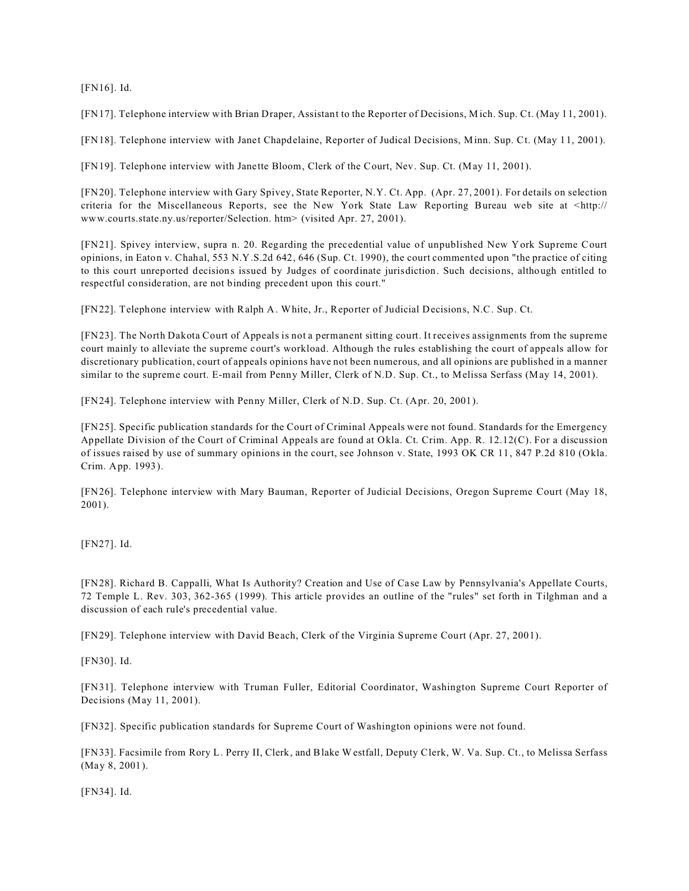[FN16]. Id.

[FN17]. Telephone interview with Brian Draper, Assistant to the Reporter of Decisions, Mich. Sup. Ct. (May 11, 2001).

[FN18]. Telephone interview with Janet Chapdelaine, Reporter of Judical Decisions, Minn. Sup. Ct. (May 11, 2001).

[FN19]. Telephone interview with Janette Bloom, Clerk of the Court, Nev. Sup. Ct. (May 11, 2001).

[FN20]. Telephone interview with Gary Spivey, State Reporter, N.Y. Ct. App. (Apr. 27, 2001). For details on selection criteria for the Miscellaneous Reports, see the New York State Law Reporting Bureau web site at <http:// www.courts.state.ny.us/reporter/Selection. htm> (visited Apr. 27, 2001).

[FN21]. Spivey interview, supra n. 20. Regarding the precedential value of unpublished New York Supreme Court opinions, in Eaton v. Chahal, 553 N.Y.S.2d 642, 646 (Sup. Ct. 1990), the court commented upon "the practice of citing to this court unreported decisions issued by Judges of coordinate jurisdiction. Such decisions, although entitled to respectful consideration, are not binding precedent upon this court."

[FN22]. Telephone interview with Ralph A. White, Jr., Reporter of Judicial Decisions, N.C. Sup. Ct.

[FN23]. The North Dakota Court of Appeals is not a permanent sitting court. It receives assignments from the supreme court mainly to alleviate the supreme court's workload. Although the rules establishing the court of appeals allow for discretionary publication, court of appeals opinions have not been numerous, and all opinions are published in a manner similar to the supreme court. E-mail from Penny Miller, Clerk of N.D. Sup. Ct., to Melissa Serfass (May 14, 2001).

[FN24]. Telephone interview with Penny Miller, Clerk of N.D. Sup. Ct. (Apr. 20, 2001).

[FN25]. Specific publication standards for the Court of Criminal Appeals were not found. Standards for the Emergency Appellate Division of the Court of Criminal Appeals are found at Okla. Ct. Crim. App. R. 12.12(C). For a discussion of issues raised by use of summary opinions in the court, see Johnson v. State, 1993 OK CR 11, 847 P.2d 810 (Okla. Crim. App. 1993).

[FN26]. Telephone interview with Mary Bauman, Reporter of Judicial Decisions, Oregon Supreme Court (May 18, 2001).

[FN27]. Id.

[FN28]. Richard B. Cappalli, What Is Authority? Creation and Use of Case Law by Pennsylvania's Appellate Courts, 72 Temple L. Rev. 303, 362-365 (1999). This article provides an outline of the "rules" set forth in Tilghman and a discussion of each rule's precedential value.

[FN29]. Telephone interview with David Beach, Clerk of the Virginia Supreme Court (Apr. 27, 2001).

[FN30]. Id.

[FN31]. Telephone interview with Truman Fuller, Editorial Coordinator, Washington Supreme Court Reporter of Decisions (May 11, 2001).

[FN32]. Specific publication standards for Supreme Court of Washington opinions were not found.

[FN33]. Facsimile from Rory L. Perry II, Clerk, and Blake Westfall, Deputy Clerk, W. Va. Sup. Ct., to Melissa Serfass (May 8, 2001).

[FN34]. Id.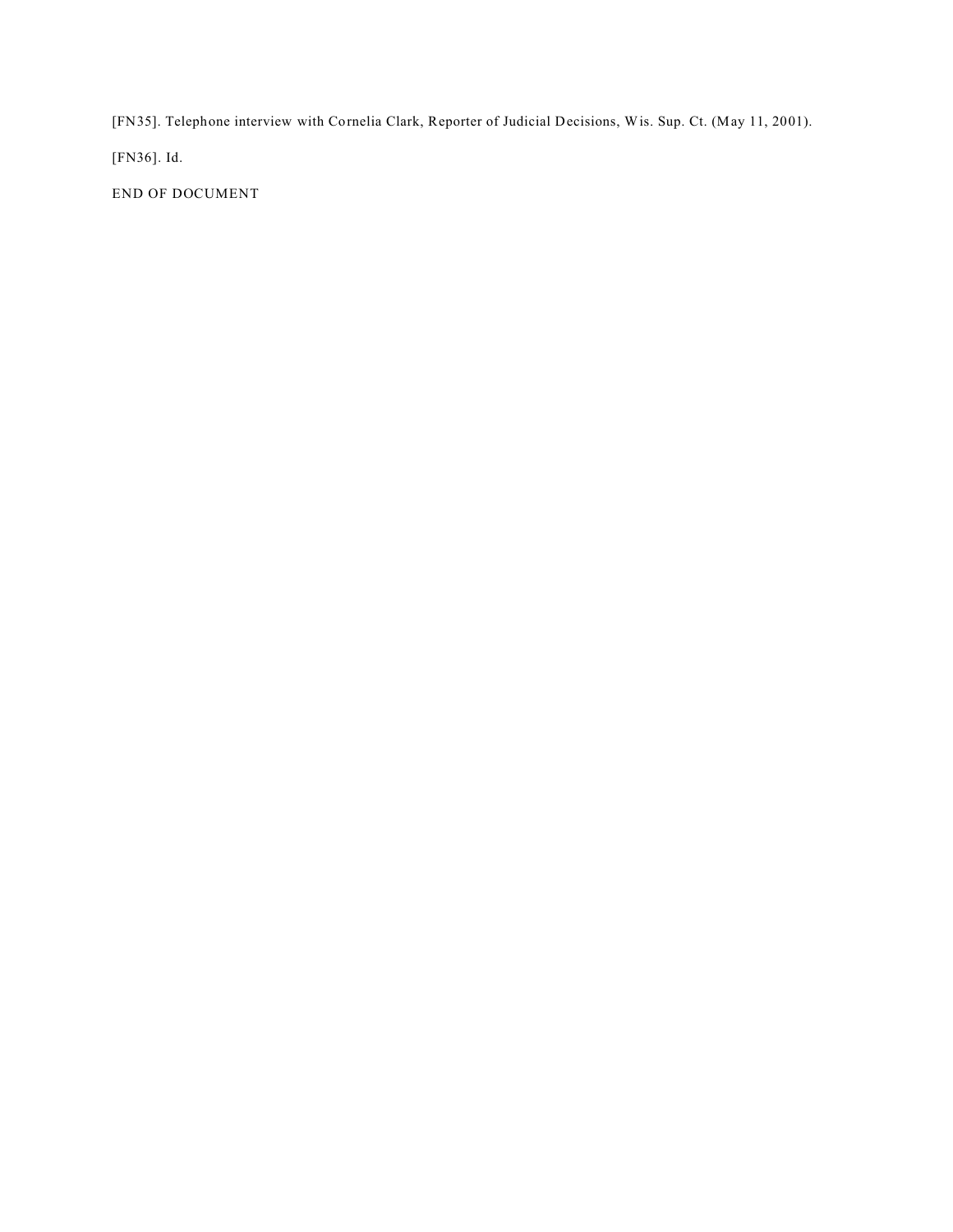[FN35]. Telephone interview with Cornelia Clark, Reporter of Judicial Decisions, Wis. Sup. Ct. (May 11, 2001).

[FN36]. Id.

END OF DOCUMENT